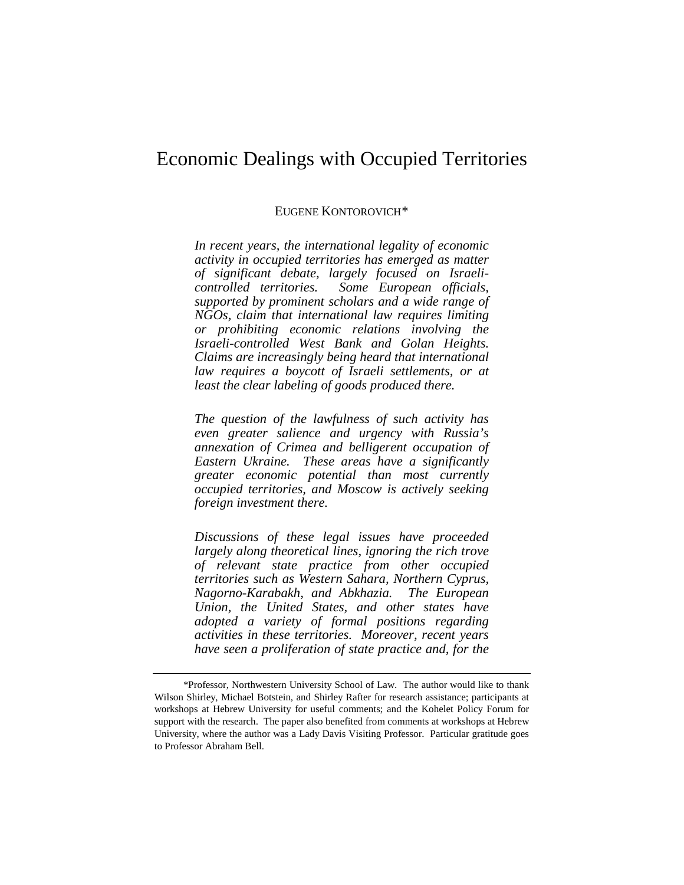# Economic Dealings with Occupied Territories

EUGENE KONTOROVICH*

*In recent years, the international legality of economic activity in occupied territories has emerged as matter of significant debate, largely focused on Israeli-controlled territories. Some European officials, supported by prominent scholars and a wide range of NGOs, claim that international law requires limiting or prohibiting economic relations involving the Israeli-controlled West Bank and Golan Heights. Claims are increasingly being heard that international law requires a boycott of Israeli settlements, or at least the clear labeling of goods produced there.*

*The question of the lawfulness of such activity has even greater salience and urgency with Russia's annexation of Crimea and belligerent occupation of Eastern Ukraine. These areas have a significantly greater economic potential than most currently occupied territories, and Moscow is actively seeking foreign investment there.*

*Discussions of these legal issues have proceeded largely along theoretical lines, ignoring the rich trove of relevant state practice from other occupied territories such as Western Sahara, Northern Cyprus, Nagorno-Karabakh, and Abkhazia. The European Union, the United States, and other states have adopted a variety of formal positions regarding activities in these territories. Moreover, recent years have seen a proliferation of state practice and, for the*

---

*Professor, Northwestern University School of Law. The author would like to thank Wilson Shirley, Michael Botstein, and Shirley Rafter for research assistance; participants at workshops at Hebrew University for useful comments; and the Kohelet Policy Forum for support with the research. The paper also benefited from comments at workshops at Hebrew University, where the author was a Lady Davis Visiting Professor. Particular gratitude goes to Professor Abraham Bell.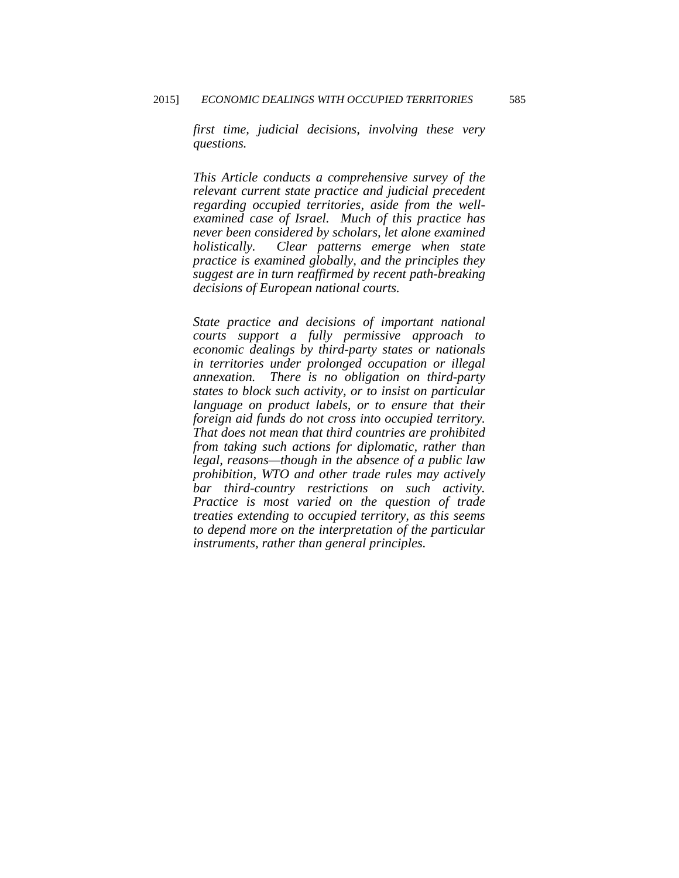*first time, judicial decisions, involving these very questions.*

*This Article conducts a comprehensive survey of the relevant current state practice and judicial precedent regarding occupied territories, aside from the well-examined case of Israel. Much of this practice has never been considered by scholars, let alone examined holistically. Clear patterns emerge when state practice is examined globally, and the principles they suggest are in turn reaffirmed by recent path-breaking decisions of European national courts.*

*State practice and decisions of important national courts support a fully permissive approach to economic dealings by third-party states or nationals in territories under prolonged occupation or illegal annexation. There is no obligation on third-party states to block such activity, or to insist on particular language on product labels, or to ensure that their foreign aid funds do not cross into occupied territory. That does not mean that third countries are prohibited from taking such actions for diplomatic, rather than legal, reasons—though in the absence of a public law prohibition, WTO and other trade rules may actively bar third-country restrictions on such activity. Practice is most varied on the question of trade treaties extending to occupied territory, as this seems to depend more on the interpretation of the particular instruments, rather than general principles.*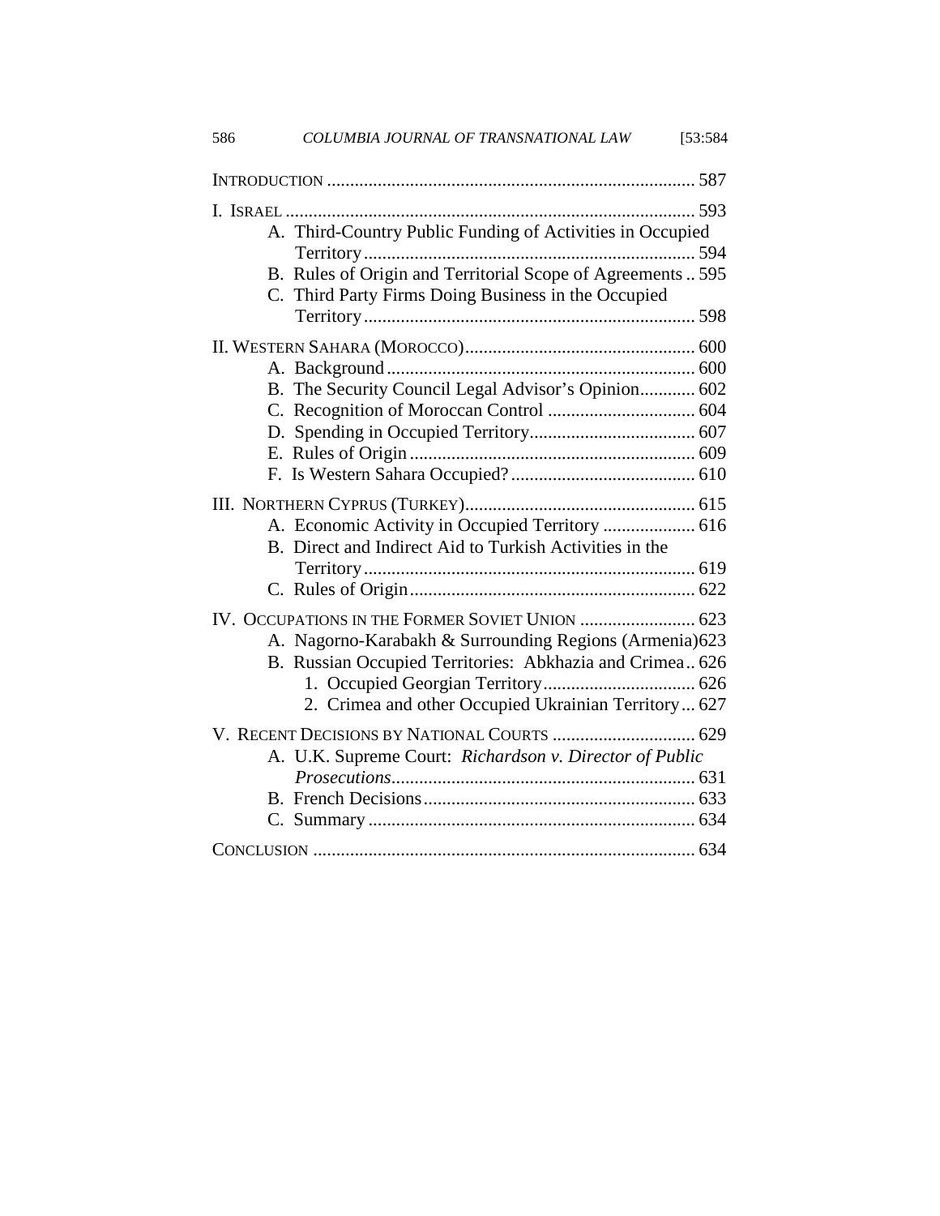- INTRODUCTION ... 587
- I. ISRAEL ... 593
  - A. Third-Country Public Funding of Activities in Occupied Territory ... 594
  - B. Rules of Origin and Territorial Scope of Agreements ... 595
  - C. Third Party Firms Doing Business in the Occupied Territory ... 598
- II. WESTERN SAHARA (MOROCCO) ... 600
  - A. Background ... 600
  - B. The Security Council Legal Advisor's Opinion ... 602
  - C. Recognition of Moroccan Control ... 604
  - D. Spending in Occupied Territory ... 607
  - E. Rules of Origin ... 609
  - F. Is Western Sahara Occupied? ... 610
- III. NORTHERN CYPRUS (TURKEY) ... 615
  - A. Economic Activity in Occupied Territory ... 616
  - B. Direct and Indirect Aid to Turkish Activities in the Territory ... 619
  - C. Rules of Origin ... 622
- IV. OCCUPATIONS IN THE FORMER SOVIET UNION ... 623
  - A. Nagorno-Karabakh & Surrounding Regions (Armenia) ... 623
  - B. Russian Occupied Territories: Abkhazia and Crimea ... 626
    - 1. Occupied Georgian Territory ... 626
    - 2. Crimea and other Occupied Ukrainian Territory ... 627
- V. RECENT DECISIONS BY NATIONAL COURTS ... 629
  - A. U.K. Supreme Court: *Richardson v. Director of Public Prosecutions* ... 631
  - B. French Decisions ... 633
  - C. Summary ... 634
- CONCLUSION ... 634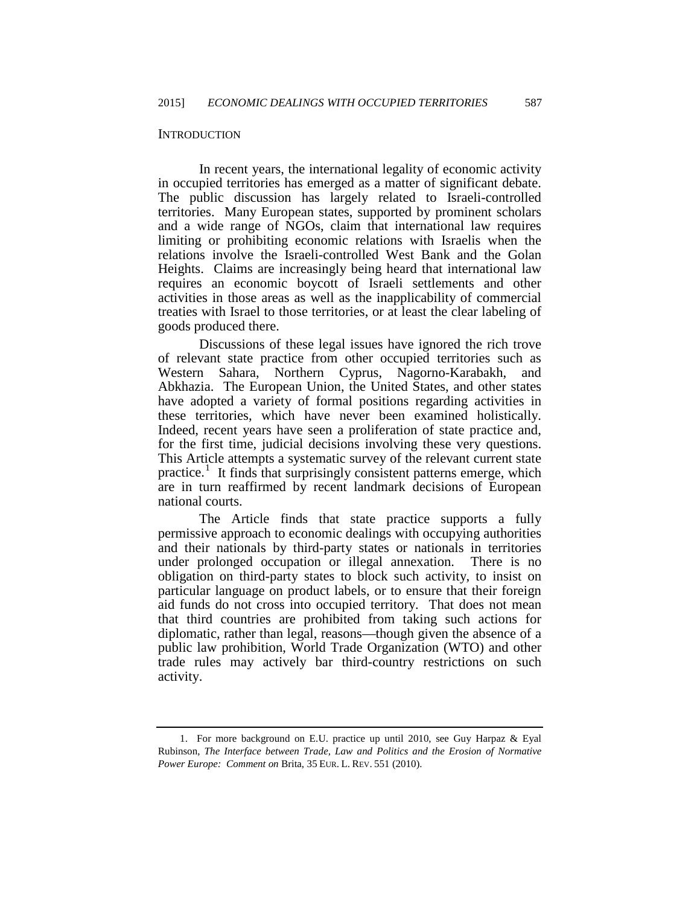## INTRODUCTION

In recent years, the international legality of economic activity in occupied territories has emerged as a matter of significant debate. The public discussion has largely related to Israeli-controlled territories. Many European states, supported by prominent scholars and a wide range of NGOs, claim that international law requires limiting or prohibiting economic relations with Israelis when the relations involve the Israeli-controlled West Bank and the Golan Heights. Claims are increasingly being heard that international law requires an economic boycott of Israeli settlements and other activities in those areas as well as the inapplicability of commercial treaties with Israel to those territories, or at least the clear labeling of goods produced there.

Discussions of these legal issues have ignored the rich trove of relevant state practice from other occupied territories such as Western Sahara, Northern Cyprus, Nagorno-Karabakh, and Abkhazia. The European Union, the United States, and other states have adopted a variety of formal positions regarding activities in these territories, which have never been examined holistically. Indeed, recent years have seen a proliferation of state practice and, for the first time, judicial decisions involving these very questions. This Article attempts a systematic survey of the relevant current state practice.[1] It finds that surprisingly consistent patterns emerge, which are in turn reaffirmed by recent landmark decisions of European national courts.

The Article finds that state practice supports a fully permissive approach to economic dealings with occupying authorities and their nationals by third-party states or nationals in territories under prolonged occupation or illegal annexation. There is no obligation on third-party states to block such activity, to insist on particular language on product labels, or to ensure that their foreign aid funds do not cross into occupied territory. That does not mean that third countries are prohibited from taking such actions for diplomatic, rather than legal, reasons—though given the absence of a public law prohibition, World Trade Organization (WTO) and other trade rules may actively bar third-country restrictions on such activity.

---

1. For more background on E.U. practice up until 2010, see Guy Harpaz & Eyal Rubinson, *The Interface between Trade, Law and Politics and the Erosion of Normative Power Europe: Comment on* Brita, 35 EUR. L. REV. 551 (2010).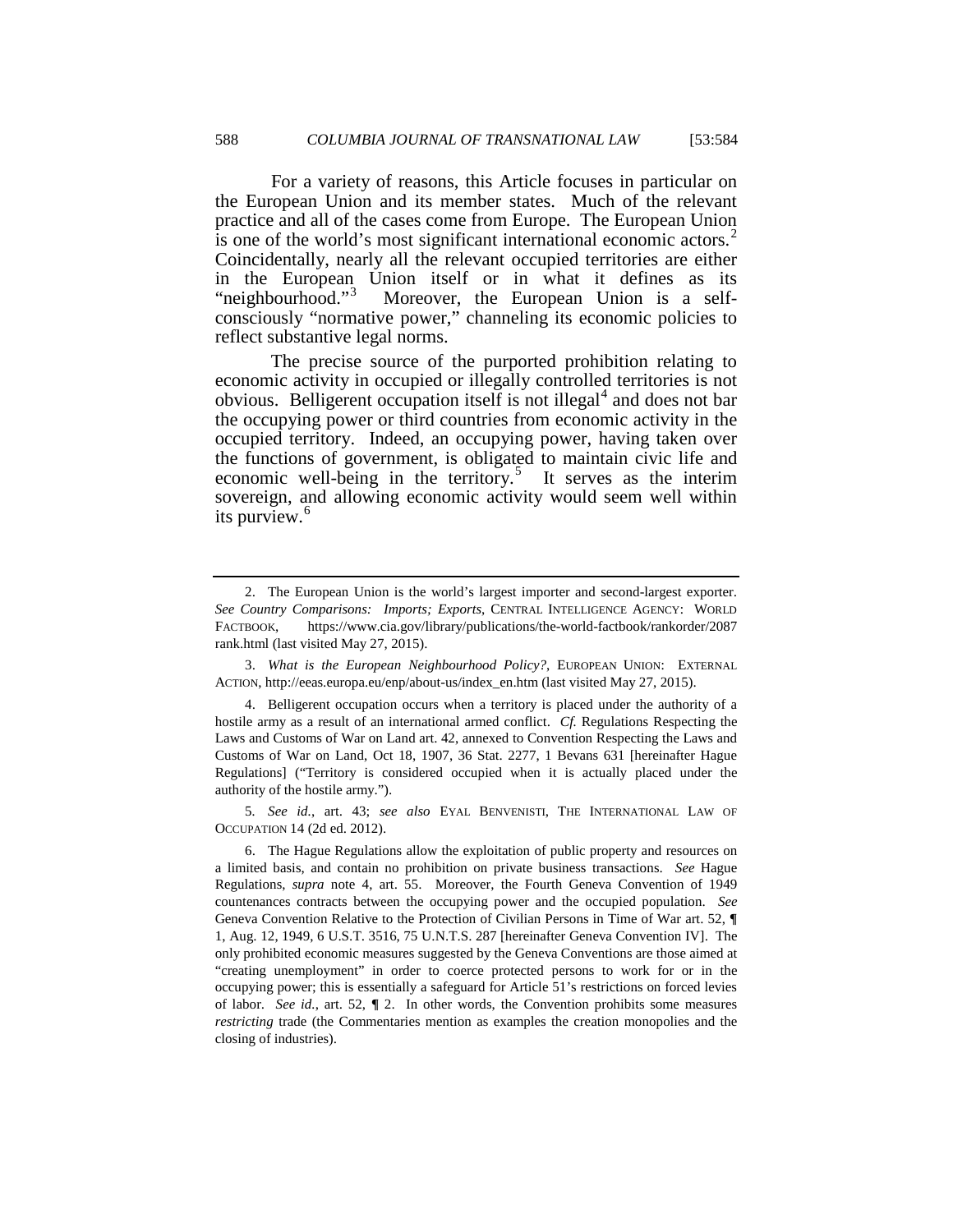For a variety of reasons, this Article focuses in particular on the European Union and its member states. Much of the relevant practice and all of the cases come from Europe. The European Union is one of the world's most significant international economic actors.[2] Coincidentally, nearly all the relevant occupied territories are either in the European Union itself or in what it defines as its "neighbourhood."[3] Moreover, the European Union is a self-consciously "normative power," channeling its economic policies to reflect substantive legal norms.

The precise source of the purported prohibition relating to economic activity in occupied or illegally controlled territories is not obvious. Belligerent occupation itself is not illegal[4] and does not bar the occupying power or third countries from economic activity in the occupied territory. Indeed, an occupying power, having taken over the functions of government, is obligated to maintain civic life and economic well-being in the territory.[5] It serves as the interim sovereign, and allowing economic activity would seem well within its purview.[6]

---

2. The European Union is the world's largest importer and second-largest exporter. *See Country Comparisons: Imports; Exports*, CENTRAL INTELLIGENCE AGENCY: WORLD FACTBOOK, https://www.cia.gov/library/publications/the-world-factbook/rankorder/2087rank.html (last visited May 27, 2015).

3. *What is the European Neighbourhood Policy?*, EUROPEAN UNION: EXTERNAL ACTION, http://eeas.europa.eu/enp/about-us/index_en.htm (last visited May 27, 2015).

4. Belligerent occupation occurs when a territory is placed under the authority of a hostile army as a result of an international armed conflict. *Cf.* Regulations Respecting the Laws and Customs of War on Land art. 42, annexed to Convention Respecting the Laws and Customs of War on Land, Oct 18, 1907, 36 Stat. 2277, 1 Bevans 631 [hereinafter Hague Regulations] ("Territory is considered occupied when it is actually placed under the authority of the hostile army.").

5. *See id.*, art. 43; *see also* EYAL BENVENISTI, THE INTERNATIONAL LAW OF OCCUPATION 14 (2d ed. 2012).

6. The Hague Regulations allow the exploitation of public property and resources on a limited basis, and contain no prohibition on private business transactions. *See* Hague Regulations, *supra* note 4, art. 55. Moreover, the Fourth Geneva Convention of 1949 countenances contracts between the occupying power and the occupied population. *See* Geneva Convention Relative to the Protection of Civilian Persons in Time of War art. 52, ¶ 1, Aug. 12, 1949, 6 U.S.T. 3516, 75 U.N.T.S. 287 [hereinafter Geneva Convention IV]. The only prohibited economic measures suggested by the Geneva Conventions are those aimed at "creating unemployment" in order to coerce protected persons to work for or in the occupying power; this is essentially a safeguard for Article 51's restrictions on forced levies of labor. *See id.*, art. 52, ¶ 2. In other words, the Convention prohibits some measures *restricting* trade (the Commentaries mention as examples the creation monopolies and the closing of industries).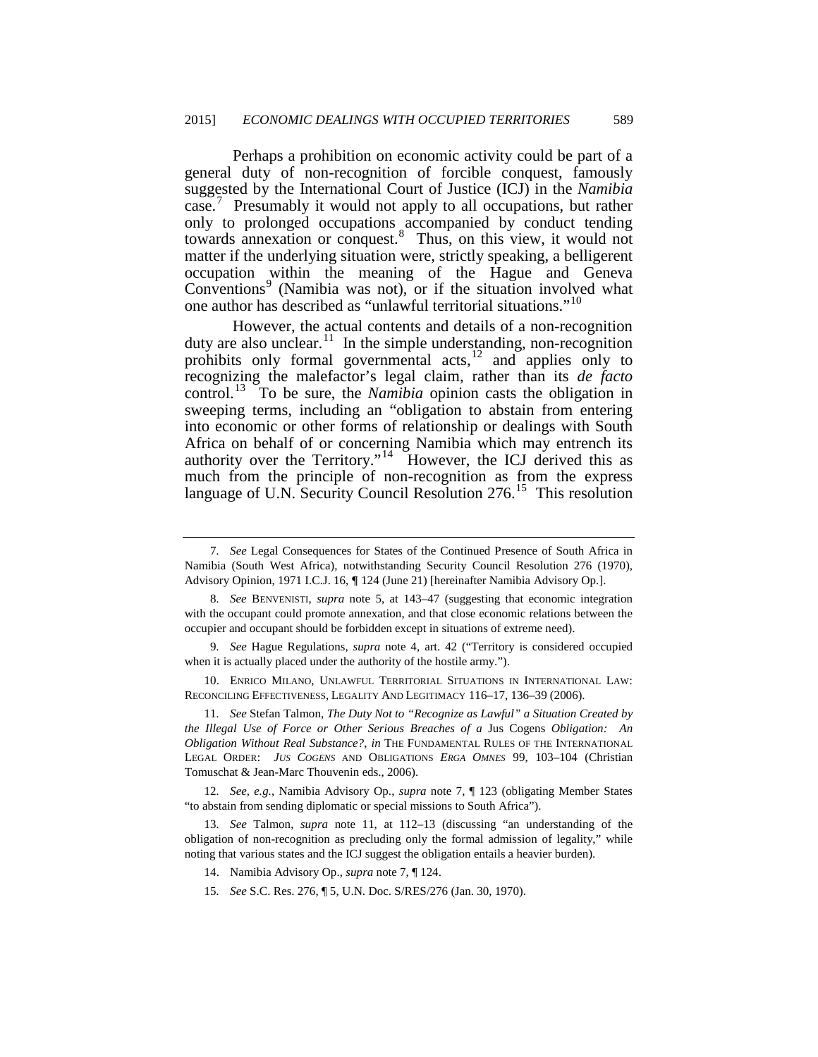Perhaps a prohibition on economic activity could be part of a general duty of non-recognition of forcible conquest, famously suggested by the International Court of Justice (ICJ) in the *Namibia* case.[7] Presumably it would not apply to all occupations, but rather only to prolonged occupations accompanied by conduct tending towards annexation or conquest.[8] Thus, on this view, it would not matter if the underlying situation were, strictly speaking, a belligerent occupation within the meaning of the Hague and Geneva Conventions[9] (Namibia was not), or if the situation involved what one author has described as "unlawful territorial situations."[10]

However, the actual contents and details of a non-recognition duty are also unclear.[11] In the simple understanding, non-recognition prohibits only formal governmental acts,[12] and applies only to recognizing the malefactor's legal claim, rather than its *de facto* control.[13] To be sure, the *Namibia* opinion casts the obligation in sweeping terms, including an "obligation to abstain from entering into economic or other forms of relationship or dealings with South Africa on behalf of or concerning Namibia which may entrench its authority over the Territory."[14] However, the ICJ derived this as much from the principle of non-recognition as from the express language of U.N. Security Council Resolution 276.[15] This resolution

---

7. *See* Legal Consequences for States of the Continued Presence of South Africa in Namibia (South West Africa), notwithstanding Security Council Resolution 276 (1970), Advisory Opinion, 1971 I.C.J. 16, ¶ 124 (June 21) [hereinafter Namibia Advisory Op.].

8. *See* BENVENISTI, *supra* note 5, at 143–47 (suggesting that economic integration with the occupant could promote annexation, and that close economic relations between the occupier and occupant should be forbidden except in situations of extreme need).

9. *See* Hague Regulations, *supra* note 4, art. 42 ("Territory is considered occupied when it is actually placed under the authority of the hostile army.").

10. ENRICO MILANO, UNLAWFUL TERRITORIAL SITUATIONS IN INTERNATIONAL LAW: RECONCILING EFFECTIVENESS, LEGALITY AND LEGITIMACY 116–17, 136–39 (2006).

11. *See* Stefan Talmon, *The Duty Not to "Recognize as Lawful" a Situation Created by the Illegal Use of Force or Other Serious Breaches of a* Jus Cogens *Obligation: An Obligation Without Real Substance?*, *in* THE FUNDAMENTAL RULES OF THE INTERNATIONAL LEGAL ORDER: *JUS COGENS* AND OBLIGATIONS *ERGA OMNES* 99, 103–104 (Christian Tomuschat & Jean-Marc Thouvenin eds., 2006).

12. *See, e.g.*, Namibia Advisory Op., *supra* note 7, ¶ 123 (obligating Member States "to abstain from sending diplomatic or special missions to South Africa").

13. *See* Talmon, *supra* note 11, at 112–13 (discussing "an understanding of the obligation of non-recognition as precluding only the formal admission of legality," while noting that various states and the ICJ suggest the obligation entails a heavier burden).

14. Namibia Advisory Op., *supra* note 7, ¶ 124.

15. *See* S.C. Res. 276, ¶ 5, U.N. Doc. S/RES/276 (Jan. 30, 1970).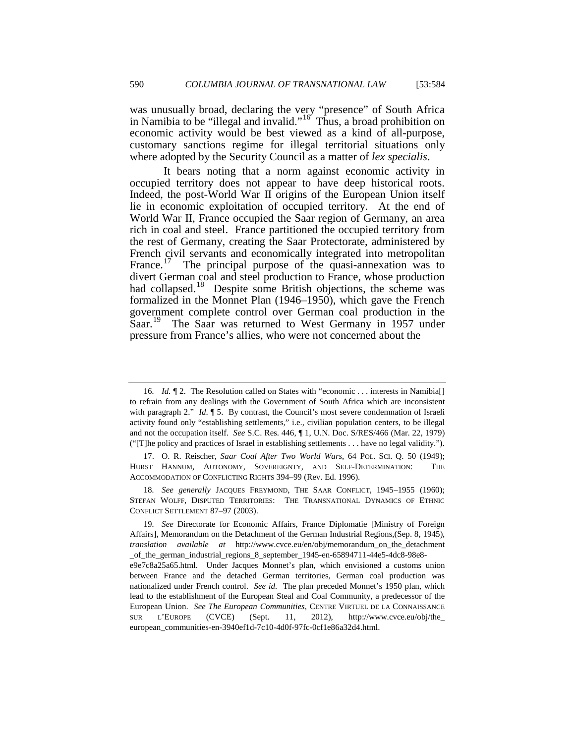was unusually broad, declaring the very "presence" of South Africa in Namibia to be "illegal and invalid."[16] Thus, a broad prohibition on economic activity would be best viewed as a kind of all-purpose, customary sanctions regime for illegal territorial situations only where adopted by the Security Council as a matter of *lex specialis*.

It bears noting that a norm against economic activity in occupied territory does not appear to have deep historical roots. Indeed, the post-World War II origins of the European Union itself lie in economic exploitation of occupied territory. At the end of World War II, France occupied the Saar region of Germany, an area rich in coal and steel. France partitioned the occupied territory from the rest of Germany, creating the Saar Protectorate, administered by French civil servants and economically integrated into metropolitan France.[17] The principal purpose of the quasi-annexation was to divert German coal and steel production to France, whose production had collapsed.[18] Despite some British objections, the scheme was formalized in the Monnet Plan (1946–1950), which gave the French government complete control over German coal production in the Saar.[19] The Saar was returned to West Germany in 1957 under pressure from France's allies, who were not concerned about the

---

16. *Id.* ¶ 2. The Resolution called on States with "economic . . . interests in Namibia[] to refrain from any dealings with the Government of South Africa which are inconsistent with paragraph 2." *Id*. ¶ 5. By contrast, the Council's most severe condemnation of Israeli activity found only "establishing settlements," i.e., civilian population centers, to be illegal and not the occupation itself. *See* S.C. Res. 446, ¶ 1, U.N. Doc. S/RES/466 (Mar. 22, 1979) ("[T]he policy and practices of Israel in establishing settlements . . . have no legal validity.").

17. O. R. Reischer, *Saar Coal After Two World Wars*, 64 POL. SCI. Q. 50 (1949); HURST HANNUM, AUTONOMY, SOVEREIGNTY, AND SELF-DETERMINATION: THE ACCOMMODATION OF CONFLICTING RIGHTS 394–99 (Rev. Ed. 1996).

18. *See generally* JACQUES FREYMOND, THE SAAR CONFLICT, 1945–1955 (1960); STEFAN WOLFF, DISPUTED TERRITORIES: THE TRANSNATIONAL DYNAMICS OF ETHNIC CONFLICT SETTLEMENT 87–97 (2003).

19. *See* Directorate for Economic Affairs, France Diplomatie [Ministry of Foreign Affairs], Memorandum on the Detachment of the German Industrial Regions,(Sep. 8, 1945), *translation available at* http://www.cvce.eu/en/obj/memorandum_on_the_detachment_of_the_german_industrial_regions_8_september_1945-en-65894711-44e5-4dc8-98e8-e9e7c8a25a65.html. Under Jacques Monnet's plan, which envisioned a customs union between France and the detached German territories, German coal production was nationalized under French control. *See id*. The plan preceded Monnet's 1950 plan, which lead to the establishment of the European Steal and Coal Community, a predecessor of the European Union. *See The European Communities*, CENTRE VIRTUEL DE LA CONNAISSANCE SUR L'EUROPE (CVCE) (Sept. 11, 2012), http://www.cvce.eu/obj/the_european_communities-en-3940ef1d-7c10-4d0f-97fc-0cf1e86a32d4.html.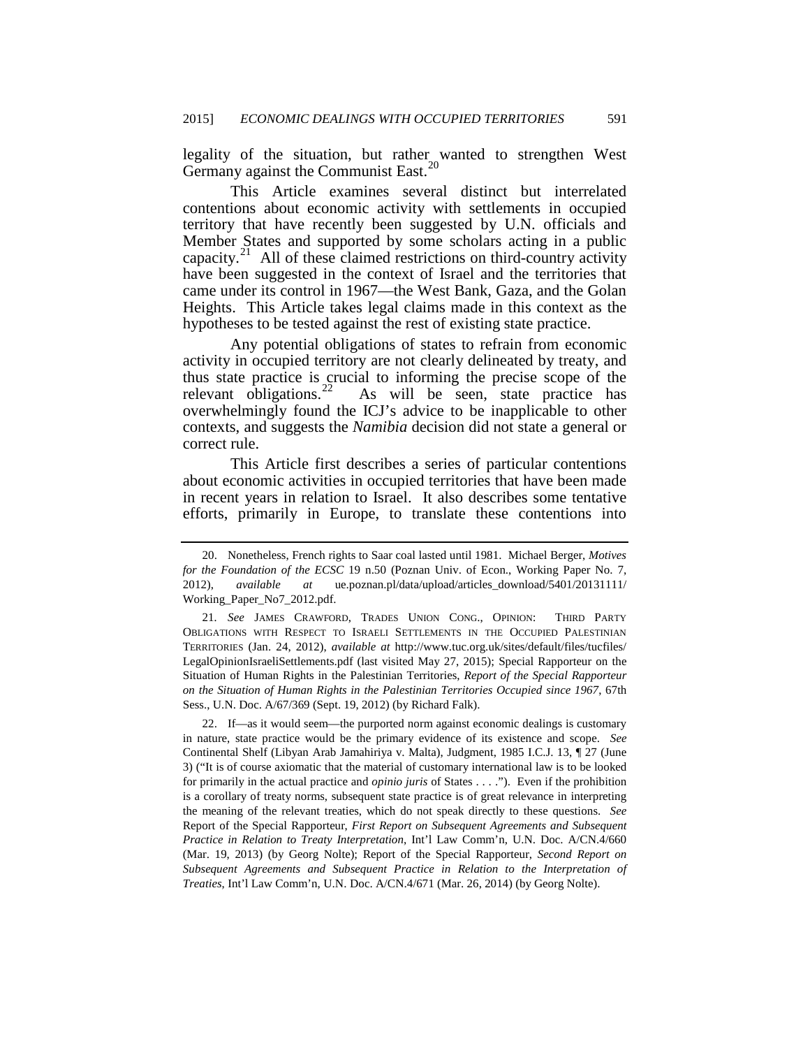legality of the situation, but rather wanted to strengthen West Germany against the Communist East.[20]

This Article examines several distinct but interrelated contentions about economic activity with settlements in occupied territory that have recently been suggested by U.N. officials and Member States and supported by some scholars acting in a public capacity.[21] All of these claimed restrictions on third-country activity have been suggested in the context of Israel and the territories that came under its control in 1967—the West Bank, Gaza, and the Golan Heights. This Article takes legal claims made in this context as the hypotheses to be tested against the rest of existing state practice.

Any potential obligations of states to refrain from economic activity in occupied territory are not clearly delineated by treaty, and thus state practice is crucial to informing the precise scope of the relevant obligations.[22] As will be seen, state practice has overwhelmingly found the ICJ's advice to be inapplicable to other contexts, and suggests the *Namibia* decision did not state a general or correct rule.

This Article first describes a series of particular contentions about economic activities in occupied territories that have been made in recent years in relation to Israel. It also describes some tentative efforts, primarily in Europe, to translate these contentions into

---

20. Nonetheless, French rights to Saar coal lasted until 1981. Michael Berger, *Motives for the Foundation of the ECSC* 19 n.50 (Poznan Univ. of Econ., Working Paper No. 7, 2012), *available at* ue.poznan.pl/data/upload/articles_download/5401/20131111/Working_Paper_No7_2012.pdf.

21. *See* JAMES CRAWFORD, TRADES UNION CONG., OPINION: THIRD PARTY OBLIGATIONS WITH RESPECT TO ISRAELI SETTLEMENTS IN THE OCCUPIED PALESTINIAN TERRITORIES (Jan. 24, 2012), *available at* http://www.tuc.org.uk/sites/default/files/tucfiles/LegalOpinionIsraeliSettlements.pdf (last visited May 27, 2015); Special Rapporteur on the Situation of Human Rights in the Palestinian Territories, *Report of the Special Rapporteur on the Situation of Human Rights in the Palestinian Territories Occupied since 1967*, 67th Sess., U.N. Doc. A/67/369 (Sept. 19, 2012) (by Richard Falk).

22. If—as it would seem—the purported norm against economic dealings is customary in nature, state practice would be the primary evidence of its existence and scope. *See* Continental Shelf (Libyan Arab Jamahiriya v. Malta), Judgment, 1985 I.C.J. 13, ¶ 27 (June 3) ("It is of course axiomatic that the material of customary international law is to be looked for primarily in the actual practice and *opinio juris* of States . . . ."). Even if the prohibition is a corollary of treaty norms, subsequent state practice is of great relevance in interpreting the meaning of the relevant treaties, which do not speak directly to these questions. *See* Report of the Special Rapporteur, *First Report on Subsequent Agreements and Subsequent Practice in Relation to Treaty Interpretation*, Int'l Law Comm'n, U.N. Doc. A/CN.4/660 (Mar. 19, 2013) (by Georg Nolte); Report of the Special Rapporteur, *Second Report on Subsequent Agreements and Subsequent Practice in Relation to the Interpretation of Treaties*, Int'l Law Comm'n, U.N. Doc. A/CN.4/671 (Mar. 26, 2014) (by Georg Nolte).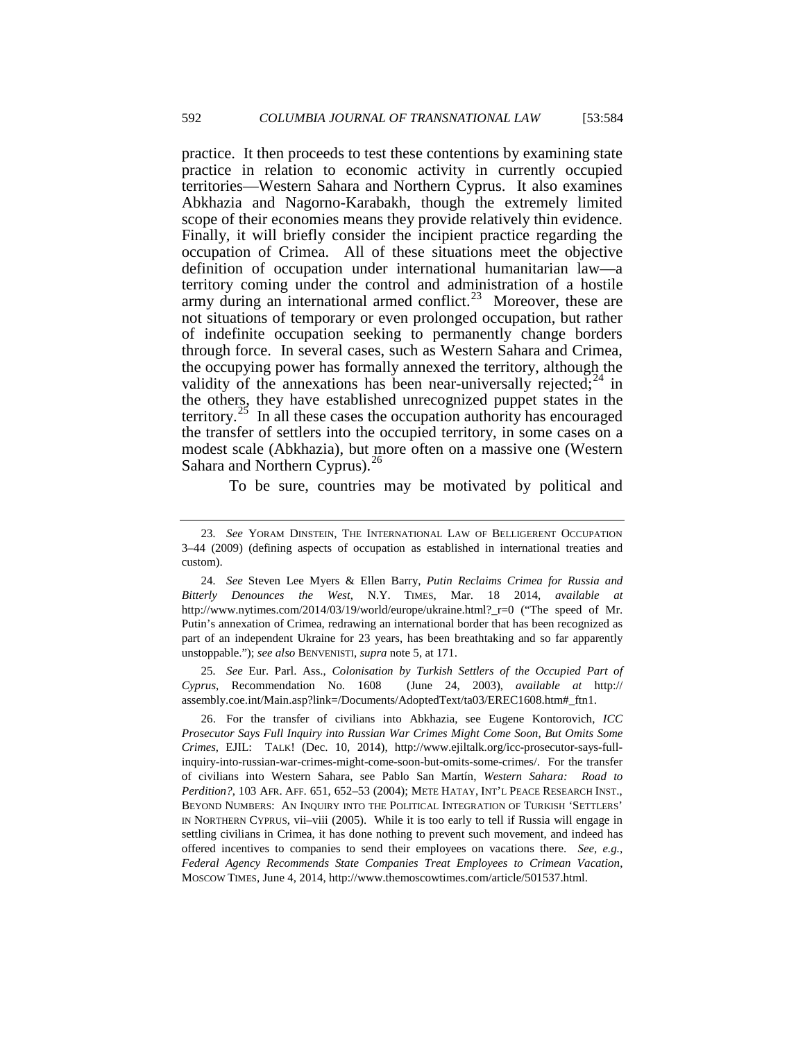practice. It then proceeds to test these contentions by examining state practice in relation to economic activity in currently occupied territories—Western Sahara and Northern Cyprus. It also examines Abkhazia and Nagorno-Karabakh, though the extremely limited scope of their economies means they provide relatively thin evidence. Finally, it will briefly consider the incipient practice regarding the occupation of Crimea. All of these situations meet the objective definition of occupation under international humanitarian law—a territory coming under the control and administration of a hostile army during an international armed conflict.[23] Moreover, these are not situations of temporary or even prolonged occupation, but rather of indefinite occupation seeking to permanently change borders through force. In several cases, such as Western Sahara and Crimea, the occupying power has formally annexed the territory, although the validity of the annexations has been near-universally rejected;[24] in the others, they have established unrecognized puppet states in the territory.[25] In all these cases the occupation authority has encouraged the transfer of settlers into the occupied territory, in some cases on a modest scale (Abkhazia), but more often on a massive one (Western Sahara and Northern Cyprus).[26]

To be sure, countries may be motivated by political and

---

23. *See* YORAM DINSTEIN, THE INTERNATIONAL LAW OF BELLIGERENT OCCUPATION 3–44 (2009) (defining aspects of occupation as established in international treaties and custom).

24. *See* Steven Lee Myers & Ellen Barry, *Putin Reclaims Crimea for Russia and Bitterly Denounces the West*, N.Y. TIMES, Mar. 18 2014, *available at* http://www.nytimes.com/2014/03/19/world/europe/ukraine.html?_r=0 ("The speed of Mr. Putin's annexation of Crimea, redrawing an international border that has been recognized as part of an independent Ukraine for 23 years, has been breathtaking and so far apparently unstoppable."); *see also* BENVENISTI, *supra* note 5, at 171.

25. *See* Eur. Parl. Ass., *Colonisation by Turkish Settlers of the Occupied Part of Cyprus*, Recommendation No. 1608 (June 24, 2003), *available at* http://assembly.coe.int/Main.asp?link=/Documents/AdoptedText/ta03/EREC1608.htm#_ftn1.

26. For the transfer of civilians into Abkhazia, see Eugene Kontorovich, *ICC Prosecutor Says Full Inquiry into Russian War Crimes Might Come Soon, But Omits Some Crimes*, EJIL: TALK! (Dec. 10, 2014), http://www.ejiltalk.org/icc-prosecutor-says-full-inquiry-into-russian-war-crimes-might-come-soon-but-omits-some-crimes/. For the transfer of civilians into Western Sahara, see Pablo San Martín, *Western Sahara: Road to Perdition?*, 103 AFR. AFF. 651, 652–53 (2004); METE HATAY, INT'L PEACE RESEARCH INST., BEYOND NUMBERS: AN INQUIRY INTO THE POLITICAL INTEGRATION OF TURKISH 'SETTLERS' IN NORTHERN CYPRUS, vii–viii (2005). While it is too early to tell if Russia will engage in settling civilians in Crimea, it has done nothing to prevent such movement, and indeed has offered incentives to companies to send their employees on vacations there. *See, e.g.*, *Federal Agency Recommends State Companies Treat Employees to Crimean Vacation*, MOSCOW TIMES, June 4, 2014, http://www.themoscowtimes.com/article/501537.html.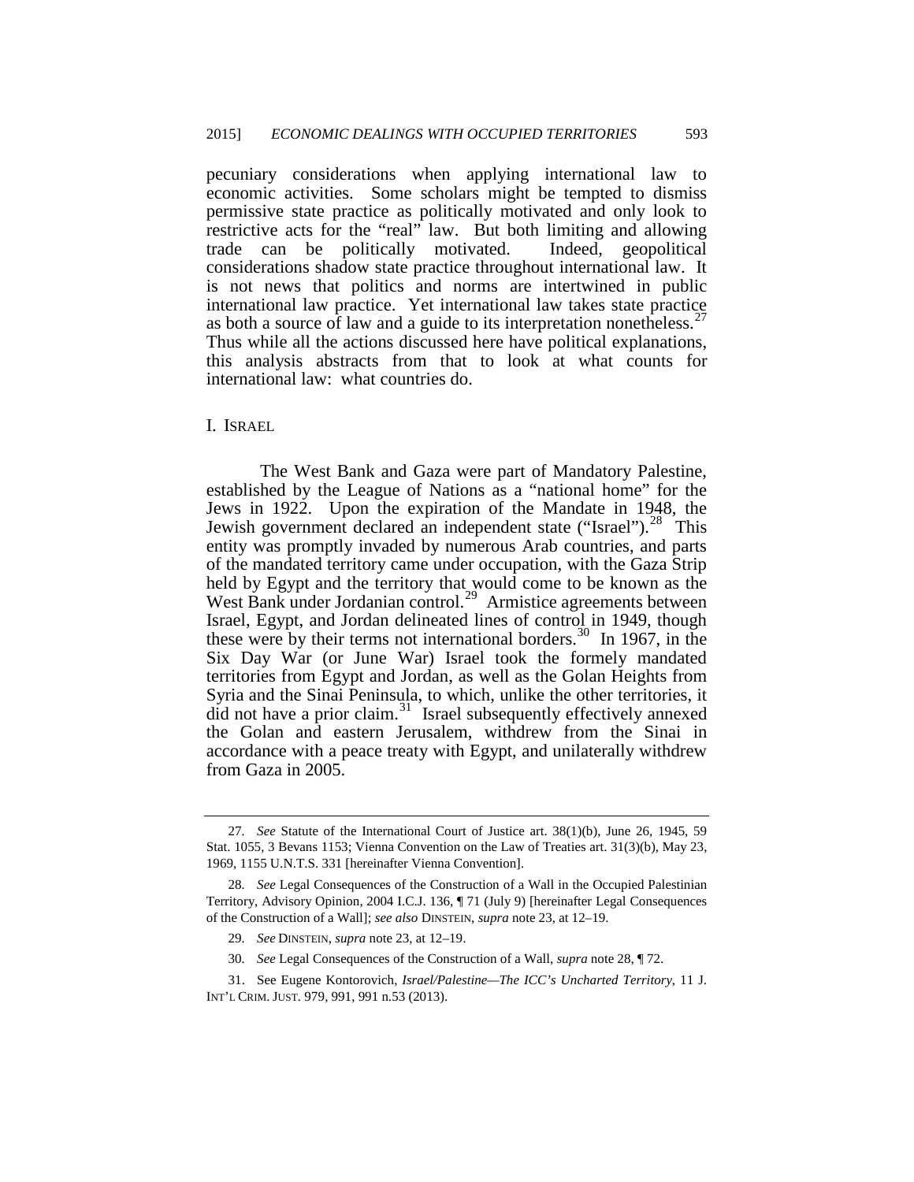pecuniary considerations when applying international law to economic activities. Some scholars might be tempted to dismiss permissive state practice as politically motivated and only look to restrictive acts for the "real" law. But both limiting and allowing trade can be politically motivated. Indeed, geopolitical considerations shadow state practice throughout international law. It is not news that politics and norms are intertwined in public international law practice. Yet international law takes state practice as both a source of law and a guide to its interpretation nonetheless.[27] Thus while all the actions discussed here have political explanations, this analysis abstracts from that to look at what counts for international law: what countries do.

## I. ISRAEL

The West Bank and Gaza were part of Mandatory Palestine, established by the League of Nations as a "national home" for the Jews in 1922. Upon the expiration of the Mandate in 1948, the Jewish government declared an independent state ("Israel").[28] This entity was promptly invaded by numerous Arab countries, and parts of the mandated territory came under occupation, with the Gaza Strip held by Egypt and the territory that would come to be known as the West Bank under Jordanian control.[29] Armistice agreements between Israel, Egypt, and Jordan delineated lines of control in 1949, though these were by their terms not international borders.[30] In 1967, in the Six Day War (or June War) Israel took the formely mandated territories from Egypt and Jordan, as well as the Golan Heights from Syria and the Sinai Peninsula, to which, unlike the other territories, it did not have a prior claim.[31] Israel subsequently effectively annexed the Golan and eastern Jerusalem, withdrew from the Sinai in accordance with a peace treaty with Egypt, and unilaterally withdrew from Gaza in 2005.

---

27. *See* Statute of the International Court of Justice art. 38(1)(b), June 26, 1945, 59 Stat. 1055, 3 Bevans 1153; Vienna Convention on the Law of Treaties art. 31(3)(b), May 23, 1969, 1155 U.N.T.S. 331 [hereinafter Vienna Convention].

28. *See* Legal Consequences of the Construction of a Wall in the Occupied Palestinian Territory, Advisory Opinion, 2004 I.C.J. 136, ¶ 71 (July 9) [hereinafter Legal Consequences of the Construction of a Wall]; *see also* DINSTEIN, *supra* note 23, at 12–19.

29. *See* DINSTEIN, *supra* note 23, at 12–19.

30. *See* Legal Consequences of the Construction of a Wall, *supra* note 28, ¶ 72.

31. See Eugene Kontorovich, *Israel/Palestine—The ICC's Uncharted Territory*, 11 J. INT'L CRIM. JUST. 979, 991, 991 n.53 (2013).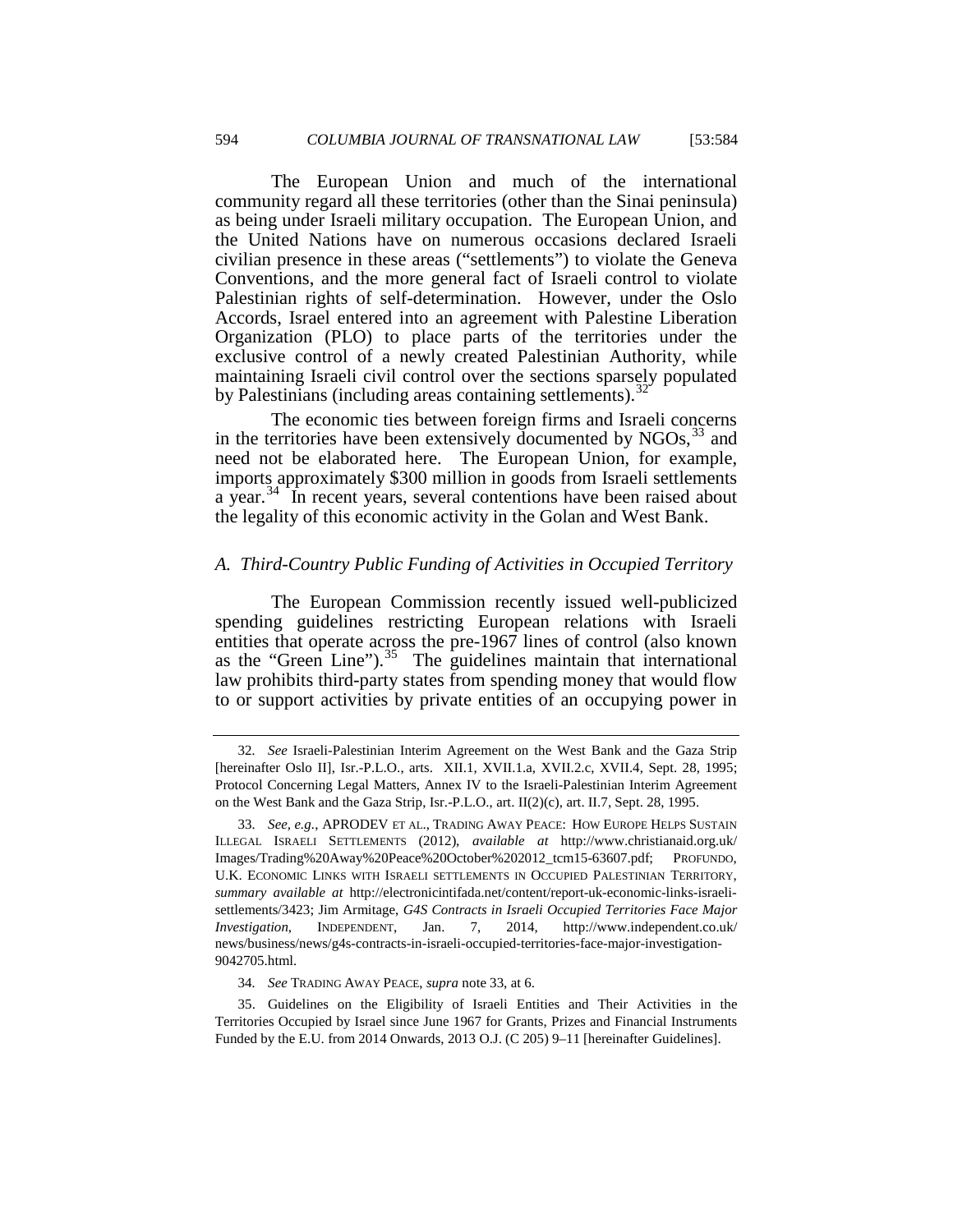The European Union and much of the international community regard all these territories (other than the Sinai peninsula) as being under Israeli military occupation. The European Union, and the United Nations have on numerous occasions declared Israeli civilian presence in these areas ("settlements") to violate the Geneva Conventions, and the more general fact of Israeli control to violate Palestinian rights of self-determination. However, under the Oslo Accords, Israel entered into an agreement with Palestine Liberation Organization (PLO) to place parts of the territories under the exclusive control of a newly created Palestinian Authority, while maintaining Israeli civil control over the sections sparsely populated by Palestinians (including areas containing settlements).[32]

The economic ties between foreign firms and Israeli concerns in the territories have been extensively documented by NGOs,[33] and need not be elaborated here. The European Union, for example, imports approximately $300 million in goods from Israeli settlements a year.[34] In recent years, several contentions have been raised about the legality of this economic activity in the Golan and West Bank.

### *A. Third-Country Public Funding of Activities in Occupied Territory*

The European Commission recently issued well-publicized spending guidelines restricting European relations with Israeli entities that operate across the pre-1967 lines of control (also known as the "Green Line").[35] The guidelines maintain that international law prohibits third-party states from spending money that would flow to or support activities by private entities of an occupying power in

---

32. *See* Israeli-Palestinian Interim Agreement on the West Bank and the Gaza Strip [hereinafter Oslo II], Isr.-P.L.O., arts. XII.1, XVII.1.a, XVII.2.c, XVII.4, Sept. 28, 1995; Protocol Concerning Legal Matters, Annex IV to the Israeli-Palestinian Interim Agreement on the West Bank and the Gaza Strip, Isr.-P.L.O., art. II(2)(c), art. II.7, Sept. 28, 1995.

33. *See, e.g.*, APRODEV ET AL., TRADING AWAY PEACE: HOW EUROPE HELPS SUSTAIN ILLEGAL ISRAELI SETTLEMENTS (2012), *available at* http://www.christianaid.org.uk/Images/Trading%20Away%20Peace%20October%202012_tcm15-63607.pdf; PROFUNDO, U.K. ECONOMIC LINKS WITH ISRAELI SETTLEMENTS IN OCCUPIED PALESTINIAN TERRITORY, *summary available at* http://electronicintifada.net/content/report-uk-economic-links-israeli-settlements/3423; Jim Armitage, *G4S Contracts in Israeli Occupied Territories Face Major Investigation*, INDEPENDENT, Jan. 7, 2014, http://www.independent.co.uk/news/business/news/g4s-contracts-in-israeli-occupied-territories-face-major-investigation-9042705.html.

34. *See* TRADING AWAY PEACE, *supra* note 33, at 6.

35. Guidelines on the Eligibility of Israeli Entities and Their Activities in the Territories Occupied by Israel since June 1967 for Grants, Prizes and Financial Instruments Funded by the E.U. from 2014 Onwards, 2013 O.J. (C 205) 9–11 [hereinafter Guidelines].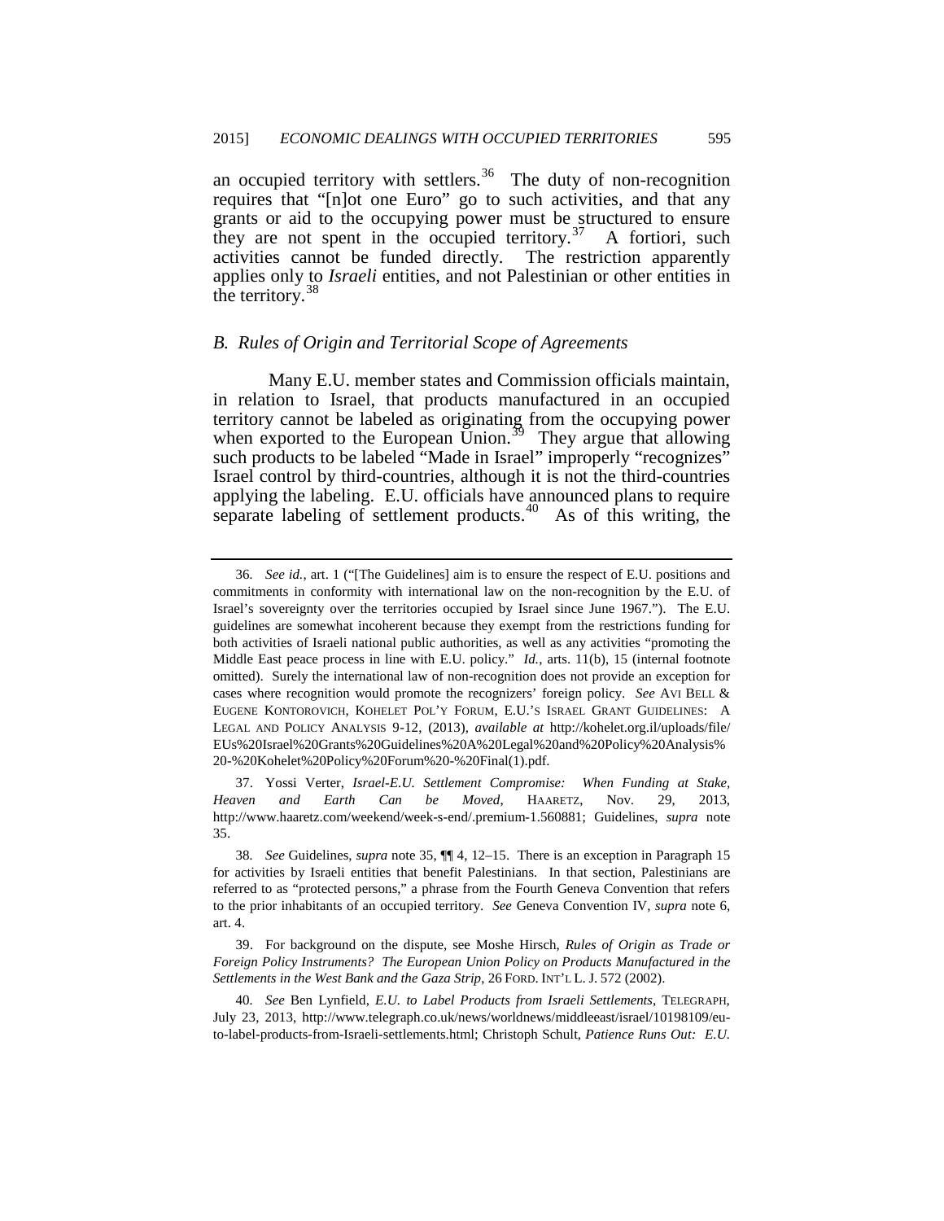an occupied territory with settlers.[36] The duty of non-recognition requires that "[n]ot one Euro" go to such activities, and that any grants or aid to the occupying power must be structured to ensure they are not spent in the occupied territory.[37] A fortiori, such activities cannot be funded directly. The restriction apparently applies only to *Israeli* entities, and not Palestinian or other entities in the territory.[38]

### *B. Rules of Origin and Territorial Scope of Agreements*

Many E.U. member states and Commission officials maintain, in relation to Israel, that products manufactured in an occupied territory cannot be labeled as originating from the occupying power when exported to the European Union.[39] They argue that allowing such products to be labeled "Made in Israel" improperly "recognizes" Israel control by third-countries, although it is not the third-countries applying the labeling. E.U. officials have announced plans to require separate labeling of settlement products.[40] As of this writing, the

---

36. *See id.*, art. 1 ("[The Guidelines] aim is to ensure the respect of E.U. positions and commitments in conformity with international law on the non-recognition by the E.U. of Israel's sovereignty over the territories occupied by Israel since June 1967."). The E.U. guidelines are somewhat incoherent because they exempt from the restrictions funding for both activities of Israeli national public authorities, as well as any activities "promoting the Middle East peace process in line with E.U. policy." *Id.*, arts. 11(b), 15 (internal footnote omitted). Surely the international law of non-recognition does not provide an exception for cases where recognition would promote the recognizers' foreign policy. *See* AVI BELL & EUGENE KONTOROVICH, KOHELET POL'Y FORUM, E.U.'S ISRAEL GRANT GUIDELINES: A LEGAL AND POLICY ANALYSIS 9-12, (2013), *available at* http://kohelet.org.il/uploads/file/EUs%20Israel%20Grants%20Guidelines%20A%20Legal%20and%20Policy%20Analysis%20-%20Kohelet%20Policy%20Forum%20-%20Final(1).pdf.

37. Yossi Verter, *Israel-E.U. Settlement Compromise: When Funding at Stake, Heaven and Earth Can be Moved*, HAARETZ, Nov. 29, 2013, http://www.haaretz.com/weekend/week-s-end/.premium-1.560881; Guidelines, *supra* note 35.

38. *See* Guidelines, *supra* note 35, ¶¶ 4, 12–15. There is an exception in Paragraph 15 for activities by Israeli entities that benefit Palestinians. In that section, Palestinians are referred to as "protected persons," a phrase from the Fourth Geneva Convention that refers to the prior inhabitants of an occupied territory. *See* Geneva Convention IV, *supra* note 6, art. 4.

39. For background on the dispute, see Moshe Hirsch, *Rules of Origin as Trade or Foreign Policy Instruments? The European Union Policy on Products Manufactured in the Settlements in the West Bank and the Gaza Strip*, 26 FORD. INT'L L. J. 572 (2002).

40. *See* Ben Lynfield, *E.U. to Label Products from Israeli Settlements*, TELEGRAPH, July 23, 2013, http://www.telegraph.co.uk/news/worldnews/middleeast/israel/10198109/eu-to-label-products-from-Israeli-settlements.html; Christoph Schult, *Patience Runs Out: E.U.*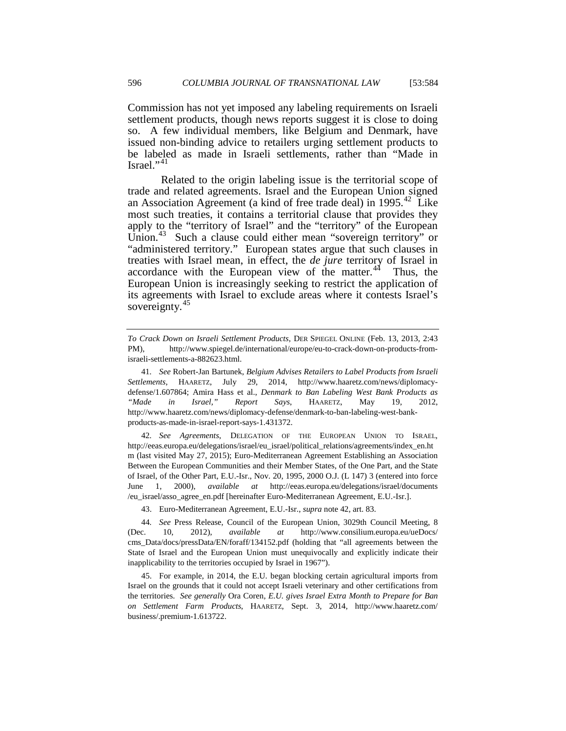Commission has not yet imposed any labeling requirements on Israeli settlement products, though news reports suggest it is close to doing so. A few individual members, like Belgium and Denmark, have issued non-binding advice to retailers urging settlement products to be labeled as made in Israeli settlements, rather than "Made in Israel."[41]

Related to the origin labeling issue is the territorial scope of trade and related agreements. Israel and the European Union signed an Association Agreement (a kind of free trade deal) in 1995.[42] Like most such treaties, it contains a territorial clause that provides they apply to the "territory of Israel" and the "territory" of the European Union.[43] Such a clause could either mean "sovereign territory" or "administered territory." European states argue that such clauses in treaties with Israel mean, in effect, the *de jure* territory of Israel in accordance with the European view of the matter.[44] Thus, the European Union is increasingly seeking to restrict the application of its agreements with Israel to exclude areas where it contests Israel's sovereignty.[45]

---

*To Crack Down on Israeli Settlement Products*, DER SPIEGEL ONLINE (Feb. 13, 2013, 2:43 PM), http://www.spiegel.de/international/europe/eu-to-crack-down-on-products-from-israeli-settlements-a-882623.html.

41. *See* Robert-Jan Bartunek, *Belgium Advises Retailers to Label Products from Israeli Settlements*, HAARETZ, July 29, 2014, http://www.haaretz.com/news/diplomacy-defense/1.607864; Amira Hass et al., *Denmark to Ban Labeling West Bank Products as "Made in Israel," Report Says*, HAARETZ, May 19, 2012, http://www.haaretz.com/news/diplomacy-defense/denmark-to-ban-labeling-west-bank-products-as-made-in-israel-report-says-1.431372.

42. *See Agreements*, DELEGATION OF THE EUROPEAN UNION TO ISRAEL, http://eeas.europa.eu/delegations/israel/eu_israel/political_relations/agreements/index_en.htm (last visited May 27, 2015); Euro-Mediterranean Agreement Establishing an Association Between the European Communities and their Member States, of the One Part, and the State of Israel, of the Other Part, E.U.-Isr., Nov. 20, 1995, 2000 O.J. (L 147) 3 (entered into force June 1, 2000), *available at* http://eeas.europa.eu/delegations/israel/documents/eu_israel/asso_agree_en.pdf [hereinafter Euro-Mediterranean Agreement, E.U.-Isr.].

43. Euro-Mediterranean Agreement, E.U.-Isr., *supra* note 42, art. 83.

44. *See* Press Release, Council of the European Union, 3029th Council Meeting, 8 (Dec. 10, 2012), *available at* http://www.consilium.europa.eu/ueDocs/cms_Data/docs/pressData/EN/foraff/134152.pdf (holding that "all agreements between the State of Israel and the European Union must unequivocally and explicitly indicate their inapplicability to the territories occupied by Israel in 1967").

45. For example, in 2014, the E.U. began blocking certain agricultural imports from Israel on the grounds that it could not accept Israeli veterinary and other certifications from the territories. *See generally* Ora Coren, *E.U. gives Israel Extra Month to Prepare for Ban on Settlement Farm Products*, HAARETZ, Sept. 3, 2014, http://www.haaretz.com/business/.premium-1.613722.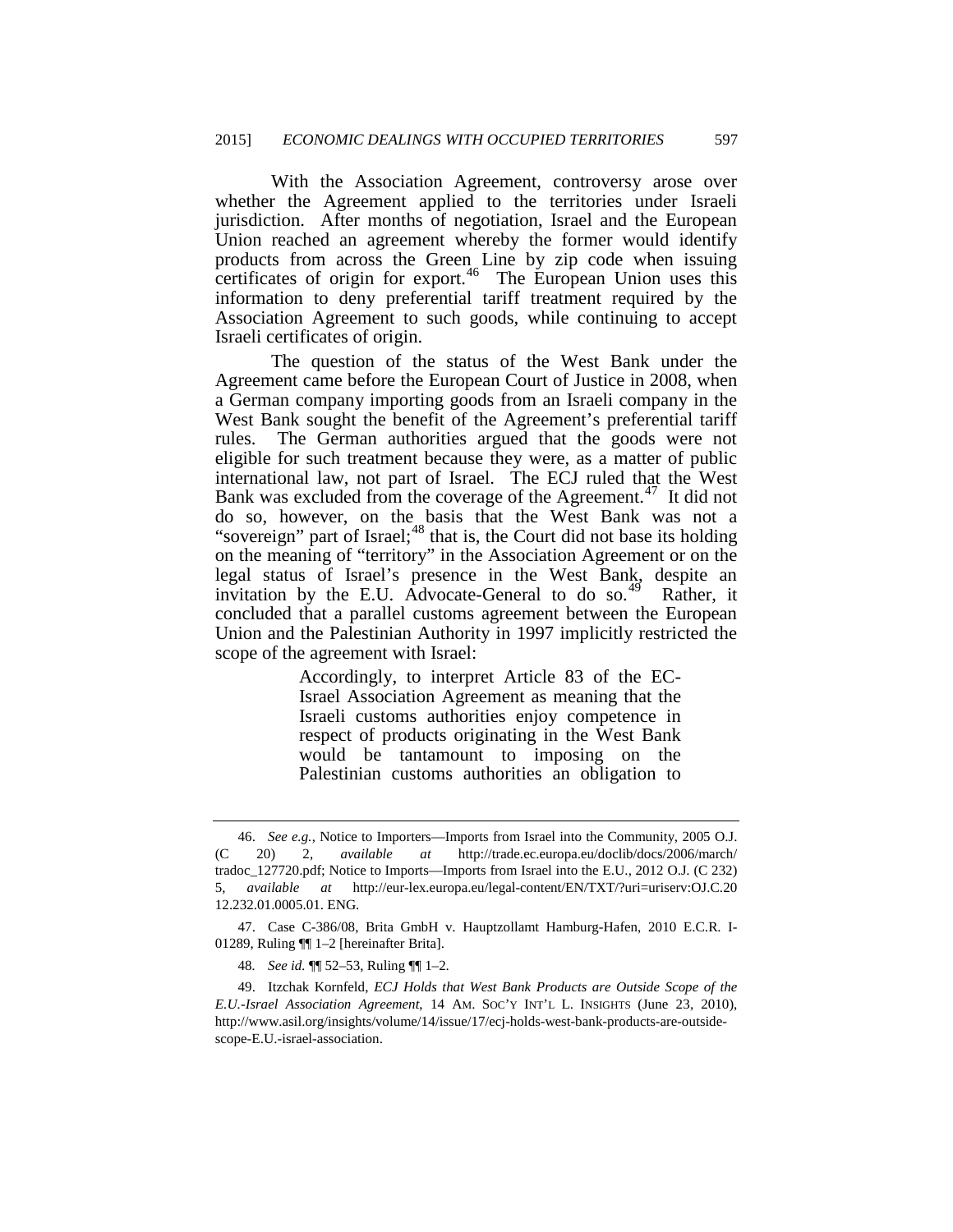With the Association Agreement, controversy arose over whether the Agreement applied to the territories under Israeli jurisdiction. After months of negotiation, Israel and the European Union reached an agreement whereby the former would identify products from across the Green Line by zip code when issuing certificates of origin for export.[46] The European Union uses this information to deny preferential tariff treatment required by the Association Agreement to such goods, while continuing to accept Israeli certificates of origin.

The question of the status of the West Bank under the Agreement came before the European Court of Justice in 2008, when a German company importing goods from an Israeli company in the West Bank sought the benefit of the Agreement's preferential tariff rules. The German authorities argued that the goods were not eligible for such treatment because they were, as a matter of public international law, not part of Israel. The ECJ ruled that the West Bank was excluded from the coverage of the Agreement.[47] It did not do so, however, on the basis that the West Bank was not a "sovereign" part of Israel;[48] that is, the Court did not base its holding on the meaning of "territory" in the Association Agreement or on the legal status of Israel's presence in the West Bank, despite an invitation by the E.U. Advocate-General to do so.[49] Rather, it concluded that a parallel customs agreement between the European Union and the Palestinian Authority in 1997 implicitly restricted the scope of the agreement with Israel:

> Accordingly, to interpret Article 83 of the EC-Israel Association Agreement as meaning that the Israeli customs authorities enjoy competence in respect of products originating in the West Bank would be tantamount to imposing on the Palestinian customs authorities an obligation to

---

46. *See e.g.*, Notice to Importers—Imports from Israel into the Community, 2005 O.J. (C 20) 2, *available at* http://trade.ec.europa.eu/doclib/docs/2006/march/tradoc_127720.pdf; Notice to Imports—Imports from Israel into the E.U., 2012 O.J. (C 232) 5, *available at* http://eur-lex.europa.eu/legal-content/EN/TXT/?uri=uriserv:OJ.C.2012.232.01.0005.01. ENG.

47. Case C-386/08, Brita GmbH v. Hauptzollamt Hamburg-Hafen, 2010 E.C.R. I-01289, Ruling ¶¶ 1–2 [hereinafter Brita].

48. *See id.* ¶¶ 52–53, Ruling ¶¶ 1–2.

49. Itzchak Kornfeld, *ECJ Holds that West Bank Products are Outside Scope of the E.U.-Israel Association Agreement*, 14 AM. SOC'Y INT'L L. INSIGHTS (June 23, 2010), http://www.asil.org/insights/volume/14/issue/17/ecj-holds-west-bank-products-are-outside-scope-E.U.-israel-association.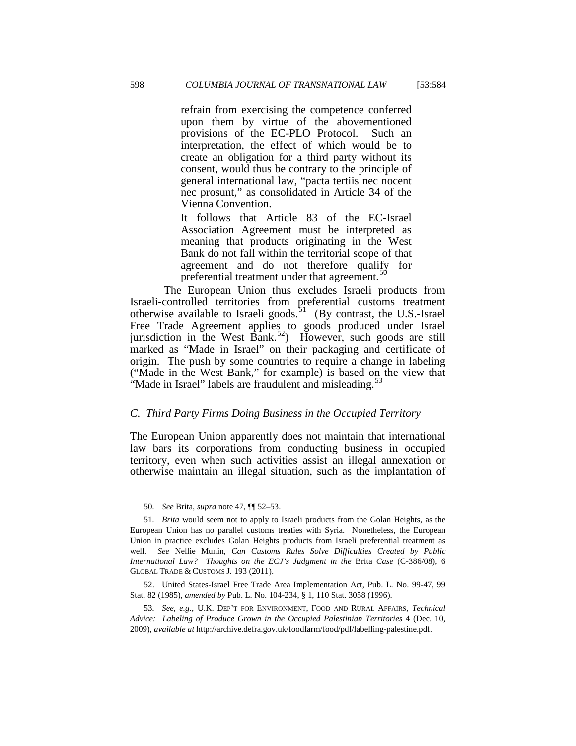> refrain from exercising the competence conferred upon them by virtue of the abovementioned provisions of the EC-PLO Protocol. Such an interpretation, the effect of which would be to create an obligation for a third party without its consent, would thus be contrary to the principle of general international law, "pacta tertiis nec nocent nec prosunt," as consolidated in Article 34 of the Vienna Convention.
>
> It follows that Article 83 of the EC-Israel Association Agreement must be interpreted as meaning that products originating in the West Bank do not fall within the territorial scope of that agreement and do not therefore qualify for preferential treatment under that agreement.[50]

The European Union thus excludes Israeli products from Israeli-controlled territories from preferential customs treatment otherwise available to Israeli goods.[51] (By contrast, the U.S.-Israel Free Trade Agreement applies to goods produced under Israel jurisdiction in the West Bank.[52]) However, such goods are still marked as "Made in Israel" on their packaging and certificate of origin. The push by some countries to require a change in labeling ("Made in the West Bank," for example) is based on the view that "Made in Israel" labels are fraudulent and misleading.[53]

### *C. Third Party Firms Doing Business in the Occupied Territory*

The European Union apparently does not maintain that international law bars its corporations from conducting business in occupied territory, even when such activities assist an illegal annexation or otherwise maintain an illegal situation, such as the implantation of

---

50. *See* Brita, *supra* note 47, ¶¶ 52–53.

51. *Brita* would seem not to apply to Israeli products from the Golan Heights, as the European Union has no parallel customs treaties with Syria. Nonetheless, the European Union in practice excludes Golan Heights products from Israeli preferential treatment as well. *See* Nellie Munin, *Can Customs Rules Solve Difficulties Created by Public International Law? Thoughts on the ECJ's Judgment in the* Brita *Case* (C-386/08), 6 GLOBAL TRADE & CUSTOMS J. 193 (2011).

52. United States-Israel Free Trade Area Implementation Act, Pub. L. No. 99-47, 99 Stat. 82 (1985), *amended by* Pub. L. No. 104-234, § 1, 110 Stat. 3058 (1996).

53. *See, e.g.*, U.K. DEP'T FOR ENVIRONMENT, FOOD AND RURAL AFFAIRS, *Technical Advice: Labeling of Produce Grown in the Occupied Palestinian Territories* 4 (Dec. 10, 2009), *available at* http://archive.defra.gov.uk/foodfarm/food/pdf/labelling-palestine.pdf.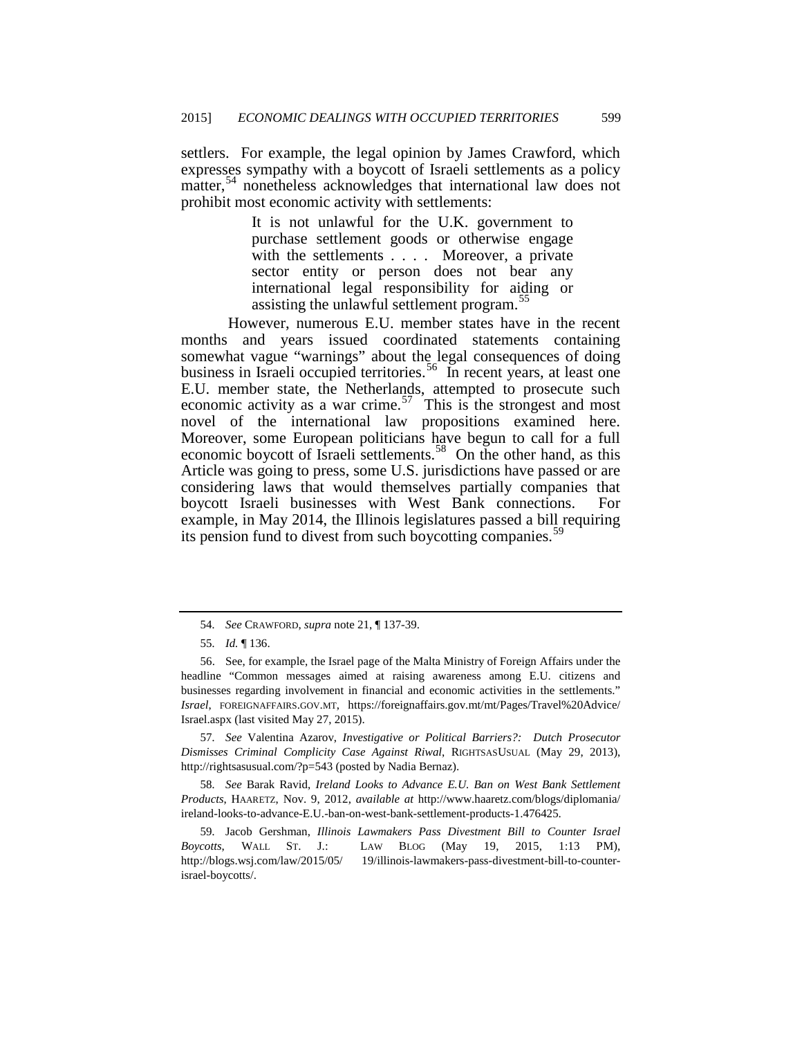settlers. For example, the legal opinion by James Crawford, which expresses sympathy with a boycott of Israeli settlements as a policy matter,[54] nonetheless acknowledges that international law does not prohibit most economic activity with settlements:

> It is not unlawful for the U.K. government to purchase settlement goods or otherwise engage with the settlements . . . . Moreover, a private sector entity or person does not bear any international legal responsibility for aiding or assisting the unlawful settlement program.[55]

However, numerous E.U. member states have in the recent months and years issued coordinated statements containing somewhat vague "warnings" about the legal consequences of doing business in Israeli occupied territories.[56] In recent years, at least one E.U. member state, the Netherlands, attempted to prosecute such economic activity as a war crime.[57] This is the strongest and most novel of the international law propositions examined here. Moreover, some European politicians have begun to call for a full economic boycott of Israeli settlements.[58] On the other hand, as this Article was going to press, some U.S. jurisdictions have passed or are considering laws that would themselves partially companies that boycott Israeli businesses with West Bank connections. For example, in May 2014, the Illinois legislatures passed a bill requiring its pension fund to divest from such boycotting companies.[59]

---

54. *See* CRAWFORD, *supra* note 21, ¶ 137-39.

55. *Id.* ¶ 136.

56. See, for example, the Israel page of the Malta Ministry of Foreign Affairs under the headline "Common messages aimed at raising awareness among E.U. citizens and businesses regarding involvement in financial and economic activities in the settlements." *Israel*, FOREIGNAFFAIRS.GOV.MT, https://foreignaffairs.gov.mt/mt/Pages/Travel%20Advice/Israel.aspx (last visited May 27, 2015).

57. *See* Valentina Azarov, *Investigative or Political Barriers?: Dutch Prosecutor Dismisses Criminal Complicity Case Against Riwal*, RIGHTSASUSUAL (May 29, 2013), http://rightsasusual.com/?p=543 (posted by Nadia Bernaz).

58. *See* Barak Ravid, *Ireland Looks to Advance E.U. Ban on West Bank Settlement Products*, HAARETZ, Nov. 9, 2012, *available at* http://www.haaretz.com/blogs/diplomania/ireland-looks-to-advance-E.U.-ban-on-west-bank-settlement-products-1.476425.

59. Jacob Gershman, *Illinois Lawmakers Pass Divestment Bill to Counter Israel Boycotts*, WALL ST. J.: LAW BLOG (May 19, 2015, 1:13 PM), http://blogs.wsj.com/law/2015/05/ 19/illinois-lawmakers-pass-divestment-bill-to-counter-israel-boycotts/.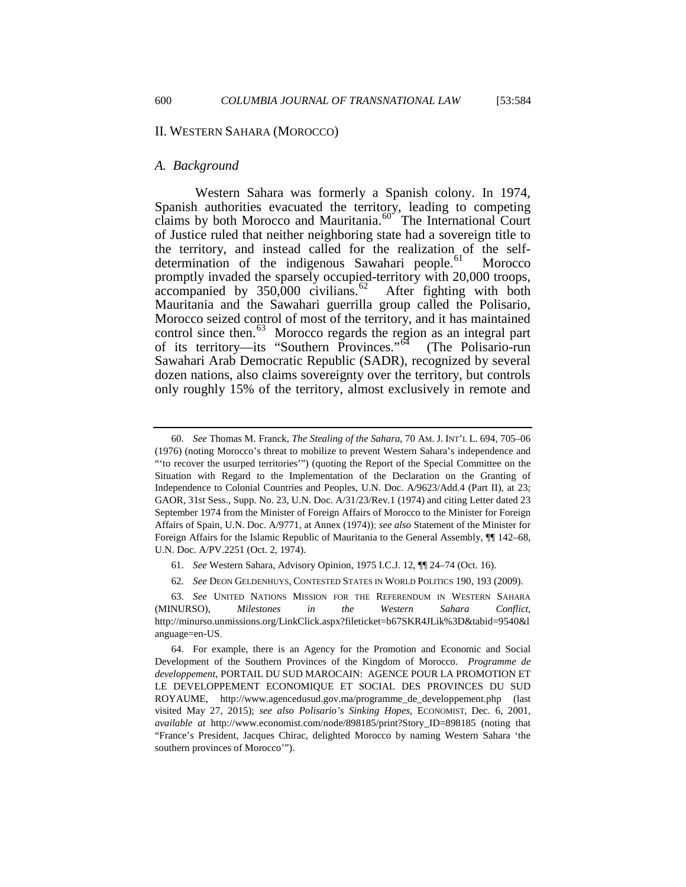## II. WESTERN SAHARA (MOROCCO)

### *A. Background*

Western Sahara was formerly a Spanish colony. In 1974, Spanish authorities evacuated the territory, leading to competing claims by both Morocco and Mauritania.[60] The International Court of Justice ruled that neither neighboring state had a sovereign title to the territory, and instead called for the realization of the self-determination of the indigenous Sawahari people.[61] Morocco promptly invaded the sparsely occupied-territory with 20,000 troops, accompanied by 350,000 civilians.[62] After fighting with both Mauritania and the Sawahari guerrilla group called the Polisario, Morocco seized control of most of the territory, and it has maintained control since then.[63] Morocco regards the region as an integral part of its territory—its "Southern Provinces."[64] (The Polisario-run Sawahari Arab Democratic Republic (SADR), recognized by several dozen nations, also claims sovereignty over the territory, but controls only roughly 15% of the territory, almost exclusively in remote and

---

60. *See* Thomas M. Franck, *The Stealing of the Sahara*, 70 AM. J. INT'L L. 694, 705–06 (1976) (noting Morocco's threat to mobilize to prevent Western Sahara's independence and "'to recover the usurped territories'") (quoting the Report of the Special Committee on the Situation with Regard to the Implementation of the Declaration on the Granting of Independence to Colonial Countries and Peoples, U.N. Doc. A/9623/Add.4 (Part II), at 23; GAOR, 31st Sess., Supp. No. 23, U.N. Doc. A/31/23/Rev.1 (1974) and citing Letter dated 23 September 1974 from the Minister of Foreign Affairs of Morocco to the Minister for Foreign Affairs of Spain, U.N. Doc. A/9771, at Annex (1974)); *see also* Statement of the Minister for Foreign Affairs for the Islamic Republic of Mauritania to the General Assembly, ¶¶ 142–68, U.N. Doc. A/PV.2251 (Oct. 2, 1974).

61. *See* Western Sahara, Advisory Opinion, 1975 I.C.J. 12, ¶¶ 24–74 (Oct. 16).

62. *See* DEON GELDENHUYS, CONTESTED STATES IN WORLD POLITICS 190, 193 (2009).

63. *See* UNITED NATIONS MISSION FOR THE REFERENDUM IN WESTERN SAHARA (MINURSO), *Milestones in the Western Sahara Conflict*, http://minurso.unmissions.org/LinkClick.aspx?fileticket=b67SKR4JLik%3D&tabid=9540&language=en-US.

64. For example, there is an Agency for the Promotion and Economic and Social Development of the Southern Provinces of the Kingdom of Morocco. *Programme de developpement*, PORTAIL DU SUD MAROCAIN: AGENCE POUR LA PROMOTION ET LE DEVELOPPEMENT ECONOMIQUE ET SOCIAL DES PROVINCES DU SUD ROYAUME, http://www.agencedusud.gov.ma/programme_de_developpement.php (last visited May 27, 2015); *see also Polisario's Sinking Hopes*, ECONOMIST, Dec. 6, 2001, *available at* http://www.economist.com/node/898185/print?Story_ID=898185 (noting that "France's President, Jacques Chirac, delighted Morocco by naming Western Sahara 'the southern provinces of Morocco'").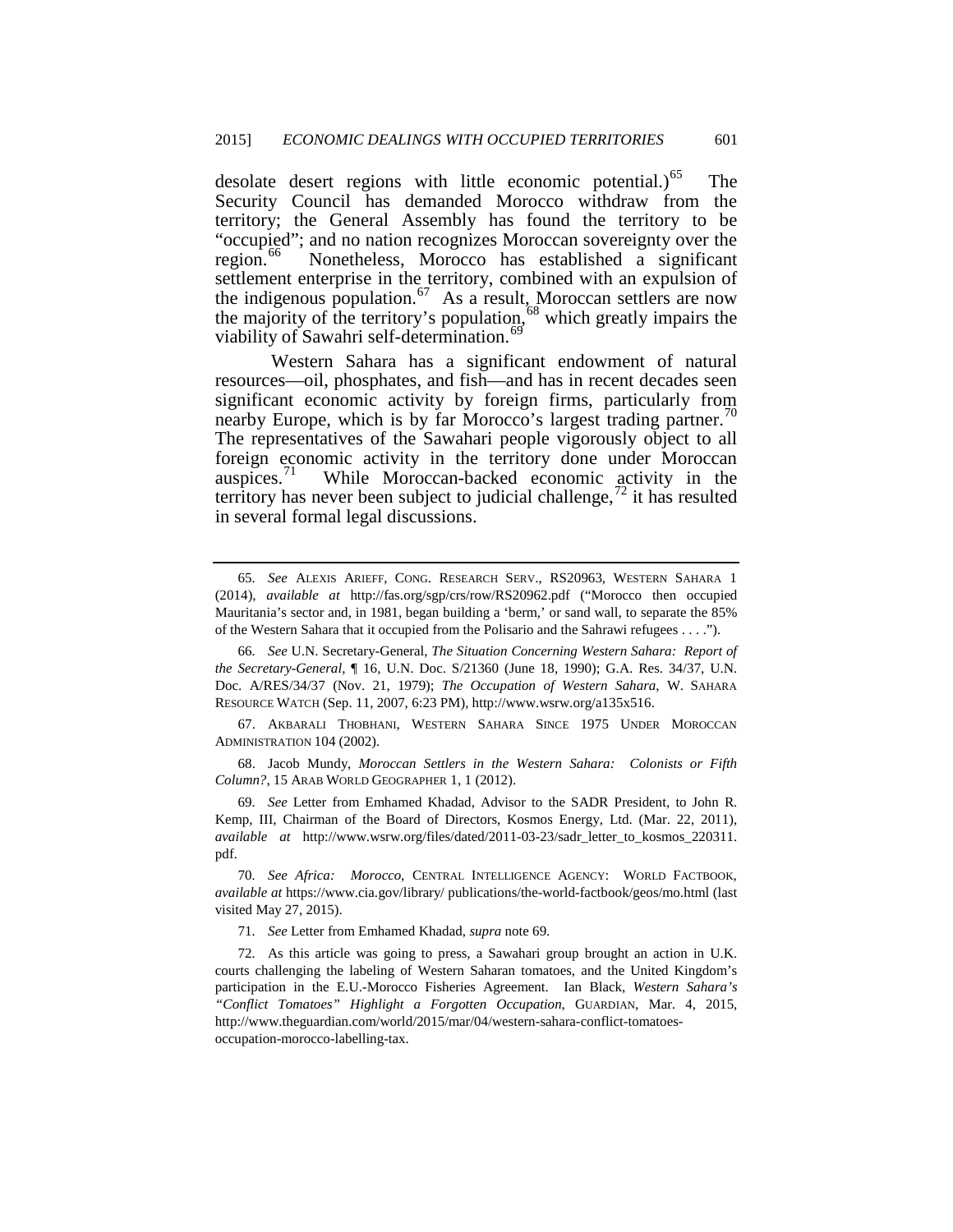desolate desert regions with little economic potential.)[65] The Security Council has demanded Morocco withdraw from the territory; the General Assembly has found the territory to be "occupied"; and no nation recognizes Moroccan sovereignty over the region.[66] Nonetheless, Morocco has established a significant settlement enterprise in the territory, combined with an expulsion of the indigenous population.[67] As a result, Moroccan settlers are now the majority of the territory's population,[68] which greatly impairs the viability of Sawahri self-determination.[69]

Western Sahara has a significant endowment of natural resources—oil, phosphates, and fish—and has in recent decades seen significant economic activity by foreign firms, particularly from nearby Europe, which is by far Morocco's largest trading partner.[70] The representatives of the Sawahari people vigorously object to all foreign economic activity in the territory done under Moroccan auspices.[71] While Moroccan-backed economic activity in the territory has never been subject to judicial challenge,[72] it has resulted in several formal legal discussions.

---

65. *See* ALEXIS ARIEFF, CONG. RESEARCH SERV., RS20963, WESTERN SAHARA 1 (2014), *available at* http://fas.org/sgp/crs/row/RS20962.pdf ("Morocco then occupied Mauritania's sector and, in 1981, began building a 'berm,' or sand wall, to separate the 85% of the Western Sahara that it occupied from the Polisario and the Sahrawi refugees . . . .").

66. *See* U.N. Secretary-General, *The Situation Concerning Western Sahara: Report of the Secretary-General*, ¶ 16, U.N. Doc. S/21360 (June 18, 1990); G.A. Res. 34/37, U.N. Doc. A/RES/34/37 (Nov. 21, 1979); *The Occupation of Western Sahara*, W. SAHARA RESOURCE WATCH (Sep. 11, 2007, 6:23 PM), http://www.wsrw.org/a135x516.

67. AKBARALI THOBHANI, WESTERN SAHARA SINCE 1975 UNDER MOROCCAN ADMINISTRATION 104 (2002).

68. Jacob Mundy, *Moroccan Settlers in the Western Sahara: Colonists or Fifth Column?*, 15 ARAB WORLD GEOGRAPHER 1, 1 (2012).

69. *See* Letter from Emhamed Khadad, Advisor to the SADR President, to John R. Kemp, III, Chairman of the Board of Directors, Kosmos Energy, Ltd. (Mar. 22, 2011), *available at* http://www.wsrw.org/files/dated/2011-03-23/sadr_letter_to_kosmos_220311.pdf.

70. *See Africa: Morocco*, CENTRAL INTELLIGENCE AGENCY: WORLD FACTBOOK, *available at* https://www.cia.gov/library/ publications/the-world-factbook/geos/mo.html (last visited May 27, 2015).

71. *See* Letter from Emhamed Khadad, *supra* note 69.

72. As this article was going to press, a Sawahari group brought an action in U.K. courts challenging the labeling of Western Saharan tomatoes, and the United Kingdom's participation in the E.U.-Morocco Fisheries Agreement. Ian Black, *Western Sahara's "Conflict Tomatoes" Highlight a Forgotten Occupation*, GUARDIAN, Mar. 4, 2015, http://www.theguardian.com/world/2015/mar/04/western-sahara-conflict-tomatoes-occupation-morocco-labelling-tax.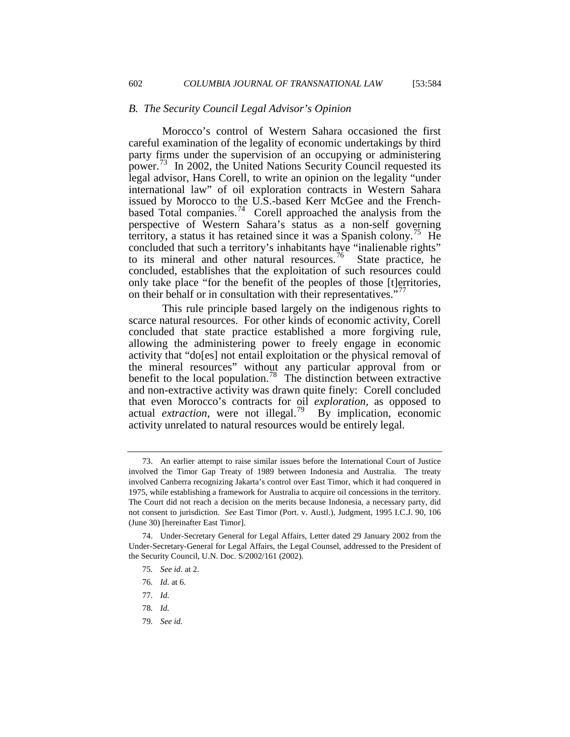### *B. The Security Council Legal Advisor's Opinion*

Morocco's control of Western Sahara occasioned the first careful examination of the legality of economic undertakings by third party firms under the supervision of an occupying or administering power.[73] In 2002, the United Nations Security Council requested its legal advisor, Hans Corell, to write an opinion on the legality "under international law" of oil exploration contracts in Western Sahara issued by Morocco to the U.S.-based Kerr McGee and the French-based Total companies.[74] Corell approached the analysis from the perspective of Western Sahara's status as a non-self governing territory, a status it has retained since it was a Spanish colony.[75] He concluded that such a territory's inhabitants have "inalienable rights" to its mineral and other natural resources.[76] State practice, he concluded, establishes that the exploitation of such resources could only take place "for the benefit of the peoples of those [t]erritories, on their behalf or in consultation with their representatives."[77]

This rule principle based largely on the indigenous rights to scarce natural resources. For other kinds of economic activity, Corell concluded that state practice established a more forgiving rule, allowing the administering power to freely engage in economic activity that "do[es] not entail exploitation or the physical removal of the mineral resources" without any particular approval from or benefit to the local population.[78] The distinction between extractive and non-extractive activity was drawn quite finely: Corell concluded that even Morocco's contracts for oil *exploration*, as opposed to actual *extraction*, were not illegal.[79] By implication, economic activity unrelated to natural resources would be entirely legal.

---

73. An earlier attempt to raise similar issues before the International Court of Justice involved the Timor Gap Treaty of 1989 between Indonesia and Australia. The treaty involved Canberra recognizing Jakarta's control over East Timor, which it had conquered in 1975, while establishing a framework for Australia to acquire oil concessions in the territory. The Court did not reach a decision on the merits because Indonesia, a necessary party, did not consent to jurisdiction. *See* East Timor (Port. v. Austl.), Judgment, 1995 I.C.J. 90, 106 (June 30) [hereinafter East Timor].

74. Under-Secretary General for Legal Affairs, Letter dated 29 January 2002 from the Under-Secretary-General for Legal Affairs, the Legal Counsel, addressed to the President of the Security Council, U.N. Doc. S/2002/161 (2002).

75. *See id.* at 2.

76. *Id.* at 6.

77. *Id.*

78. *Id.*

79. *See id.*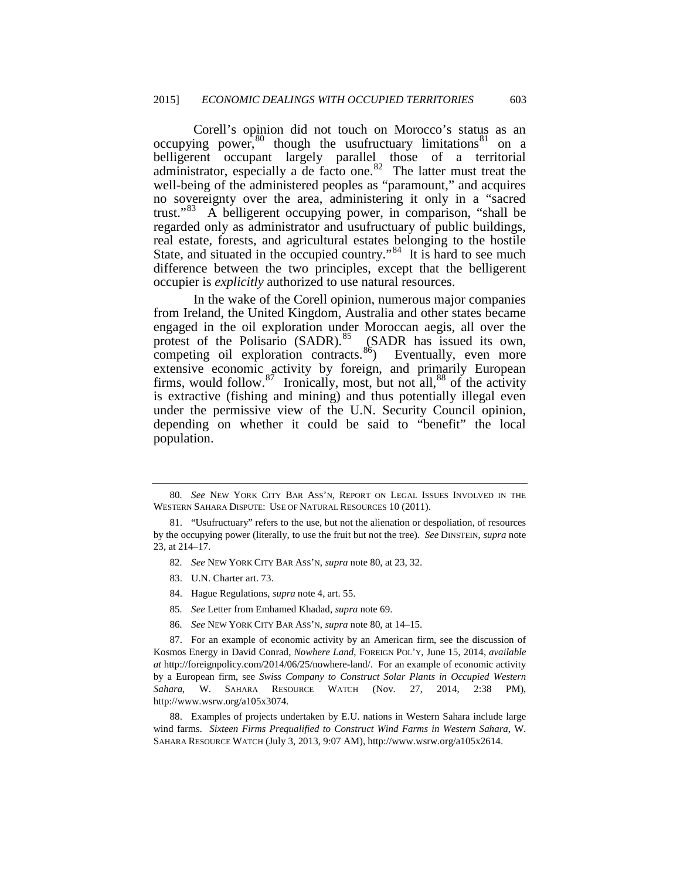Corell's opinion did not touch on Morocco's status as an occupying power,[80] though the usufructuary limitations[81] on a belligerent occupant largely parallel those of a territorial administrator, especially a de facto one.[82] The latter must treat the well-being of the administered peoples as "paramount," and acquires no sovereignty over the area, administering it only in a "sacred trust."[83] A belligerent occupying power, in comparison, "shall be regarded only as administrator and usufructuary of public buildings, real estate, forests, and agricultural estates belonging to the hostile State, and situated in the occupied country."[84] It is hard to see much difference between the two principles, except that the belligerent occupier is *explicitly* authorized to use natural resources.

In the wake of the Corell opinion, numerous major companies from Ireland, the United Kingdom, Australia and other states became engaged in the oil exploration under Moroccan aegis, all over the protest of the Polisario (SADR).[85] (SADR has issued its own, competing oil exploration contracts.[86]) Eventually, even more extensive economic activity by foreign, and primarily European firms, would follow.[87] Ironically, most, but not all,[88] of the activity is extractive (fishing and mining) and thus potentially illegal even under the permissive view of the U.N. Security Council opinion, depending on whether it could be said to "benefit" the local population.

---

80. *See* NEW YORK CITY BAR ASS'N, REPORT ON LEGAL ISSUES INVOLVED IN THE WESTERN SAHARA DISPUTE: USE OF NATURAL RESOURCES 10 (2011).

81. "Usufructuary" refers to the use, but not the alienation or despoliation, of resources by the occupying power (literally, to use the fruit but not the tree). *See* DINSTEIN, *supra* note 23, at 214–17.

82. *See* NEW YORK CITY BAR ASS'N, *supra* note 80, at 23, 32.

83. U.N. Charter art. 73.

84. Hague Regulations, *supra* note 4, art. 55.

85. *See* Letter from Emhamed Khadad, *supra* note 69.

86. *See* NEW YORK CITY BAR ASS'N, *supra* note 80, at 14–15.

87. For an example of economic activity by an American firm, see the discussion of Kosmos Energy in David Conrad, *Nowhere Land*, FOREIGN POL'Y, June 15, 2014, *available at* http://foreignpolicy.com/2014/06/25/nowhere-land/. For an example of economic activity by a European firm, see *Swiss Company to Construct Solar Plants in Occupied Western Sahara*, W. SAHARA RESOURCE WATCH (Nov. 27, 2014, 2:38 PM), http://www.wsrw.org/a105x3074.

88. Examples of projects undertaken by E.U. nations in Western Sahara include large wind farms. *Sixteen Firms Prequalified to Construct Wind Farms in Western Sahara*, W. SAHARA RESOURCE WATCH (July 3, 2013, 9:07 AM), http://www.wsrw.org/a105x2614.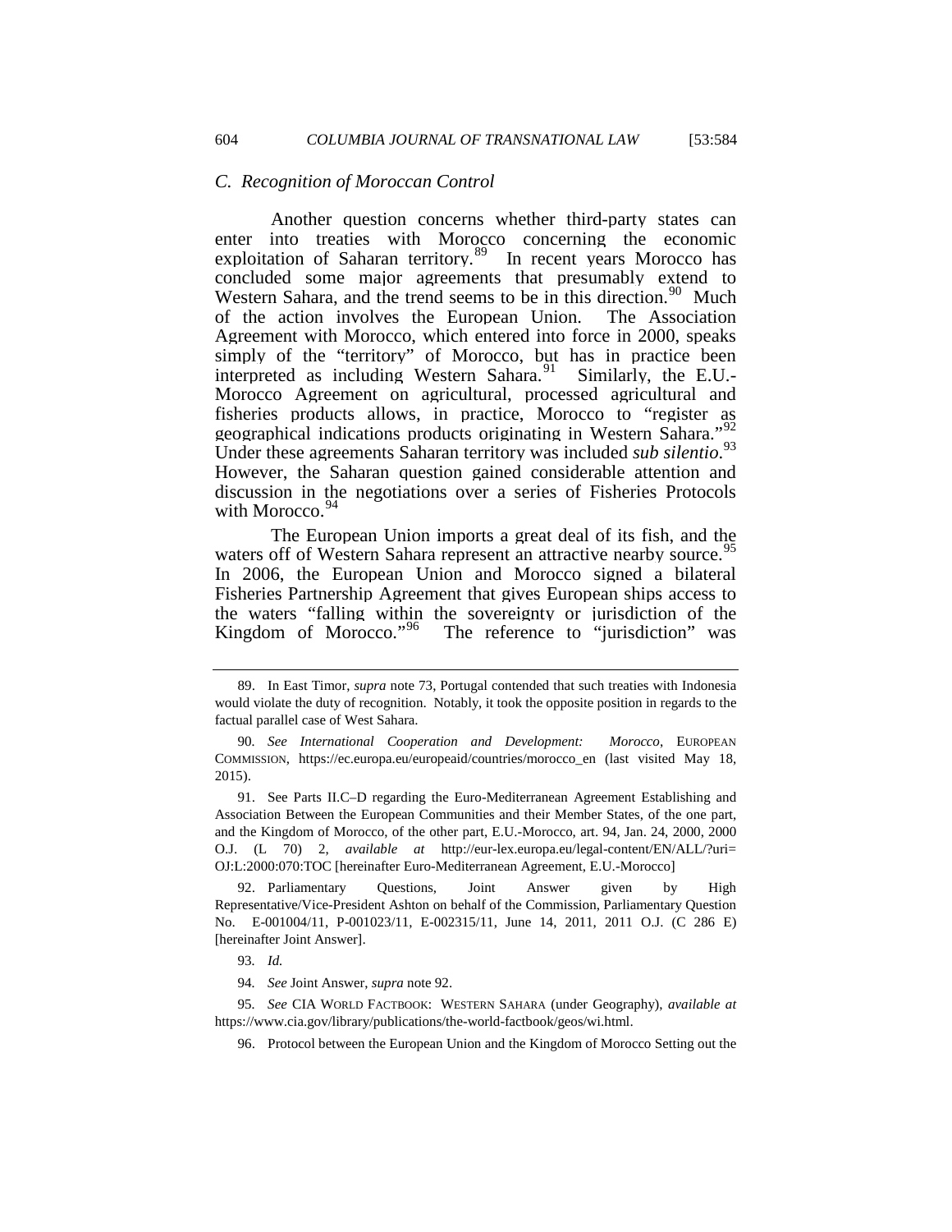### C. Recognition of Moroccan Control

Another question concerns whether third-party states can enter into treaties with Morocco concerning the economic exploitation of Saharan territory.[89] In recent years Morocco has concluded some major agreements that presumably extend to Western Sahara, and the trend seems to be in this direction.[90] Much of the action involves the European Union. The Association Agreement with Morocco, which entered into force in 2000, speaks simply of the "territory" of Morocco, but has in practice been interpreted as including Western Sahara.[91] Similarly, the E.U.-Morocco Agreement on agricultural, processed agricultural and fisheries products allows, in practice, Morocco to "register as geographical indications products originating in Western Sahara."[92] Under these agreements Saharan territory was included *sub silentio*.[93] However, the Saharan question gained considerable attention and discussion in the negotiations over a series of Fisheries Protocols with Morocco.[94]

The European Union imports a great deal of its fish, and the waters off of Western Sahara represent an attractive nearby source.[95] In 2006, the European Union and Morocco signed a bilateral Fisheries Partnership Agreement that gives European ships access to the waters "falling within the sovereignty or jurisdiction of the Kingdom of Morocco."[96] The reference to "jurisdiction" was

---

89. In East Timor, *supra* note 73, Portugal contended that such treaties with Indonesia would violate the duty of recognition. Notably, it took the opposite position in regards to the factual parallel case of West Sahara.

90. *See International Cooperation and Development: Morocco*, EUROPEAN COMMISSION, https://ec.europa.eu/europeaid/countries/morocco_en (last visited May 18, 2015).

91. See Parts II.C–D regarding the Euro-Mediterranean Agreement Establishing and Association Between the European Communities and their Member States, of the one part, and the Kingdom of Morocco, of the other part, E.U.-Morocco, art. 94, Jan. 24, 2000, 2000 O.J. (L 70) 2, *available at* http://eur-lex.europa.eu/legal-content/EN/ALL/?uri=OJ:L:2000:070:TOC [hereinafter Euro-Mediterranean Agreement, E.U.-Morocco]

92. Parliamentary Questions, Joint Answer given by High Representative/Vice-President Ashton on behalf of the Commission, Parliamentary Question No. E-001004/11, P-001023/11, E-002315/11, June 14, 2011, 2011 O.J. (C 286 E) [hereinafter Joint Answer].

93. *Id.*

94. *See* Joint Answer, *supra* note 92.

95. *See* CIA WORLD FACTBOOK: WESTERN SAHARA (under Geography), *available at* https://www.cia.gov/library/publications/the-world-factbook/geos/wi.html.

96. Protocol between the European Union and the Kingdom of Morocco Setting out the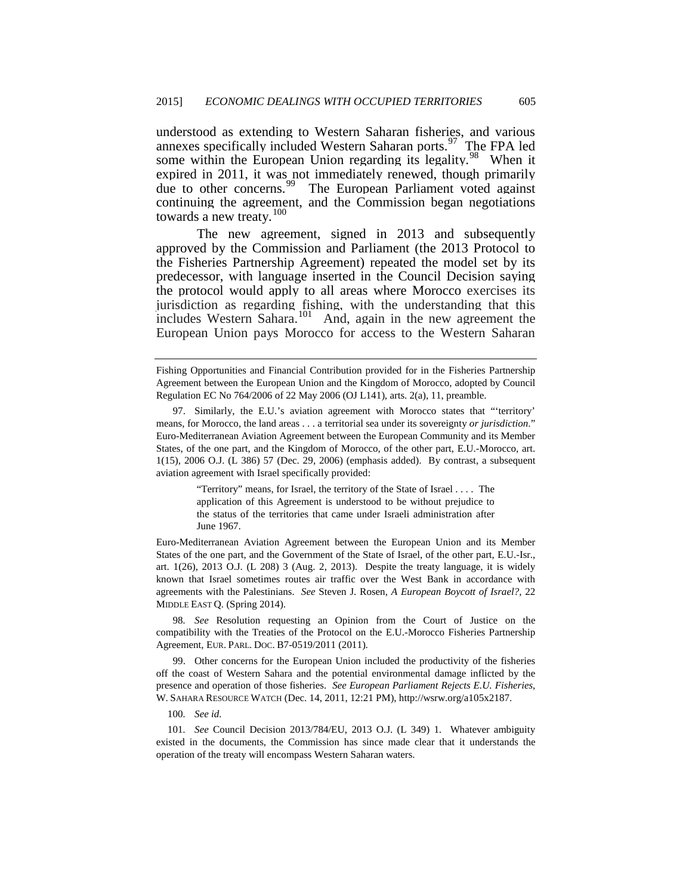understood as extending to Western Saharan fisheries, and various annexes specifically included Western Saharan ports.[97] The FPA led some within the European Union regarding its legality.[98] When it expired in 2011, it was not immediately renewed, though primarily due to other concerns.[99] The European Parliament voted against continuing the agreement, and the Commission began negotiations towards a new treaty.[100]

The new agreement, signed in 2013 and subsequently approved by the Commission and Parliament (the 2013 Protocol to the Fisheries Partnership Agreement) repeated the model set by its predecessor, with language inserted in the Council Decision saying the protocol would apply to all areas where Morocco exercises its jurisdiction as regarding fishing, with the understanding that this includes Western Sahara.[101] And, again in the new agreement the European Union pays Morocco for access to the Western Saharan

---

Fishing Opportunities and Financial Contribution provided for in the Fisheries Partnership Agreement between the European Union and the Kingdom of Morocco, adopted by Council Regulation EC No 764/2006 of 22 May 2006 (OJ L141), arts. 2(a), 11, preamble.

97. Similarly, the E.U.'s aviation agreement with Morocco states that "'territory' means, for Morocco, the land areas . . . a territorial sea under its sovereignty *or jurisdiction*." Euro-Mediterranean Aviation Agreement between the European Community and its Member States, of the one part, and the Kingdom of Morocco, of the other part, E.U.-Morocco, art. 1(15), 2006 O.J. (L 386) 57 (Dec. 29, 2006) (emphasis added). By contrast, a subsequent aviation agreement with Israel specifically provided:

> "Territory" means, for Israel, the territory of the State of Israel . . . . The application of this Agreement is understood to be without prejudice to the status of the territories that came under Israeli administration after June 1967.

Euro-Mediterranean Aviation Agreement between the European Union and its Member States of the one part, and the Government of the State of Israel, of the other part, E.U.-Isr., art. 1(26), 2013 O.J. (L 208) 3 (Aug. 2, 2013). Despite the treaty language, it is widely known that Israel sometimes routes air traffic over the West Bank in accordance with agreements with the Palestinians. *See* Steven J. Rosen, *A European Boycott of Israel?*, 22 MIDDLE EAST Q. (Spring 2014).

98. *See* Resolution requesting an Opinion from the Court of Justice on the compatibility with the Treaties of the Protocol on the E.U.-Morocco Fisheries Partnership Agreement, EUR. PARL. DOC. B7-0519/2011 (2011).

99. Other concerns for the European Union included the productivity of the fisheries off the coast of Western Sahara and the potential environmental damage inflicted by the presence and operation of those fisheries. *See European Parliament Rejects E.U. Fisheries*, W. SAHARA RESOURCE WATCH (Dec. 14, 2011, 12:21 PM), http://wsrw.org/a105x2187.

100. *See id.*

101. *See* Council Decision 2013/784/EU, 2013 O.J. (L 349) 1. Whatever ambiguity existed in the documents, the Commission has since made clear that it understands the operation of the treaty will encompass Western Saharan waters.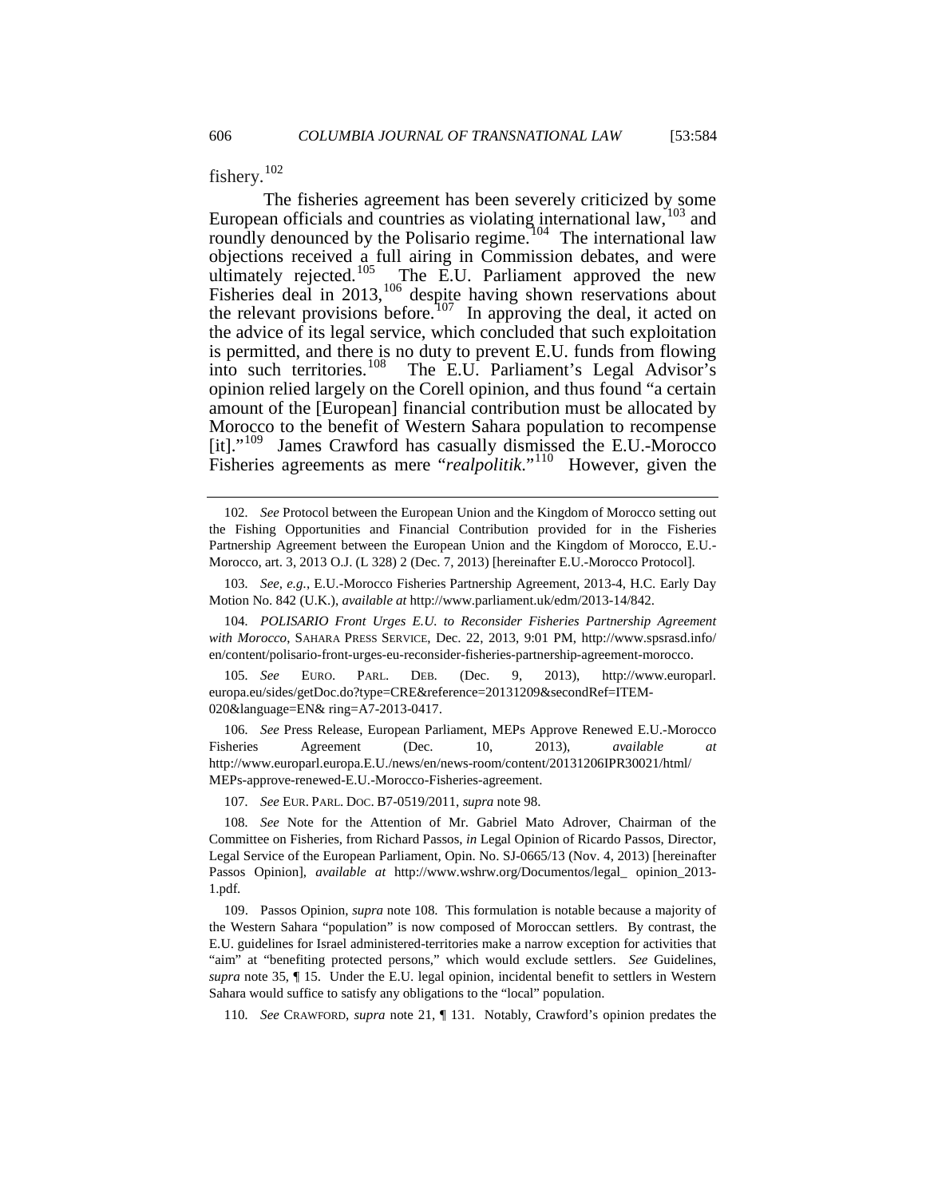fishery.[102]

The fisheries agreement has been severely criticized by some European officials and countries as violating international law,[103] and roundly denounced by the Polisario regime.[104] The international law objections received a full airing in Commission debates, and were ultimately rejected.[105] The E.U. Parliament approved the new Fisheries deal in 2013,[106] despite having shown reservations about the relevant provisions before.[107] In approving the deal, it acted on the advice of its legal service, which concluded that such exploitation is permitted, and there is no duty to prevent E.U. funds from flowing into such territories.[108] The E.U. Parliament's Legal Advisor's opinion relied largely on the Corell opinion, and thus found "a certain amount of the [European] financial contribution must be allocated by Morocco to the benefit of Western Sahara population to recompense [it]."[109] James Crawford has casually dismissed the E.U.-Morocco Fisheries agreements as mere "*realpolitik*."[110] However, given the

---

102. *See* Protocol between the European Union and the Kingdom of Morocco setting out the Fishing Opportunities and Financial Contribution provided for in the Fisheries Partnership Agreement between the European Union and the Kingdom of Morocco, E.U.-Morocco, art. 3, 2013 O.J. (L 328) 2 (Dec. 7, 2013) [hereinafter E.U.-Morocco Protocol].

103. *See, e.g.*, E.U.-Morocco Fisheries Partnership Agreement, 2013-4, H.C. Early Day Motion No. 842 (U.K.), *available at* http://www.parliament.uk/edm/2013-14/842.

104. *POLISARIO Front Urges E.U. to Reconsider Fisheries Partnership Agreement with Morocco*, SAHARA PRESS SERVICE, Dec. 22, 2013, 9:01 PM, http://www.spsrasd.info/en/content/polisario-front-urges-eu-reconsider-fisheries-partnership-agreement-morocco.

105. *See* EURO. PARL. DEB. (Dec. 9, 2013), http://www.europarl.europa.eu/sides/getDoc.do?type=CRE&reference=20131209&secondRef=ITEM-020&language=EN& ring=A7-2013-0417.

106. *See* Press Release, European Parliament, MEPs Approve Renewed E.U.-Morocco Fisheries Agreement (Dec. 10, 2013), *available at* http://www.europarl.europa.E.U./news/en/news-room/content/20131206IPR30021/html/MEPs-approve-renewed-E.U.-Morocco-Fisheries-agreement.

107. *See* EUR. PARL. DOC. B7-0519/2011, *supra* note 98.

108. *See* Note for the Attention of Mr. Gabriel Mato Adrover, Chairman of the Committee on Fisheries, from Richard Passos, *in* Legal Opinion of Ricardo Passos, Director, Legal Service of the European Parliament, Opin. No. SJ-0665/13 (Nov. 4, 2013) [hereinafter Passos Opinion], *available at* http://www.wshrw.org/Documentos/legal_ opinion_2013-1.pdf.

109. Passos Opinion, *supra* note 108. This formulation is notable because a majority of the Western Sahara "population" is now composed of Moroccan settlers. By contrast, the E.U. guidelines for Israel administered-territories make a narrow exception for activities that "aim" at "benefiting protected persons," which would exclude settlers. *See* Guidelines, *supra* note 35, ¶ 15. Under the E.U. legal opinion, incidental benefit to settlers in Western Sahara would suffice to satisfy any obligations to the "local" population.

110. *See* CRAWFORD, *supra* note 21, ¶ 131. Notably, Crawford's opinion predates the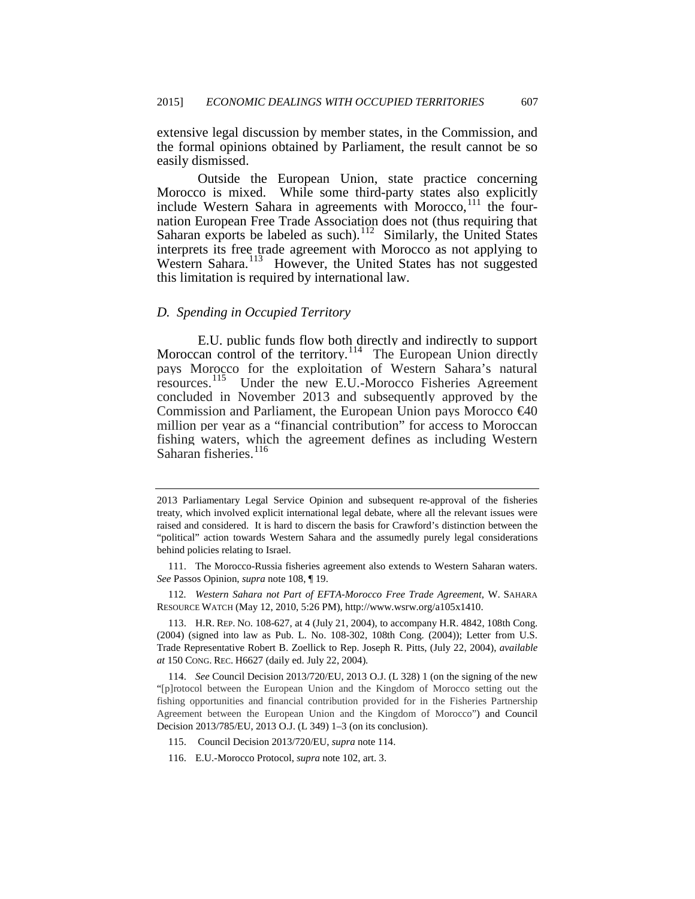extensive legal discussion by member states, in the Commission, and the formal opinions obtained by Parliament, the result cannot be so easily dismissed.

Outside the European Union, state practice concerning Morocco is mixed. While some third-party states also explicitly include Western Sahara in agreements with Morocco,[111] the four-nation European Free Trade Association does not (thus requiring that Saharan exports be labeled as such).[112] Similarly, the United States interprets its free trade agreement with Morocco as not applying to Western Sahara.[113] However, the United States has not suggested this limitation is required by international law.

### *D. Spending in Occupied Territory*

E.U. public funds flow both directly and indirectly to support Moroccan control of the territory.[114] The European Union directly pays Morocco for the exploitation of Western Sahara's natural resources.[115] Under the new E.U.-Morocco Fisheries Agreement concluded in November 2013 and subsequently approved by the Commission and Parliament, the European Union pays Morocco €40 million per year as a "financial contribution" for access to Moroccan fishing waters, which the agreement defines as including Western Saharan fisheries.[116]

---

2013 Parliamentary Legal Service Opinion and subsequent re-approval of the fisheries treaty, which involved explicit international legal debate, where all the relevant issues were raised and considered. It is hard to discern the basis for Crawford's distinction between the "political" action towards Western Sahara and the assumedly purely legal considerations behind policies relating to Israel.

111. The Morocco-Russia fisheries agreement also extends to Western Saharan waters. *See* Passos Opinion, *supra* note 108, ¶ 19.

112. *Western Sahara not Part of EFTA-Morocco Free Trade Agreement*, W. SAHARA RESOURCE WATCH (May 12, 2010, 5:26 PM), http://www.wsrw.org/a105x1410.

113. H.R. REP. NO. 108-627, at 4 (July 21, 2004), to accompany H.R. 4842, 108th Cong. (2004) (signed into law as Pub. L. No. 108-302, 108th Cong. (2004)); Letter from U.S. Trade Representative Robert B. Zoellick to Rep. Joseph R. Pitts, (July 22, 2004), *available at* 150 CONG. REC. H6627 (daily ed. July 22, 2004).

114. *See* Council Decision 2013/720/EU, 2013 O.J. (L 328) 1 (on the signing of the new "[p]rotocol between the European Union and the Kingdom of Morocco setting out the fishing opportunities and financial contribution provided for in the Fisheries Partnership Agreement between the European Union and the Kingdom of Morocco") and Council Decision 2013/785/EU, 2013 O.J. (L 349) 1–3 (on its conclusion).

115. Council Decision 2013/720/EU, *supra* note 114.

116. E.U.-Morocco Protocol, *supra* note 102, art. 3.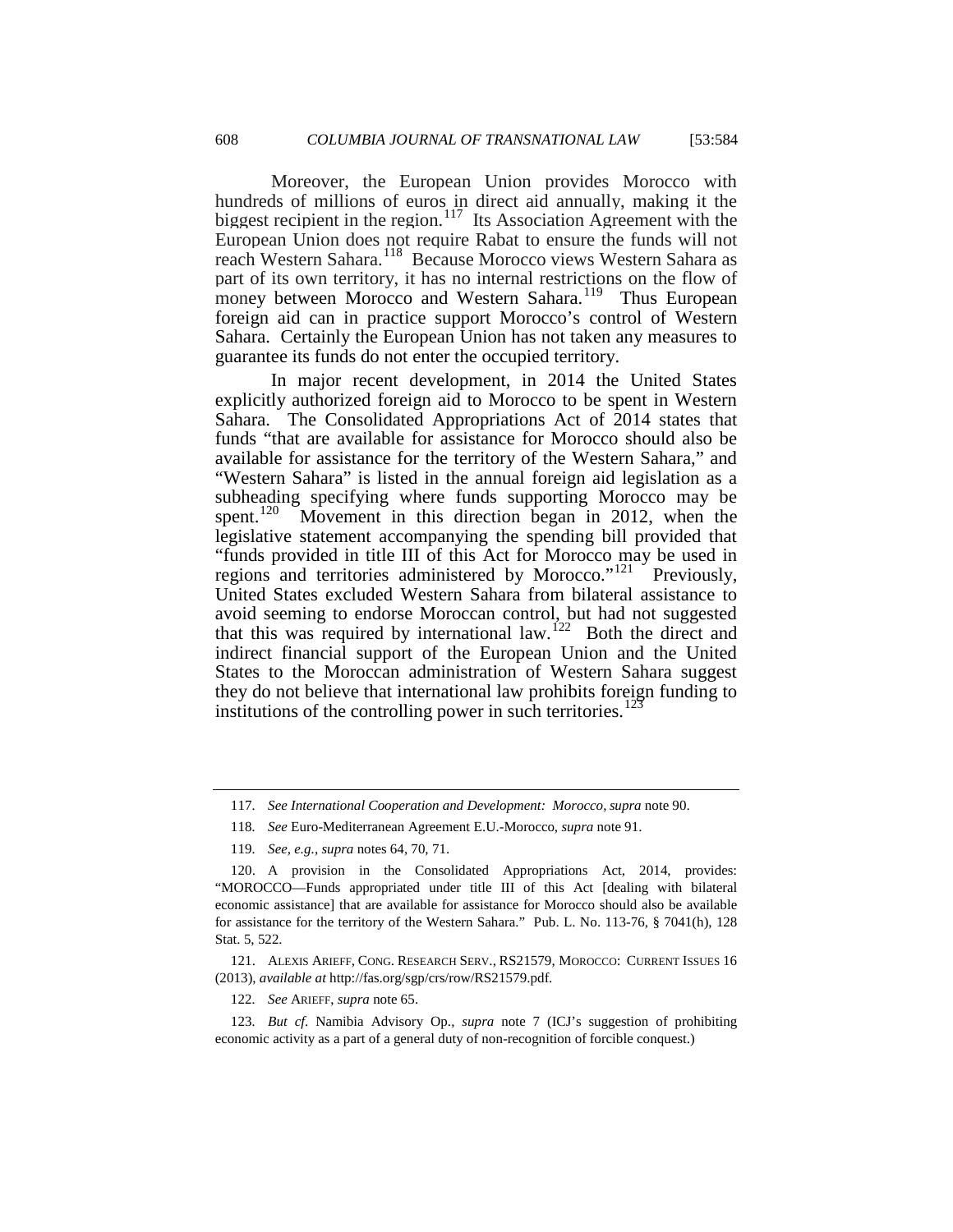Moreover, the European Union provides Morocco with hundreds of millions of euros in direct aid annually, making it the biggest recipient in the region.[117] Its Association Agreement with the European Union does not require Rabat to ensure the funds will not reach Western Sahara.[118] Because Morocco views Western Sahara as part of its own territory, it has no internal restrictions on the flow of money between Morocco and Western Sahara.[119] Thus European foreign aid can in practice support Morocco's control of Western Sahara. Certainly the European Union has not taken any measures to guarantee its funds do not enter the occupied territory.

In major recent development, in 2014 the United States explicitly authorized foreign aid to Morocco to be spent in Western Sahara. The Consolidated Appropriations Act of 2014 states that funds "that are available for assistance for Morocco should also be available for assistance for the territory of the Western Sahara," and "Western Sahara" is listed in the annual foreign aid legislation as a subheading specifying where funds supporting Morocco may be spent.[120] Movement in this direction began in 2012, when the legislative statement accompanying the spending bill provided that "funds provided in title III of this Act for Morocco may be used in regions and territories administered by Morocco."[121] Previously, United States excluded Western Sahara from bilateral assistance to avoid seeming to endorse Moroccan control, but had not suggested that this was required by international law.[122] Both the direct and indirect financial support of the European Union and the United States to the Moroccan administration of Western Sahara suggest they do not believe that international law prohibits foreign funding to institutions of the controlling power in such territories.[123]

---

117. *See International Cooperation and Development: Morocco*, *supra* note 90.

118. *See* Euro-Mediterranean Agreement E.U.-Morocco, *supra* note 91.

119. *See, e.g.*, *supra* notes 64, 70, 71.

120. A provision in the Consolidated Appropriations Act, 2014, provides: "MOROCCO—Funds appropriated under title III of this Act [dealing with bilateral economic assistance] that are available for assistance for Morocco should also be available for assistance for the territory of the Western Sahara." Pub. L. No. 113-76, § 7041(h), 128 Stat. 5, 522.

121. ALEXIS ARIEFF, CONG. RESEARCH SERV., RS21579, MOROCCO: CURRENT ISSUES 16 (2013), *available at* http://fas.org/sgp/crs/row/RS21579.pdf.

122. *See* ARIEFF, *supra* note 65.

123. *But cf*. Namibia Advisory Op., *supra* note 7 (ICJ's suggestion of prohibiting economic activity as a part of a general duty of non-recognition of forcible conquest.)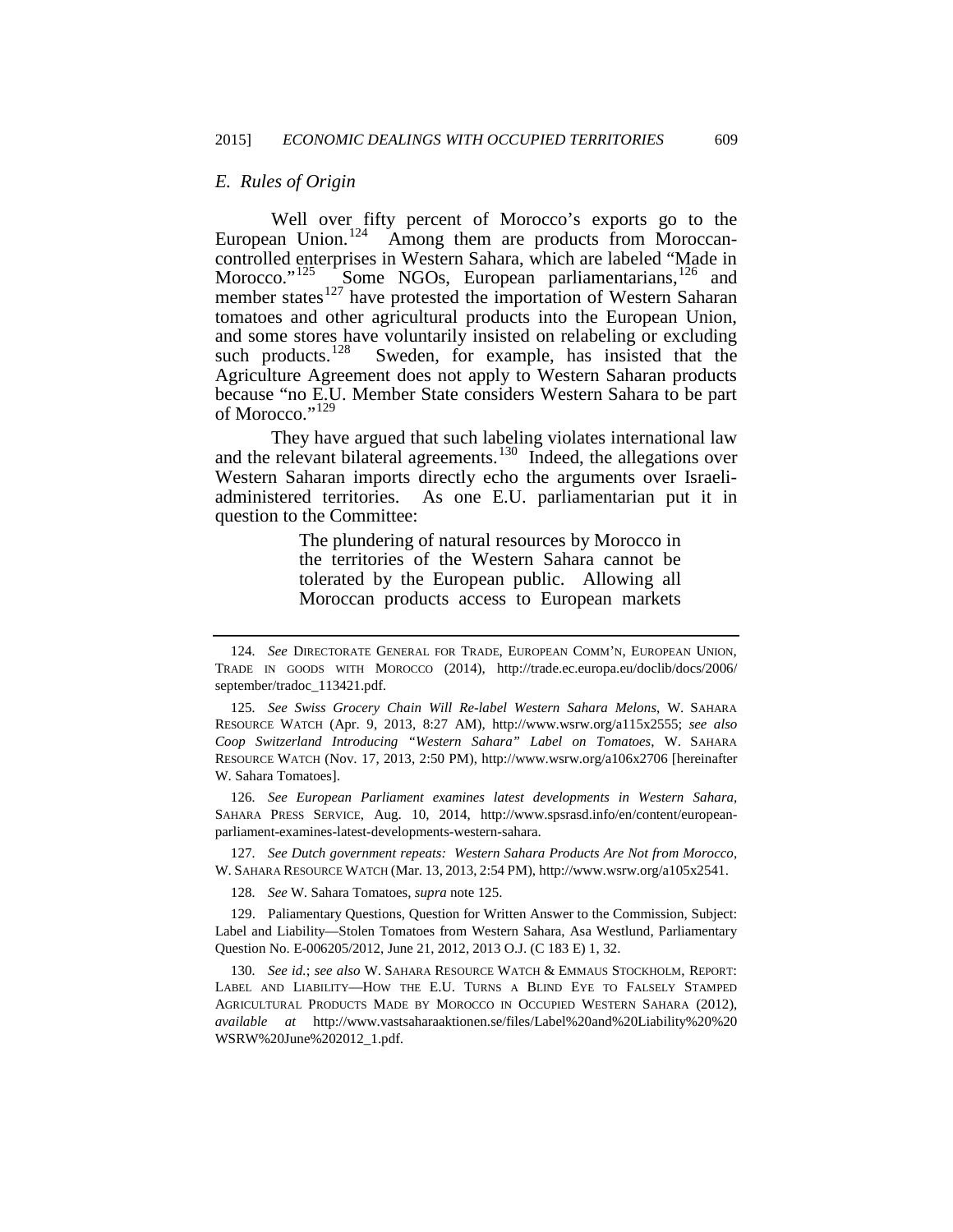### E. Rules of Origin

Well over fifty percent of Morocco's exports go to the European Union.[124] Among them are products from Moroccan-controlled enterprises in Western Sahara, which are labeled "Made in Morocco."[125] Some NGOs, European parliamentarians,[126] and member states[127] have protested the importation of Western Saharan tomatoes and other agricultural products into the European Union, and some stores have voluntarily insisted on relabeling or excluding such products.[128] Sweden, for example, has insisted that the Agriculture Agreement does not apply to Western Saharan products because "no E.U. Member State considers Western Sahara to be part of Morocco."[129]

They have argued that such labeling violates international law and the relevant bilateral agreements.[130] Indeed, the allegations over Western Saharan imports directly echo the arguments over Israeli-administered territories. As one E.U. parliamentarian put it in question to the Committee:

> The plundering of natural resources by Morocco in the territories of the Western Sahara cannot be tolerated by the European public. Allowing all Moroccan products access to European markets

---

124. *See* DIRECTORATE GENERAL FOR TRADE, EUROPEAN COMM'N, EUROPEAN UNION, TRADE IN GOODS WITH MOROCCO (2014), http://trade.ec.europa.eu/doclib/docs/2006/september/tradoc_113421.pdf.

125. *See Swiss Grocery Chain Will Re-label Western Sahara Melons*, W. SAHARA RESOURCE WATCH (Apr. 9, 2013, 8:27 AM), http://www.wsrw.org/a115x2555; *see also Coop Switzerland Introducing "Western Sahara" Label on Tomatoes*, W. SAHARA RESOURCE WATCH (Nov. 17, 2013, 2:50 PM), http://www.wsrw.org/a106x2706 [hereinafter W. Sahara Tomatoes].

126. *See European Parliament examines latest developments in Western Sahara*, SAHARA PRESS SERVICE, Aug. 10, 2014, http://www.spsrasd.info/en/content/european-parliament-examines-latest-developments-western-sahara.

127. *See Dutch government repeats: Western Sahara Products Are Not from Morocco*, W. SAHARA RESOURCE WATCH (Mar. 13, 2013, 2:54 PM), http://www.wsrw.org/a105x2541.

128. *See* W. Sahara Tomatoes, *supra* note 125.

129. Paliamentary Questions, Question for Written Answer to the Commission, Subject: Label and Liability—Stolen Tomatoes from Western Sahara, Asa Westlund, Parliamentary Question No. E-006205/2012, June 21, 2012, 2013 O.J. (C 183 E) 1, 32.

130. *See id.*; *see also* W. SAHARA RESOURCE WATCH & EMMAUS STOCKHOLM, REPORT: LABEL AND LIABILITY—HOW THE E.U. TURNS A BLIND EYE TO FALSELY STAMPED AGRICULTURAL PRODUCTS MADE BY MOROCCO IN OCCUPIED WESTERN SAHARA (2012), *available at* http://www.vastsaharaaktionen.se/files/Label%20and%20Liability%20%20WSRW%20June%202012_1.pdf.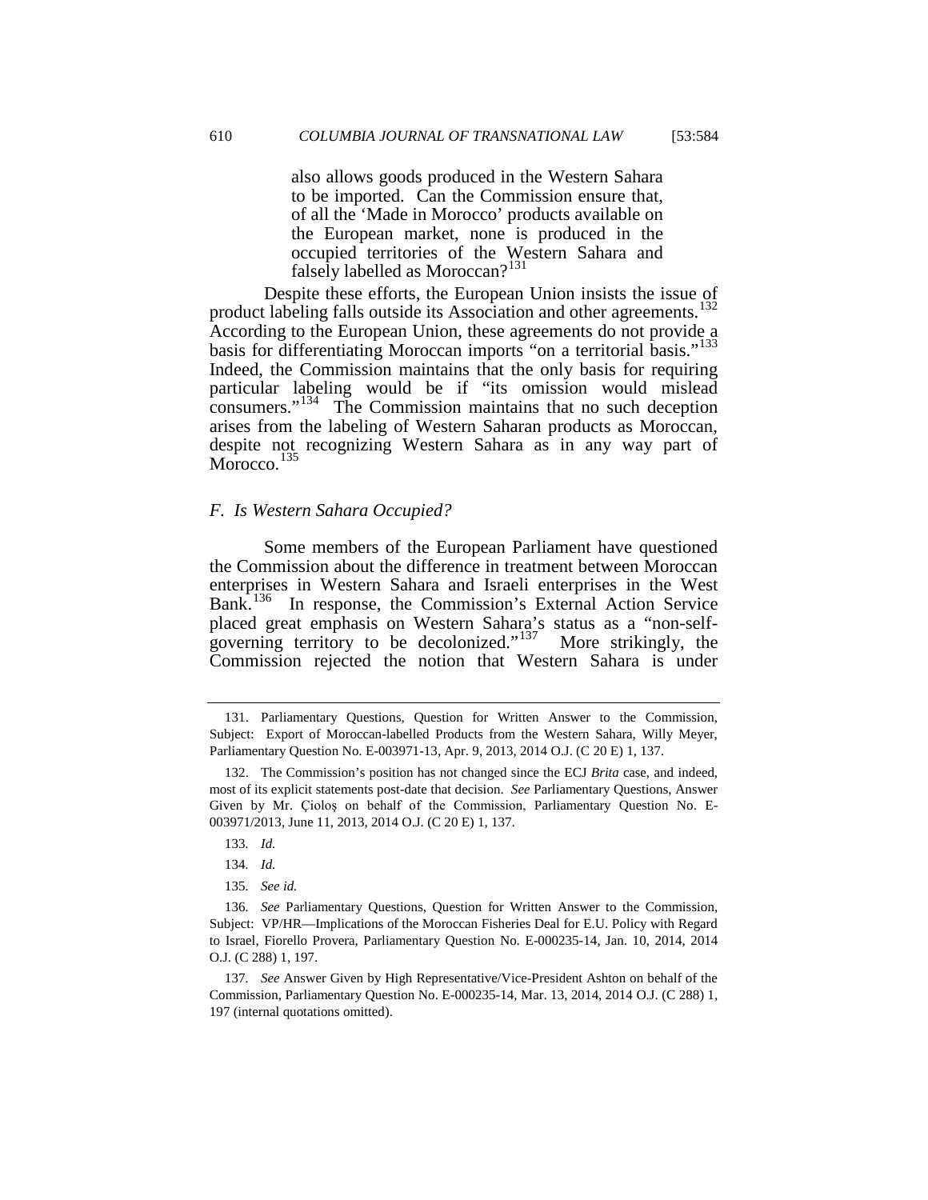> also allows goods produced in the Western Sahara to be imported. Can the Commission ensure that, of all the 'Made in Morocco' products available on the European market, none is produced in the occupied territories of the Western Sahara and falsely labelled as Moroccan?[131]

Despite these efforts, the European Union insists the issue of product labeling falls outside its Association and other agreements.[132] According to the European Union, these agreements do not provide a basis for differentiating Moroccan imports "on a territorial basis."[133] Indeed, the Commission maintains that the only basis for requiring particular labeling would be if "its omission would mislead consumers."[134] The Commission maintains that no such deception arises from the labeling of Western Saharan products as Moroccan, despite not recognizing Western Sahara as in any way part of Morocco.[135]

### *F. Is Western Sahara Occupied?*

Some members of the European Parliament have questioned the Commission about the difference in treatment between Moroccan enterprises in Western Sahara and Israeli enterprises in the West Bank.[136] In response, the Commission's External Action Service placed great emphasis on Western Sahara's status as a "non-self-governing territory to be decolonized."[137] More strikingly, the Commission rejected the notion that Western Sahara is under

---

131. Parliamentary Questions, Question for Written Answer to the Commission, Subject: Export of Moroccan-labelled Products from the Western Sahara, Willy Meyer, Parliamentary Question No. E-003971-13, Apr. 9, 2013, 2014 O.J. (C 20 E) 1, 137.

132. The Commission's position has not changed since the ECJ *Brita* case, and indeed, most of its explicit statements post-date that decision. *See* Parliamentary Questions, Answer Given by Mr. Çioloş on behalf of the Commission, Parliamentary Question No. E-003971/2013, June 11, 2013, 2014 O.J. (C 20 E) 1, 137.

133. *Id.*

134. *Id.*

135. *See id.*

136. *See* Parliamentary Questions, Question for Written Answer to the Commission, Subject: VP/HR—Implications of the Moroccan Fisheries Deal for E.U. Policy with Regard to Israel, Fiorello Provera, Parliamentary Question No. E-000235-14, Jan. 10, 2014, 2014 O.J. (C 288) 1, 197.

137. *See* Answer Given by High Representative/Vice-President Ashton on behalf of the Commission, Parliamentary Question No. E-000235-14, Mar. 13, 2014, 2014 O.J. (C 288) 1, 197 (internal quotations omitted).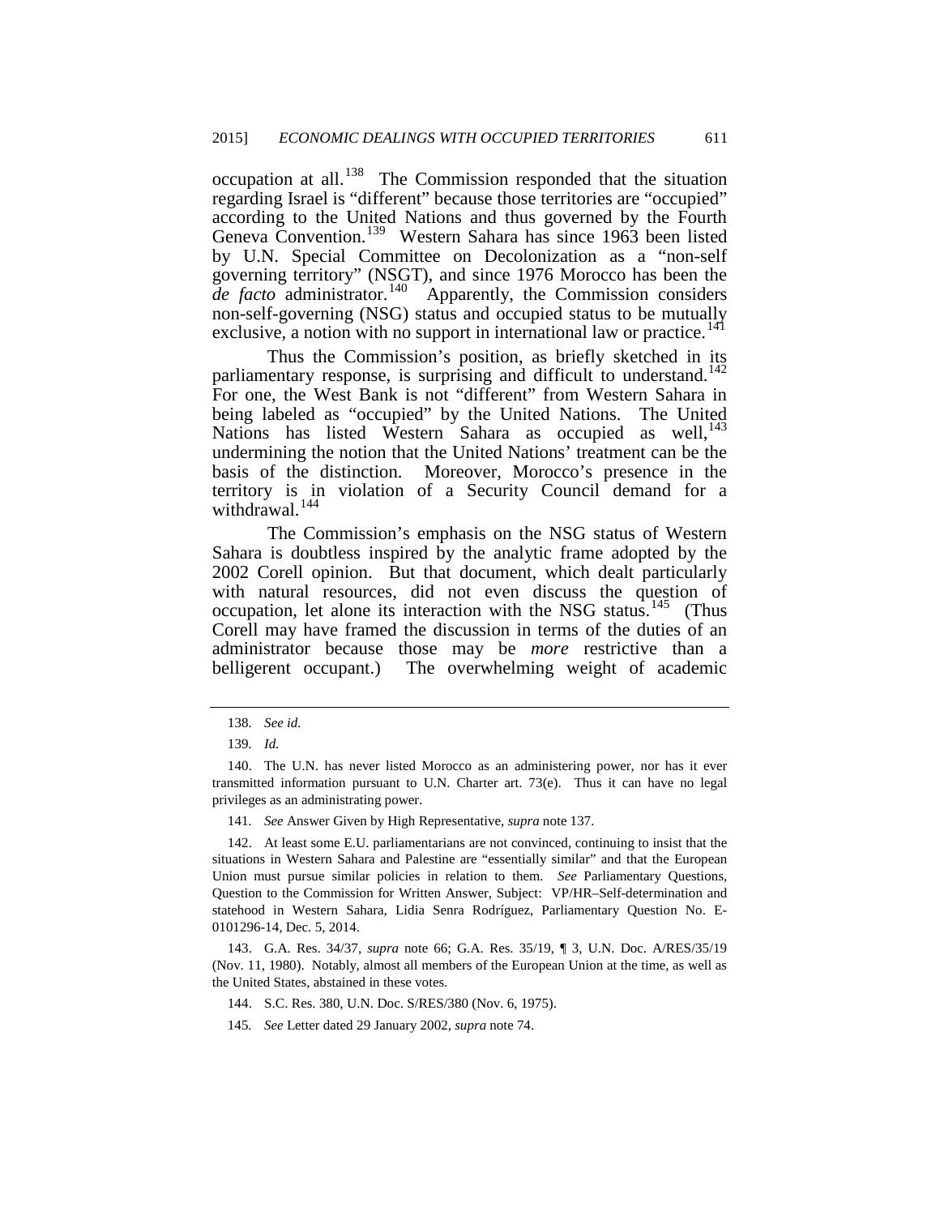occupation at all.[138] The Commission responded that the situation regarding Israel is "different" because those territories are "occupied" according to the United Nations and thus governed by the Fourth Geneva Convention.[139] Western Sahara has since 1963 been listed by U.N. Special Committee on Decolonization as a "non-self governing territory" (NSGT), and since 1976 Morocco has been the *de facto* administrator.[140] Apparently, the Commission considers non-self-governing (NSG) status and occupied status to be mutually exclusive, a notion with no support in international law or practice.[141]

Thus the Commission's position, as briefly sketched in its parliamentary response, is surprising and difficult to understand.[142] For one, the West Bank is not "different" from Western Sahara in being labeled as "occupied" by the United Nations. The United Nations has listed Western Sahara as occupied as well,[143] undermining the notion that the United Nations' treatment can be the basis of the distinction. Moreover, Morocco's presence in the territory is in violation of a Security Council demand for a withdrawal.[144]

The Commission's emphasis on the NSG status of Western Sahara is doubtless inspired by the analytic frame adopted by the 2002 Corell opinion. But that document, which dealt particularly with natural resources, did not even discuss the question of occupation, let alone its interaction with the NSG status.[145] (Thus Corell may have framed the discussion in terms of the duties of an administrator because those may be *more* restrictive than a belligerent occupant.) The overwhelming weight of academic

---

138. *See id.*

139. *Id.*

140. The U.N. has never listed Morocco as an administering power, nor has it ever transmitted information pursuant to U.N. Charter art. 73(e). Thus it can have no legal privileges as an administrating power.

141. *See* Answer Given by High Representative, *supra* note 137.

142. At least some E.U. parliamentarians are not convinced, continuing to insist that the situations in Western Sahara and Palestine are "essentially similar" and that the European Union must pursue similar policies in relation to them. *See* Parliamentary Questions, Question to the Commission for Written Answer, Subject: VP/HR–Self-determination and statehood in Western Sahara, Lidia Senra Rodríguez, Parliamentary Question No. E-0101296-14, Dec. 5, 2014.

143. G.A. Res. 34/37, *supra* note 66; G.A. Res. 35/19, ¶ 3, U.N. Doc. A/RES/35/19 (Nov. 11, 1980). Notably, almost all members of the European Union at the time, as well as the United States, abstained in these votes.

144. S.C. Res. 380, U.N. Doc. S/RES/380 (Nov. 6, 1975).

145. *See* Letter dated 29 January 2002, *supra* note 74.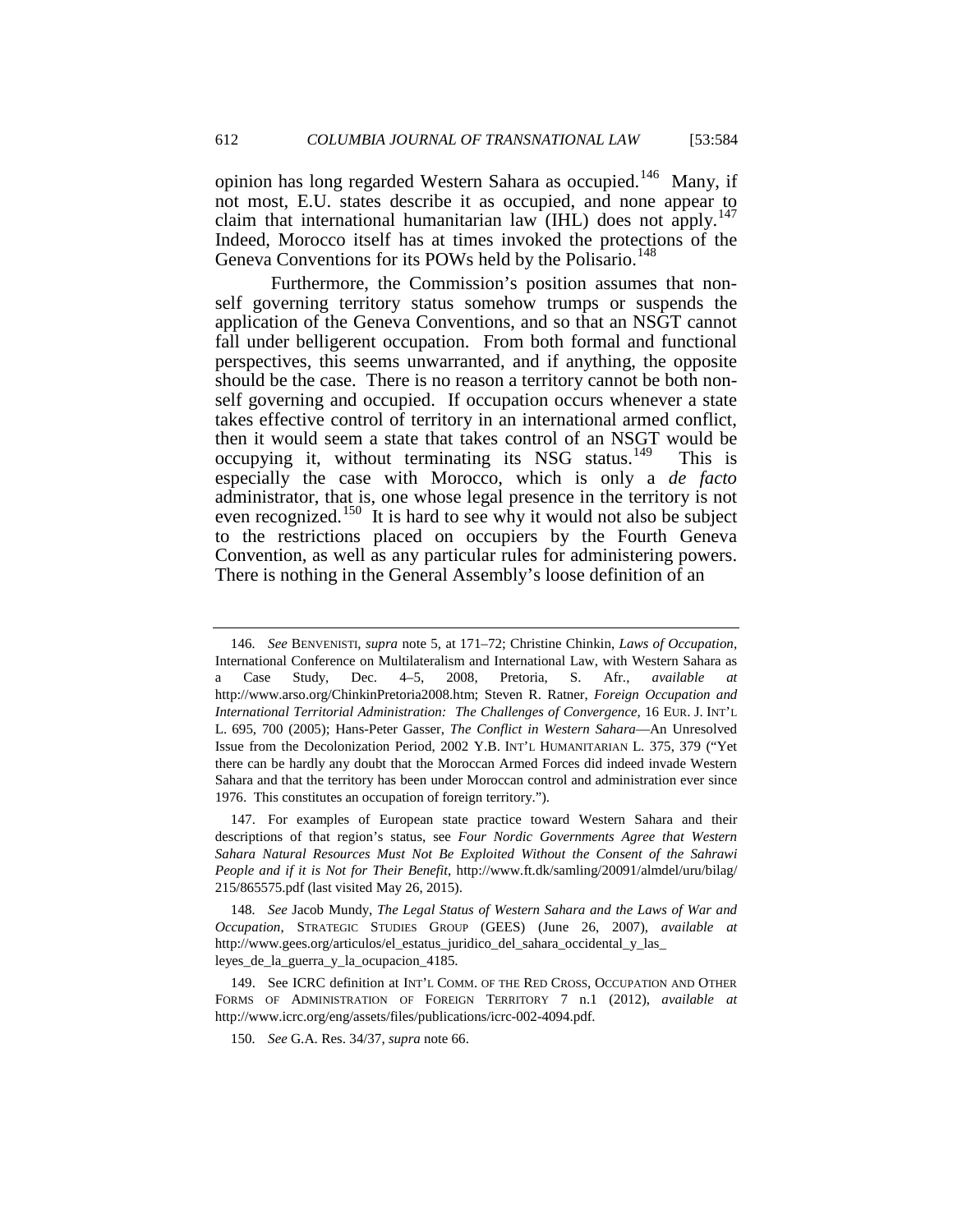opinion has long regarded Western Sahara as occupied.[146] Many, if not most, E.U. states describe it as occupied, and none appear to claim that international humanitarian law (IHL) does not apply.[147] Indeed, Morocco itself has at times invoked the protections of the Geneva Conventions for its POWs held by the Polisario.[148]

Furthermore, the Commission's position assumes that non-self governing territory status somehow trumps or suspends the application of the Geneva Conventions, and so that an NSGT cannot fall under belligerent occupation. From both formal and functional perspectives, this seems unwarranted, and if anything, the opposite should be the case. There is no reason a territory cannot be both non-self governing and occupied. If occupation occurs whenever a state takes effective control of territory in an international armed conflict, then it would seem a state that takes control of an NSGT would be occupying it, without terminating its NSG status.[149] This is especially the case with Morocco, which is only a *de facto* administrator, that is, one whose legal presence in the territory is not even recognized.[150] It is hard to see why it would not also be subject to the restrictions placed on occupiers by the Fourth Geneva Convention, as well as any particular rules for administering powers. There is nothing in the General Assembly's loose definition of an

---

146. *See* BENVENISTI, *supra* note 5, at 171–72; Christine Chinkin, *Laws of Occupation*, International Conference on Multilateralism and International Law, with Western Sahara as a Case Study, Dec. 4–5, 2008, Pretoria, S. Afr., *available at* http://www.arso.org/ChinkinPretoria2008.htm; Steven R. Ratner, *Foreign Occupation and International Territorial Administration: The Challenges of Convergence*, 16 EUR. J. INT'L L. 695, 700 (2005); Hans-Peter Gasser, *The Conflict in Western Sahara*—An Unresolved Issue from the Decolonization Period, 2002 Y.B. INT'L HUMANITARIAN L. 375, 379 ("Yet there can be hardly any doubt that the Moroccan Armed Forces did indeed invade Western Sahara and that the territory has been under Moroccan control and administration ever since 1976. This constitutes an occupation of foreign territory.").

147. For examples of European state practice toward Western Sahara and their descriptions of that region's status, see *Four Nordic Governments Agree that Western Sahara Natural Resources Must Not Be Exploited Without the Consent of the Sahrawi People and if it is Not for Their Benefit*, http://www.ft.dk/samling/20091/almdel/uru/bilag/215/865575.pdf (last visited May 26, 2015).

148. *See* Jacob Mundy, *The Legal Status of Western Sahara and the Laws of War and Occupation*, STRATEGIC STUDIES GROUP (GEES) (June 26, 2007), *available at* http://www.gees.org/articulos/el_estatus_juridico_del_sahara_occidental_y_las_leyes_de_la_guerra_y_la_ocupacion_4185.

149. See ICRC definition at INT'L COMM. OF THE RED CROSS, OCCUPATION AND OTHER FORMS OF ADMINISTRATION OF FOREIGN TERRITORY 7 n.1 (2012), *available at* http://www.icrc.org/eng/assets/files/publications/icrc-002-4094.pdf.

150. *See* G.A. Res. 34/37, *supra* note 66.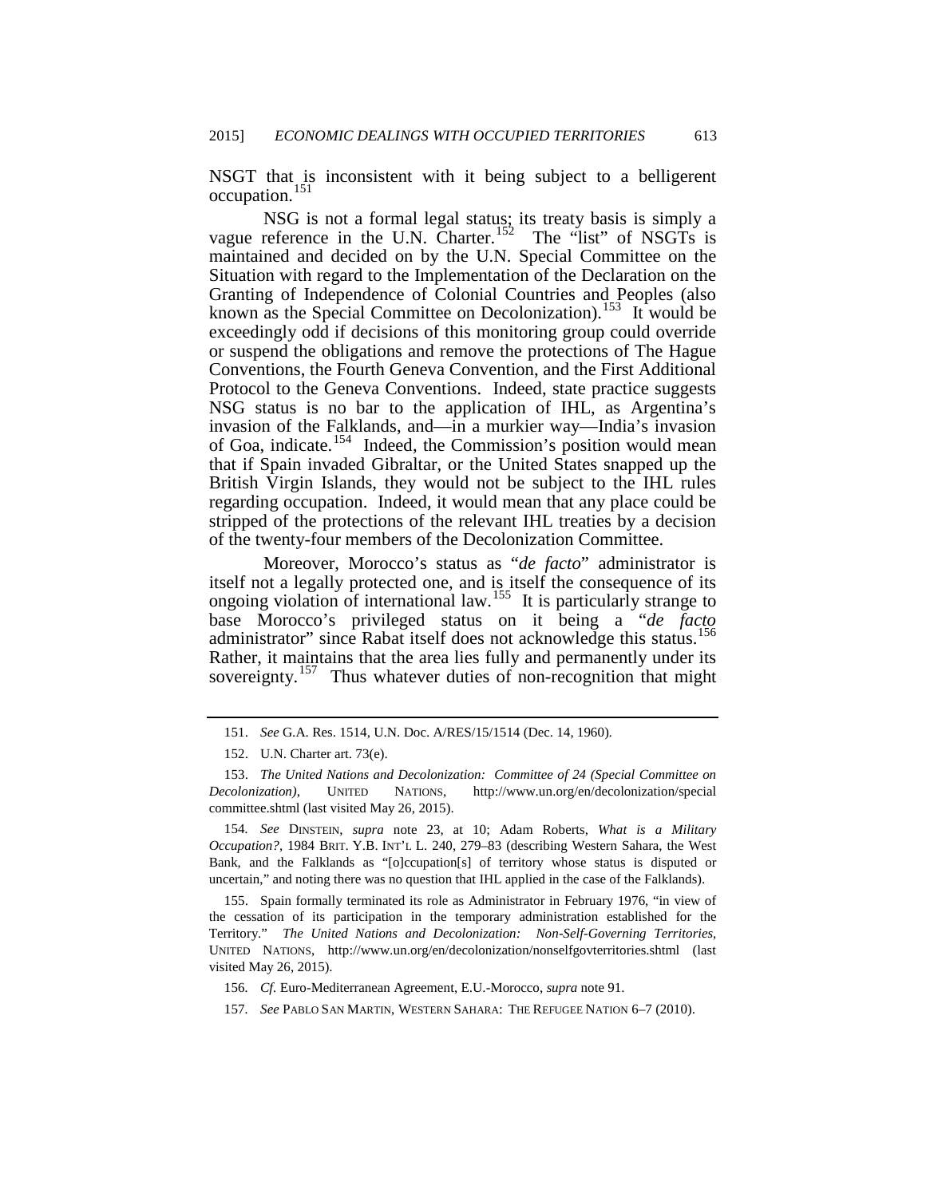NSGT that is inconsistent with it being subject to a belligerent occupation.[151]

NSG is not a formal legal status; its treaty basis is simply a vague reference in the U.N. Charter.[152] The "list" of NSGTs is maintained and decided on by the U.N. Special Committee on the Situation with regard to the Implementation of the Declaration on the Granting of Independence of Colonial Countries and Peoples (also known as the Special Committee on Decolonization).[153] It would be exceedingly odd if decisions of this monitoring group could override or suspend the obligations and remove the protections of The Hague Conventions, the Fourth Geneva Convention, and the First Additional Protocol to the Geneva Conventions. Indeed, state practice suggests NSG status is no bar to the application of IHL, as Argentina's invasion of the Falklands, and—in a murkier way—India's invasion of Goa, indicate.[154] Indeed, the Commission's position would mean that if Spain invaded Gibraltar, or the United States snapped up the British Virgin Islands, they would not be subject to the IHL rules regarding occupation. Indeed, it would mean that any place could be stripped of the protections of the relevant IHL treaties by a decision of the twenty-four members of the Decolonization Committee.

Moreover, Morocco's status as "*de facto*" administrator is itself not a legally protected one, and is itself the consequence of its ongoing violation of international law.[155] It is particularly strange to base Morocco's privileged status on it being a "*de facto* administrator" since Rabat itself does not acknowledge this status.[156] Rather, it maintains that the area lies fully and permanently under its sovereignty.[157] Thus whatever duties of non-recognition that might

---

151. *See* G.A. Res. 1514, U.N. Doc. A/RES/15/1514 (Dec. 14, 1960).

152. U.N. Charter art. 73(e).

153. *The United Nations and Decolonization: Committee of 24 (Special Committee on Decolonization)*, UNITED NATIONS, http://www.un.org/en/decolonization/specialcommittee.shtml (last visited May 26, 2015).

154. *See* DINSTEIN, *supra* note 23, at 10; Adam Roberts, *What is a Military Occupation?*, 1984 BRIT. Y.B. INT'L L. 240, 279–83 (describing Western Sahara, the West Bank, and the Falklands as "[o]ccupation[s] of territory whose status is disputed or uncertain," and noting there was no question that IHL applied in the case of the Falklands).

155. Spain formally terminated its role as Administrator in February 1976, "in view of the cessation of its participation in the temporary administration established for the Territory." *The United Nations and Decolonization: Non-Self-Governing Territories*, UNITED NATIONS, http://www.un.org/en/decolonization/nonselfgovterritories.shtml (last visited May 26, 2015).

156. *Cf.* Euro-Mediterranean Agreement, E.U.-Morocco, *supra* note 91.

157. *See* PABLO SAN MARTIN, WESTERN SAHARA: THE REFUGEE NATION 6–7 (2010).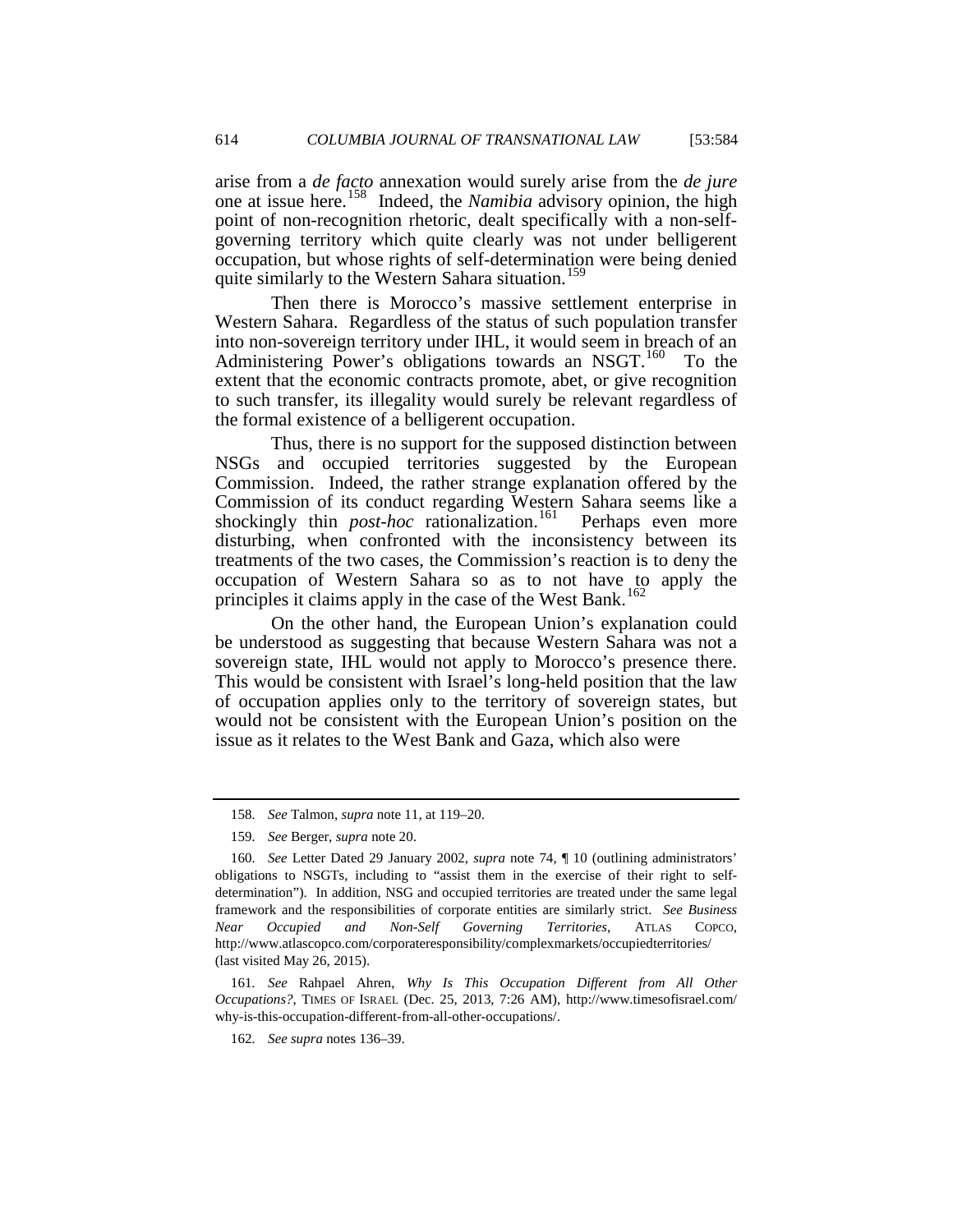arise from a *de facto* annexation would surely arise from the *de jure* one at issue here.[158] Indeed, the *Namibia* advisory opinion, the high point of non-recognition rhetoric, dealt specifically with a non-self-governing territory which quite clearly was not under belligerent occupation, but whose rights of self-determination were being denied quite similarly to the Western Sahara situation.[159]

Then there is Morocco's massive settlement enterprise in Western Sahara. Regardless of the status of such population transfer into non-sovereign territory under IHL, it would seem in breach of an Administering Power's obligations towards an NSGT.[160] To the extent that the economic contracts promote, abet, or give recognition to such transfer, its illegality would surely be relevant regardless of the formal existence of a belligerent occupation.

Thus, there is no support for the supposed distinction between NSGs and occupied territories suggested by the European Commission. Indeed, the rather strange explanation offered by the Commission of its conduct regarding Western Sahara seems like a shockingly thin *post-hoc* rationalization.[161] Perhaps even more disturbing, when confronted with the inconsistency between its treatments of the two cases, the Commission's reaction is to deny the occupation of Western Sahara so as to not have to apply the principles it claims apply in the case of the West Bank.[162]

On the other hand, the European Union's explanation could be understood as suggesting that because Western Sahara was not a sovereign state, IHL would not apply to Morocco's presence there. This would be consistent with Israel's long-held position that the law of occupation applies only to the territory of sovereign states, but would not be consistent with the European Union's position on the issue as it relates to the West Bank and Gaza, which also were

---

158. *See* Talmon, *supra* note 11, at 119–20.

159. *See* Berger, *supra* note 20.

160. *See* Letter Dated 29 January 2002, *supra* note 74, ¶ 10 (outlining administrators' obligations to NSGTs, including to "assist them in the exercise of their right to self-determination"). In addition, NSG and occupied territories are treated under the same legal framework and the responsibilities of corporate entities are similarly strict. *See Business Near Occupied and Non-Self Governing Territories*, ATLAS COPCO, http://www.atlascopco.com/corporateresponsibility/complexmarkets/occupiedterritories/ (last visited May 26, 2015).

161. *See* Rahpael Ahren, *Why Is This Occupation Different from All Other Occupations?*, TIMES OF ISRAEL (Dec. 25, 2013, 7:26 AM), http://www.timesofisrael.com/why-is-this-occupation-different-from-all-other-occupations/.

162. *See supra* notes 136–39.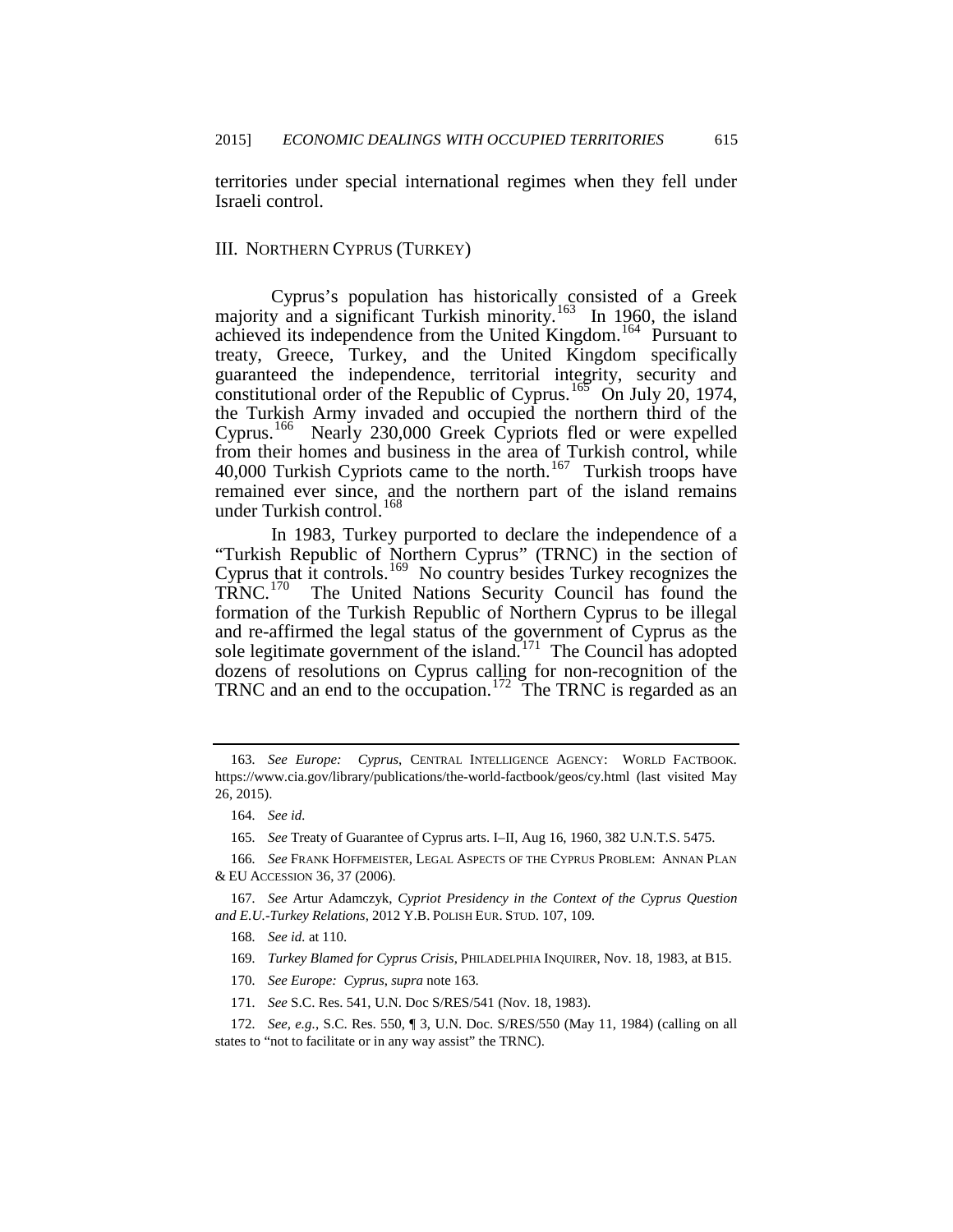territories under special international regimes when they fell under Israeli control.

## III. NORTHERN CYPRUS (TURKEY)

Cyprus's population has historically consisted of a Greek majority and a significant Turkish minority.[163] In 1960, the island achieved its independence from the United Kingdom.[164] Pursuant to treaty, Greece, Turkey, and the United Kingdom specifically guaranteed the independence, territorial integrity, security and constitutional order of the Republic of Cyprus.[165] On July 20, 1974, the Turkish Army invaded and occupied the northern third of the Cyprus.[166] Nearly 230,000 Greek Cypriots fled or were expelled from their homes and business in the area of Turkish control, while 40,000 Turkish Cypriots came to the north.[167] Turkish troops have remained ever since, and the northern part of the island remains under Turkish control.[168]

In 1983, Turkey purported to declare the independence of a "Turkish Republic of Northern Cyprus" (TRNC) in the section of Cyprus that it controls.[169] No country besides Turkey recognizes the TRNC.[170] The United Nations Security Council has found the formation of the Turkish Republic of Northern Cyprus to be illegal and re-affirmed the legal status of the government of Cyprus as the sole legitimate government of the island.[171] The Council has adopted dozens of resolutions on Cyprus calling for non-recognition of the TRNC and an end to the occupation.[172] The TRNC is regarded as an

---

163. *See Europe: Cyprus*, CENTRAL INTELLIGENCE AGENCY: WORLD FACTBOOK. https://www.cia.gov/library/publications/the-world-factbook/geos/cy.html (last visited May 26, 2015).

164. *See id.*

165. *See* Treaty of Guarantee of Cyprus arts. I–II, Aug 16, 1960, 382 U.N.T.S. 5475.

166. *See* FRANK HOFFMEISTER, LEGAL ASPECTS OF THE CYPRUS PROBLEM: ANNAN PLAN & EU ACCESSION 36, 37 (2006).

167. *See* Artur Adamczyk, *Cypriot Presidency in the Context of the Cyprus Question and E.U.-Turkey Relations*, 2012 Y.B. POLISH EUR. STUD. 107, 109.

168. *See id.* at 110.

169. *Turkey Blamed for Cyprus Crisis*, PHILADELPHIA INQUIRER, Nov. 18, 1983, at B15.

170. *See Europe: Cyprus*, *supra* note 163.

171. *See* S.C. Res. 541, U.N. Doc S/RES/541 (Nov. 18, 1983).

172. *See, e.g.*, S.C. Res. 550, ¶ 3, U.N. Doc. S/RES/550 (May 11, 1984) (calling on all states to "not to facilitate or in any way assist" the TRNC).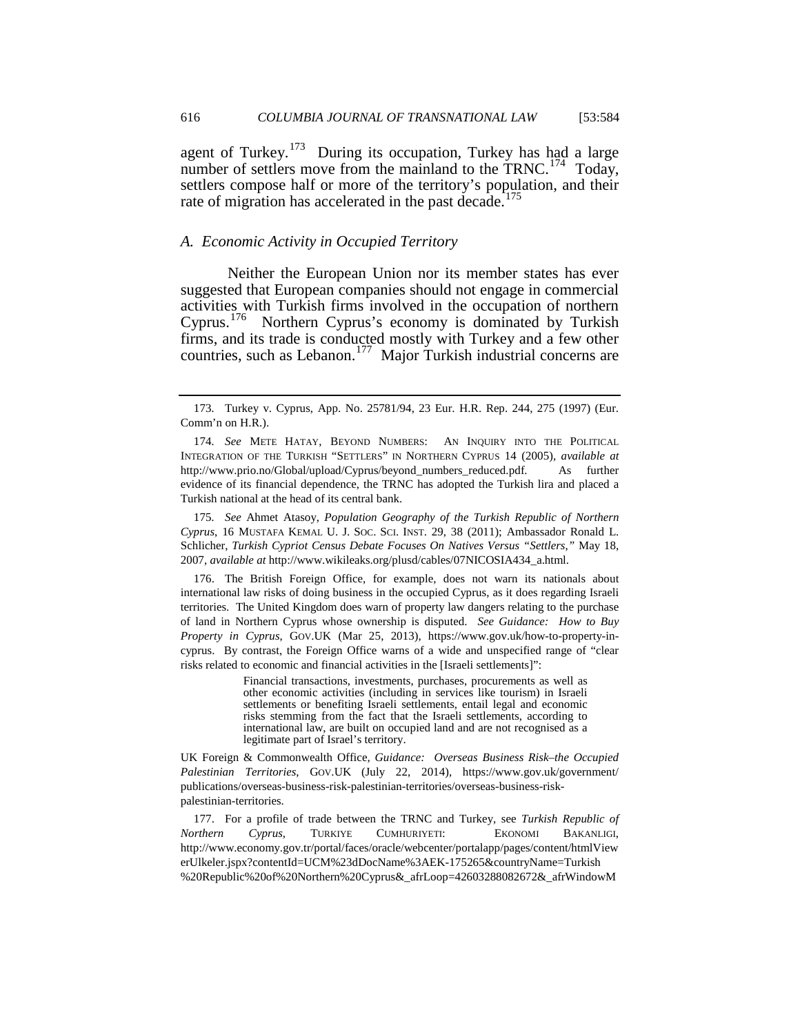agent of Turkey.[173] During its occupation, Turkey has had a large number of settlers move from the mainland to the TRNC.[174] Today, settlers compose half or more of the territory's population, and their rate of migration has accelerated in the past decade.[175]

### *A. Economic Activity in Occupied Territory*

Neither the European Union nor its member states has ever suggested that European companies should not engage in commercial activities with Turkish firms involved in the occupation of northern Cyprus.[176] Northern Cyprus's economy is dominated by Turkish firms, and its trade is conducted mostly with Turkey and a few other countries, such as Lebanon.[177] Major Turkish industrial concerns are

---

173. Turkey v. Cyprus, App. No. 25781/94, 23 Eur. H.R. Rep. 244, 275 (1997) (Eur. Comm'n on H.R.).

174. *See* METE HATAY, BEYOND NUMBERS: AN INQUIRY INTO THE POLITICAL INTEGRATION OF THE TURKISH "SETTLERS" IN NORTHERN CYPRUS 14 (2005), *available at* http://www.prio.no/Global/upload/Cyprus/beyond_numbers_reduced.pdf. As further evidence of its financial dependence, the TRNC has adopted the Turkish lira and placed a Turkish national at the head of its central bank.

175. *See* Ahmet Atasoy, *Population Geography of the Turkish Republic of Northern Cyprus*, 16 MUSTAFA KEMAL U. J. SOC. SCI. INST. 29, 38 (2011); Ambassador Ronald L. Schlicher, *Turkish Cypriot Census Debate Focuses On Natives Versus "Settlers*,*"* May 18, 2007, *available at* http://www.wikileaks.org/plusd/cables/07NICOSIA434_a.html.

176. The British Foreign Office, for example, does not warn its nationals about international law risks of doing business in the occupied Cyprus, as it does regarding Israeli territories. The United Kingdom does warn of property law dangers relating to the purchase of land in Northern Cyprus whose ownership is disputed. *See Guidance: How to Buy Property in Cyprus*, GOV.UK (Mar 25, 2013), https://www.gov.uk/how-to-property-in-cyprus. By contrast, the Foreign Office warns of a wide and unspecified range of "clear risks related to economic and financial activities in the [Israeli settlements]":

> Financial transactions, investments, purchases, procurements as well as other economic activities (including in services like tourism) in Israeli settlements or benefiting Israeli settlements, entail legal and economic risks stemming from the fact that the Israeli settlements, according to international law, are built on occupied land and are not recognised as a legitimate part of Israel's territory.

UK Foreign & Commonwealth Office, *Guidance: Overseas Business Risk–the Occupied Palestinian Territories*, GOV.UK (July 22, 2014), https://www.gov.uk/government/publications/overseas-business-risk-palestinian-territories/overseas-business-risk-palestinian-territories.

177. For a profile of trade between the TRNC and Turkey, see *Turkish Republic of Northern Cyprus*, TURKIYE CUMHURIYETI: EKONOMI BAKANLIGI, http://www.economy.gov.tr/portal/faces/oracle/webcenter/portalapp/pages/content/htmlViewerUlkeler.jspx?contentId=UCM%23dDocName%3AEK-175265&countryName=Turkish%20Republic%20of%20Northern%20Cyprus&_afrLoop=42603288082672&_afrWindowM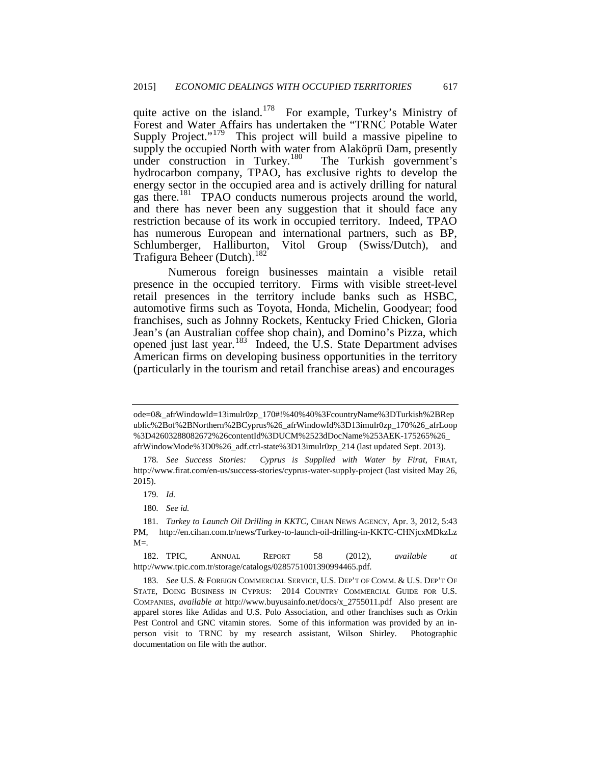quite active on the island.[178] For example, Turkey's Ministry of Forest and Water Affairs has undertaken the "TRNC Potable Water Supply Project."[179] This project will build a massive pipeline to supply the occupied North with water from Alaköprü Dam, presently under construction in Turkey.[180] The Turkish government's hydrocarbon company, TPAO, has exclusive rights to develop the energy sector in the occupied area and is actively drilling for natural gas there.[181] TPAO conducts numerous projects around the world, and there has never been any suggestion that it should face any restriction because of its work in occupied territory. Indeed, TPAO has numerous European and international partners, such as BP, Schlumberger, Halliburton, Vitol Group (Swiss/Dutch), and Trafigura Beheer (Dutch).[182]

Numerous foreign businesses maintain a visible retail presence in the occupied territory. Firms with visible street-level retail presences in the territory include banks such as HSBC, automotive firms such as Toyota, Honda, Michelin, Goodyear; food franchises, such as Johnny Rockets, Kentucky Fried Chicken, Gloria Jean's (an Australian coffee shop chain), and Domino's Pizza, which opened just last year.[183] Indeed, the U.S. State Department advises American firms on developing business opportunities in the territory (particularly in the tourism and retail franchise areas) and encourages

---

ode=0&_afrWindowId=13imulr0zp_170#!%40%40%3FcountryName%3DTurkish%2BRepublic%2Bof%2BNorthern%2BCyprus%26_afrWindowId%3D13imulr0zp_170%26_afrLoop%3D42603288082672%26contentId%3DUCM%2523dDocName%253AEK-175265%26_afrWindowMode%3D0%26_adf.ctrl-state%3D13imulr0zp_214 (last updated Sept. 2013).

178. *See Success Stories: Cyprus is Supplied with Water by Firat*, FIRAT, http://www.firat.com/en-us/success-stories/cyprus-water-supply-project (last visited May 26, 2015).

179. *Id.*

180. *See id.*

181. *Turkey to Launch Oil Drilling in KKTC*, CIHAN NEWS AGENCY, Apr. 3, 2012, 5:43 PM, http://en.cihan.com.tr/news/Turkey-to-launch-oil-drilling-in-KKTC-CHNjcxMDkzLzM=.

182. TPIC, ANNUAL REPORT 58 (2012), *available at* http://www.tpic.com.tr/storage/catalogs/0285751001390994465.pdf.

183. *See* U.S. & FOREIGN COMMERCIAL SERVICE, U.S. DEP'T OF COMM. & U.S. DEP'T OF STATE, DOING BUSINESS IN CYPRUS: 2014 COUNTRY COMMERCIAL GUIDE FOR U.S. COMPANIES, *available at* http://www.buyusainfo.net/docs/x_2755011.pdf Also present are apparel stores like Adidas and U.S. Polo Association, and other franchises such as Orkin Pest Control and GNC vitamin stores. Some of this information was provided by an in-person visit to TRNC by my research assistant, Wilson Shirley. Photographic documentation on file with the author.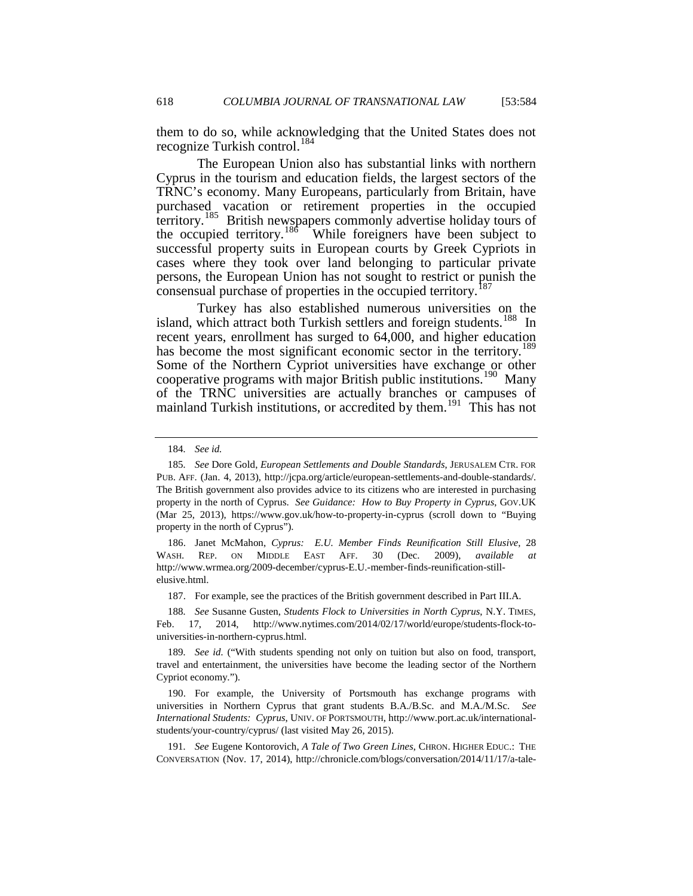them to do so, while acknowledging that the United States does not recognize Turkish control.[184]

The European Union also has substantial links with northern Cyprus in the tourism and education fields, the largest sectors of the TRNC's economy. Many Europeans, particularly from Britain, have purchased vacation or retirement properties in the occupied territory.[185] British newspapers commonly advertise holiday tours of the occupied territory.[186] While foreigners have been subject to successful property suits in European courts by Greek Cypriots in cases where they took over land belonging to particular private persons, the European Union has not sought to restrict or punish the consensual purchase of properties in the occupied territory.[187]

Turkey has also established numerous universities on the island, which attract both Turkish settlers and foreign students.[188] In recent years, enrollment has surged to 64,000, and higher education has become the most significant economic sector in the territory.[189] Some of the Northern Cypriot universities have exchange or other cooperative programs with major British public institutions.[190] Many of the TRNC universities are actually branches or campuses of mainland Turkish institutions, or accredited by them.[191] This has not

---

184. *See id.*

185. *See* Dore Gold, *European Settlements and Double Standards*, JERUSALEM CTR. FOR PUB. AFF. (Jan. 4, 2013), http://jcpa.org/article/european-settlements-and-double-standards/. The British government also provides advice to its citizens who are interested in purchasing property in the north of Cyprus. *See Guidance: How to Buy Property in Cyprus*, GOV.UK (Mar 25, 2013), https://www.gov.uk/how-to-property-in-cyprus (scroll down to "Buying property in the north of Cyprus").

186. Janet McMahon, *Cyprus: E.U. Member Finds Reunification Still Elusive*, 28 WASH. REP. ON MIDDLE EAST AFF. 30 (Dec. 2009), *available at* http://www.wrmea.org/2009-december/cyprus-E.U.-member-finds-reunification-still-elusive.html.

187. For example, see the practices of the British government described in Part III.A.

188. *See* Susanne Gusten, *Students Flock to Universities in North Cyprus*, N.Y. TIMES, Feb. 17, 2014, http://www.nytimes.com/2014/02/17/world/europe/students-flock-to-universities-in-northern-cyprus.html.

189. *See id.* ("With students spending not only on tuition but also on food, transport, travel and entertainment, the universities have become the leading sector of the Northern Cypriot economy.").

190. For example, the University of Portsmouth has exchange programs with universities in Northern Cyprus that grant students B.A./B.Sc. and M.A./M.Sc. *See International Students: Cyprus*, UNIV. OF PORTSMOUTH, http://www.port.ac.uk/international-students/your-country/cyprus/ (last visited May 26, 2015).

191. *See* Eugene Kontorovich, *A Tale of Two Green Lines*, CHRON. HIGHER EDUC.: THE CONVERSATION (Nov. 17, 2014), http://chronicle.com/blogs/conversation/2014/11/17/a-tale-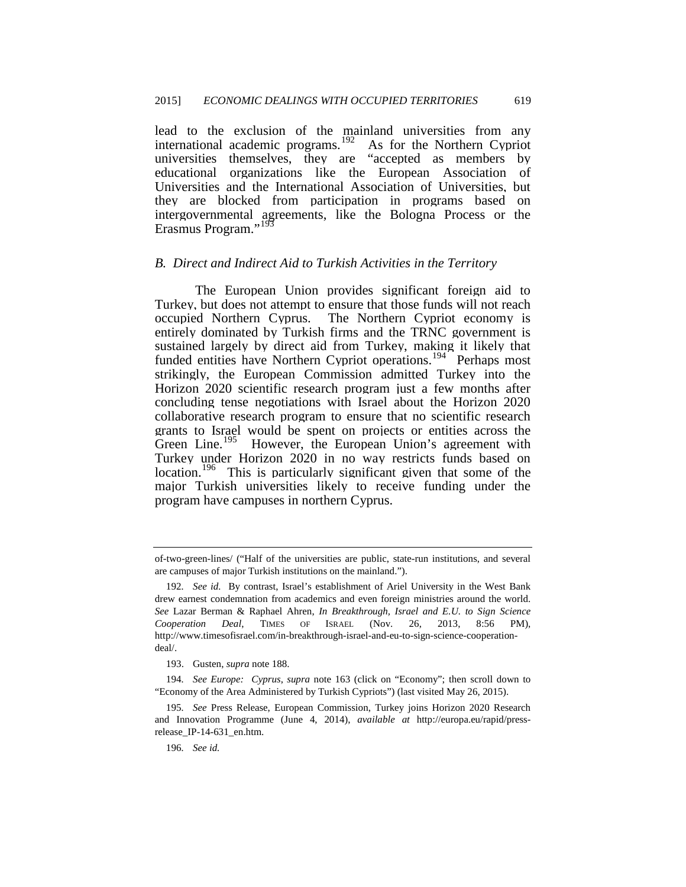lead to the exclusion of the mainland universities from any international academic programs.[192] As for the Northern Cypriot universities themselves, they are "accepted as members by educational organizations like the European Association of Universities and the International Association of Universities, but they are blocked from participation in programs based on intergovernmental agreements, like the Bologna Process or the Erasmus Program."[193]

### *B. Direct and Indirect Aid to Turkish Activities in the Territory*

The European Union provides significant foreign aid to Turkey, but does not attempt to ensure that those funds will not reach occupied Northern Cyprus. The Northern Cypriot economy is entirely dominated by Turkish firms and the TRNC government is sustained largely by direct aid from Turkey, making it likely that funded entities have Northern Cypriot operations.[194] Perhaps most strikingly, the European Commission admitted Turkey into the Horizon 2020 scientific research program just a few months after concluding tense negotiations with Israel about the Horizon 2020 collaborative research program to ensure that no scientific research grants to Israel would be spent on projects or entities across the Green Line.[195] However, the European Union's agreement with Turkey under Horizon 2020 in no way restricts funds based on location.[196] This is particularly significant given that some of the major Turkish universities likely to receive funding under the program have campuses in northern Cyprus.

---

of-two-green-lines/ ("Half of the universities are public, state-run institutions, and several are campuses of major Turkish institutions on the mainland.").

192. *See id.* By contrast, Israel's establishment of Ariel University in the West Bank drew earnest condemnation from academics and even foreign ministries around the world. *See* Lazar Berman & Raphael Ahren, *In Breakthrough, Israel and E.U. to Sign Science Cooperation Deal*, TIMES OF ISRAEL (Nov. 26, 2013, 8:56 PM), http://www.timesofisrael.com/in-breakthrough-israel-and-eu-to-sign-science-cooperation-deal/.

193. Gusten, *supra* note 188.

194. *See Europe: Cyprus*, *supra* note 163 (click on "Economy"; then scroll down to "Economy of the Area Administered by Turkish Cypriots") (last visited May 26, 2015).

195. *See* Press Release, European Commission, Turkey joins Horizon 2020 Research and Innovation Programme (June 4, 2014), *available at* http://europa.eu/rapid/press-release_IP-14-631_en.htm.

196. *See id.*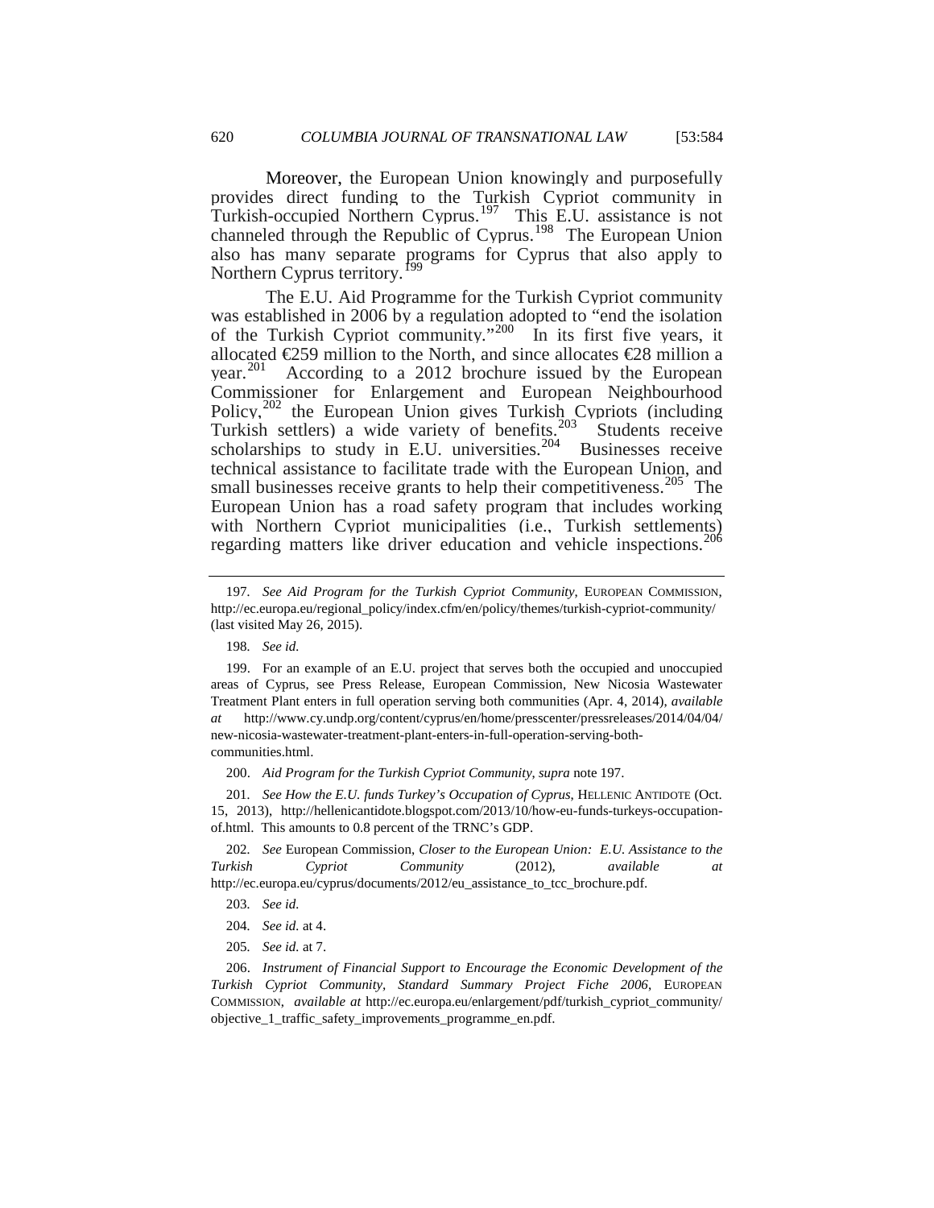Moreover, the European Union knowingly and purposefully provides direct funding to the Turkish Cypriot community in Turkish-occupied Northern Cyprus.[197] This E.U. assistance is not channeled through the Republic of Cyprus.[198] The European Union also has many separate programs for Cyprus that also apply to Northern Cyprus territory.[199]

The E.U. Aid Programme for the Turkish Cypriot community was established in 2006 by a regulation adopted to "end the isolation of the Turkish Cypriot community."[200] In its first five years, it allocated €259 million to the North, and since allocates €28 million a year.[201] According to a 2012 brochure issued by the European Commissioner for Enlargement and European Neighbourhood Policy,[202] the European Union gives Turkish Cypriots (including Turkish settlers) a wide variety of benefits.[203] Students receive scholarships to study in E.U. universities.[204] Businesses receive technical assistance to facilitate trade with the European Union, and small businesses receive grants to help their competitiveness.[205] The European Union has a road safety program that includes working with Northern Cypriot municipalities (i.e., Turkish settlements) regarding matters like driver education and vehicle inspections.[206]

---

197. *See Aid Program for the Turkish Cypriot Community*, EUROPEAN COMMISSION, http://ec.europa.eu/regional_policy/index.cfm/en/policy/themes/turkish-cypriot-community/ (last visited May 26, 2015).

198. *See id.*

199. For an example of an E.U. project that serves both the occupied and unoccupied areas of Cyprus, see Press Release, European Commission, New Nicosia Wastewater Treatment Plant enters in full operation serving both communities (Apr. 4, 2014), *available at* http://www.cy.undp.org/content/cyprus/en/home/presscenter/pressreleases/2014/04/04/new-nicosia-wastewater-treatment-plant-enters-in-full-operation-serving-both-communities.html.

200. *Aid Program for the Turkish Cypriot Community*, *supra* note 197.

201. *See How the E.U. funds Turkey's Occupation of Cyprus*, HELLENIC ANTIDOTE (Oct. 15, 2013), http://hellenicantidote.blogspot.com/2013/10/how-eu-funds-turkeys-occupation-of.html. This amounts to 0.8 percent of the TRNC's GDP.

202. *See* European Commission, *Closer to the European Union: E.U. Assistance to the Turkish Cypriot Community* (2012), *available at* http://ec.europa.eu/cyprus/documents/2012/eu_assistance_to_tcc_brochure.pdf.

203. *See id.*

204. *See id.* at 4.

205. *See id.* at 7.

206. *Instrument of Financial Support to Encourage the Economic Development of the Turkish Cypriot Community*, *Standard Summary Project Fiche 2006*, EUROPEAN COMMISSION, *available at* http://ec.europa.eu/enlargement/pdf/turkish_cypriot_community/objective_1_traffic_safety_improvements_programme_en.pdf.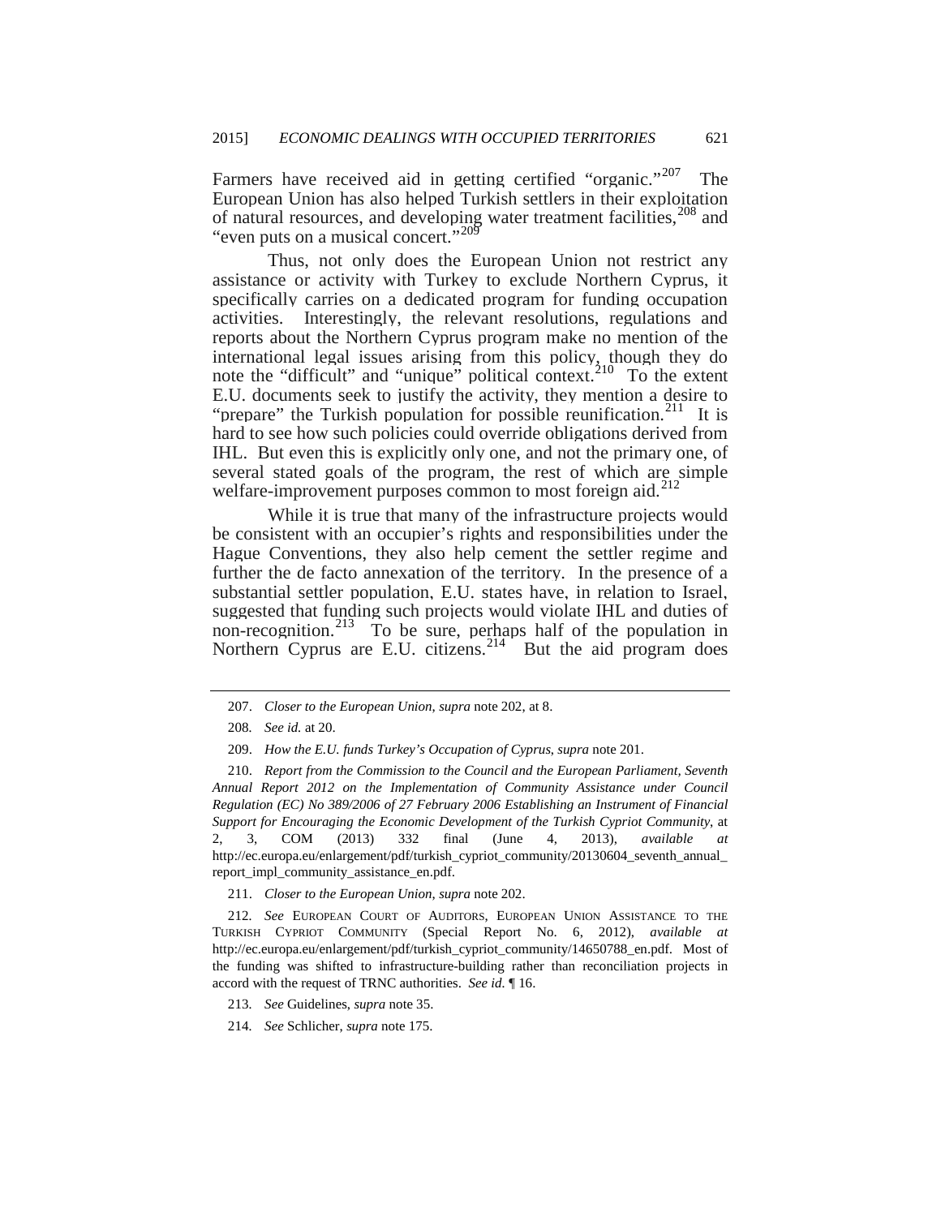Farmers have received aid in getting certified "organic."[207] The European Union has also helped Turkish settlers in their exploitation of natural resources, and developing water treatment facilities,[208] and "even puts on a musical concert."[209]

Thus, not only does the European Union not restrict any assistance or activity with Turkey to exclude Northern Cyprus, it specifically carries on a dedicated program for funding occupation activities. Interestingly, the relevant resolutions, regulations and reports about the Northern Cyprus program make no mention of the international legal issues arising from this policy, though they do note the "difficult" and "unique" political context.[210] To the extent E.U. documents seek to justify the activity, they mention a desire to "prepare" the Turkish population for possible reunification.[211] It is hard to see how such policies could override obligations derived from IHL. But even this is explicitly only one, and not the primary one, of several stated goals of the program, the rest of which are simple welfare-improvement purposes common to most foreign aid.[212]

While it is true that many of the infrastructure projects would be consistent with an occupier's rights and responsibilities under the Hague Conventions, they also help cement the settler regime and further the de facto annexation of the territory. In the presence of a substantial settler population, E.U. states have, in relation to Israel, suggested that funding such projects would violate IHL and duties of non-recognition.[213] To be sure, perhaps half of the population in Northern Cyprus are E.U. citizens.[214] But the aid program does

---

207. *Closer to the European Union*, *supra* note 202, at 8.

208. *See id.* at 20.

209. *How the E.U. funds Turkey's Occupation of Cyprus*, *supra* note 201.

210. *Report from the Commission to the Council and the European Parliament, Seventh Annual Report 2012 on the Implementation of Community Assistance under Council Regulation (EC) No 389/2006 of 27 February 2006 Establishing an Instrument of Financial Support for Encouraging the Economic Development of the Turkish Cypriot Community*, at 2, 3, COM (2013) 332 final (June 4, 2013), *available at* http://ec.europa.eu/enlargement/pdf/turkish_cypriot_community/20130604_seventh_annual_report_impl_community_assistance_en.pdf.

211. *Closer to the European Union*, *supra* note 202.

212. *See* EUROPEAN COURT OF AUDITORS, EUROPEAN UNION ASSISTANCE TO THE TURKISH CYPRIOT COMMUNITY (Special Report No. 6, 2012), *available at* http://ec.europa.eu/enlargement/pdf/turkish_cypriot_community/14650788_en.pdf. Most of the funding was shifted to infrastructure-building rather than reconciliation projects in accord with the request of TRNC authorities. *See id.* ¶ 16.

213. *See* Guidelines, *supra* note 35.

214. *See* Schlicher, *supra* note 175.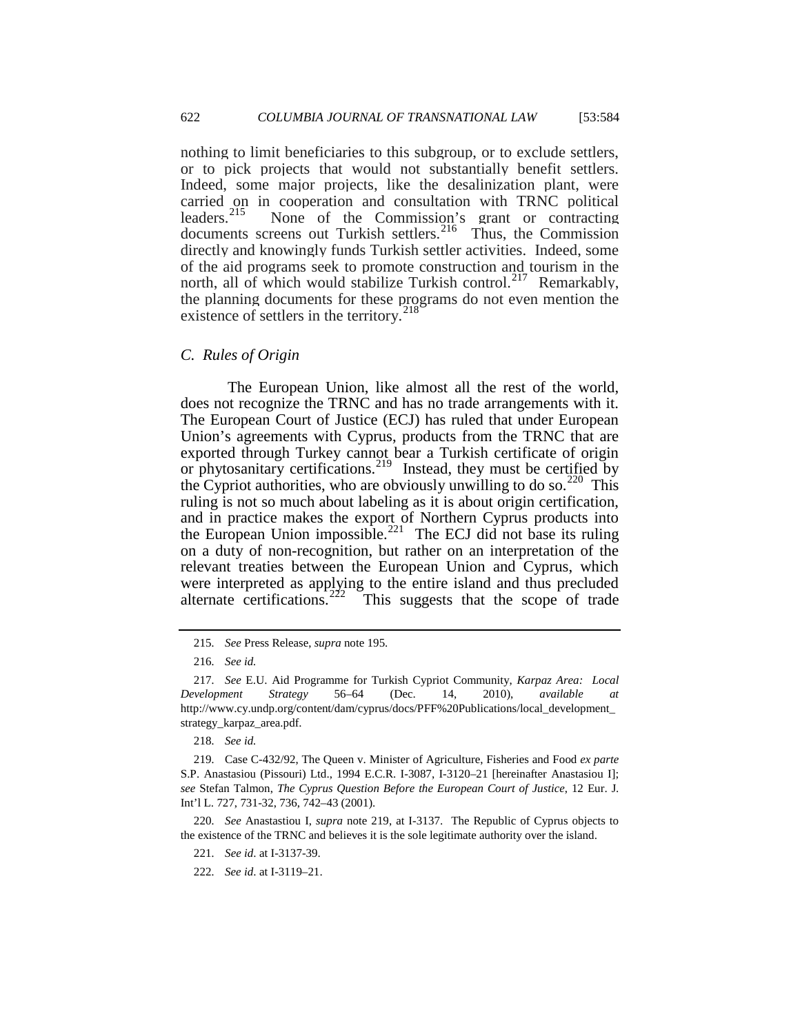nothing to limit beneficiaries to this subgroup, or to exclude settlers, or to pick projects that would not substantially benefit settlers. Indeed, some major projects, like the desalinization plant, were carried on in cooperation and consultation with TRNC political leaders.[215] None of the Commission's grant or contracting documents screens out Turkish settlers.[216] Thus, the Commission directly and knowingly funds Turkish settler activities. Indeed, some of the aid programs seek to promote construction and tourism in the north, all of which would stabilize Turkish control.[217] Remarkably, the planning documents for these programs do not even mention the existence of settlers in the territory.[218]

### *C. Rules of Origin*

The European Union, like almost all the rest of the world, does not recognize the TRNC and has no trade arrangements with it. The European Court of Justice (ECJ) has ruled that under European Union's agreements with Cyprus, products from the TRNC that are exported through Turkey cannot bear a Turkish certificate of origin or phytosanitary certifications.[219] Instead, they must be certified by the Cypriot authorities, who are obviously unwilling to do so.[220] This ruling is not so much about labeling as it is about origin certification, and in practice makes the export of Northern Cyprus products into the European Union impossible.[221] The ECJ did not base its ruling on a duty of non-recognition, but rather on an interpretation of the relevant treaties between the European Union and Cyprus, which were interpreted as applying to the entire island and thus precluded alternate certifications.[222] This suggests that the scope of trade

---

215. *See* Press Release, *supra* note 195.

216. *See id.*

217. *See* E.U. Aid Programme for Turkish Cypriot Community, *Karpaz Area: Local Development Strategy* 56–64 (Dec. 14, 2010), *available at* http://www.cy.undp.org/content/dam/cyprus/docs/PFF%20Publications/local_development_strategy_karpaz_area.pdf.

218. *See id.*

219. Case C-432/92, The Queen v. Minister of Agriculture, Fisheries and Food *ex parte* S.P. Anastasiou (Pissouri) Ltd., 1994 E.C.R. I-3087, I-3120–21 [hereinafter Anastasiou I]; *see* Stefan Talmon, *The Cyprus Question Before the European Court of Justice*, 12 Eur. J. Int'l L. 727, 731-32, 736, 742–43 (2001).

220. *See* Anastastiou I, *supra* note 219, at I-3137. The Republic of Cyprus objects to the existence of the TRNC and believes it is the sole legitimate authority over the island.

221. *See id.* at I-3137-39.

222. *See id.* at I-3119–21.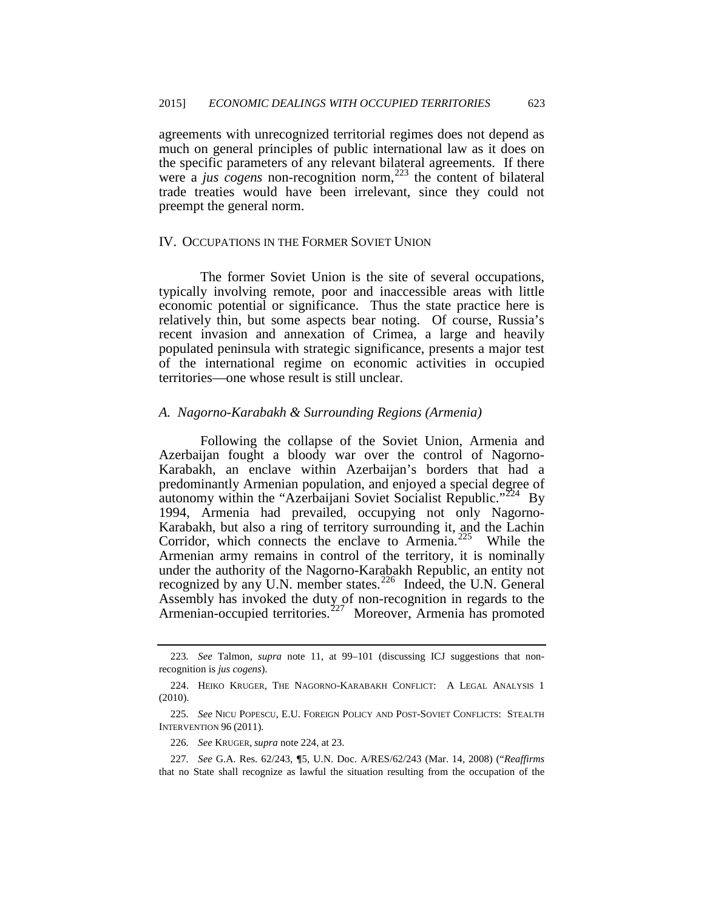agreements with unrecognized territorial regimes does not depend as much on general principles of public international law as it does on the specific parameters of any relevant bilateral agreements. If there were a *jus cogens* non-recognition norm,[223] the content of bilateral trade treaties would have been irrelevant, since they could not preempt the general norm.

## IV. Occupations in the Former Soviet Union

The former Soviet Union is the site of several occupations, typically involving remote, poor and inaccessible areas with little economic potential or significance. Thus the state practice here is relatively thin, but some aspects bear noting. Of course, Russia's recent invasion and annexation of Crimea, a large and heavily populated peninsula with strategic significance, presents a major test of the international regime on economic activities in occupied territories—one whose result is still unclear.

### *A. Nagorno-Karabakh & Surrounding Regions (Armenia)*

Following the collapse of the Soviet Union, Armenia and Azerbaijan fought a bloody war over the control of Nagorno-Karabakh, an enclave within Azerbaijan's borders that had a predominantly Armenian population, and enjoyed a special degree of autonomy within the "Azerbaijani Soviet Socialist Republic."[224] By 1994, Armenia had prevailed, occupying not only Nagorno-Karabakh, but also a ring of territory surrounding it, and the Lachin Corridor, which connects the enclave to Armenia.[225] While the Armenian army remains in control of the territory, it is nominally under the authority of the Nagorno-Karabakh Republic, an entity not recognized by any U.N. member states.[226] Indeed, the U.N. General Assembly has invoked the duty of non-recognition in regards to the Armenian-occupied territories.[227] Moreover, Armenia has promoted

---

223. *See* Talmon, *supra* note 11, at 99–101 (discussing ICJ suggestions that non-recognition is *jus cogens*).

224. HEIKO KRUGER, THE NAGORNO-KARABAKH CONFLICT: A LEGAL ANALYSIS 1 (2010).

225. *See* NICU POPESCU, E.U. FOREIGN POLICY AND POST-SOVIET CONFLICTS: STEALTH INTERVENTION 96 (2011).

226. *See* KRUGER, *supra* note 224, at 23.

227. *See* G.A. Res. 62/243, ¶5, U.N. Doc. A/RES/62/243 (Mar. 14, 2008) ("*Reaffirms* that no State shall recognize as lawful the situation resulting from the occupation of the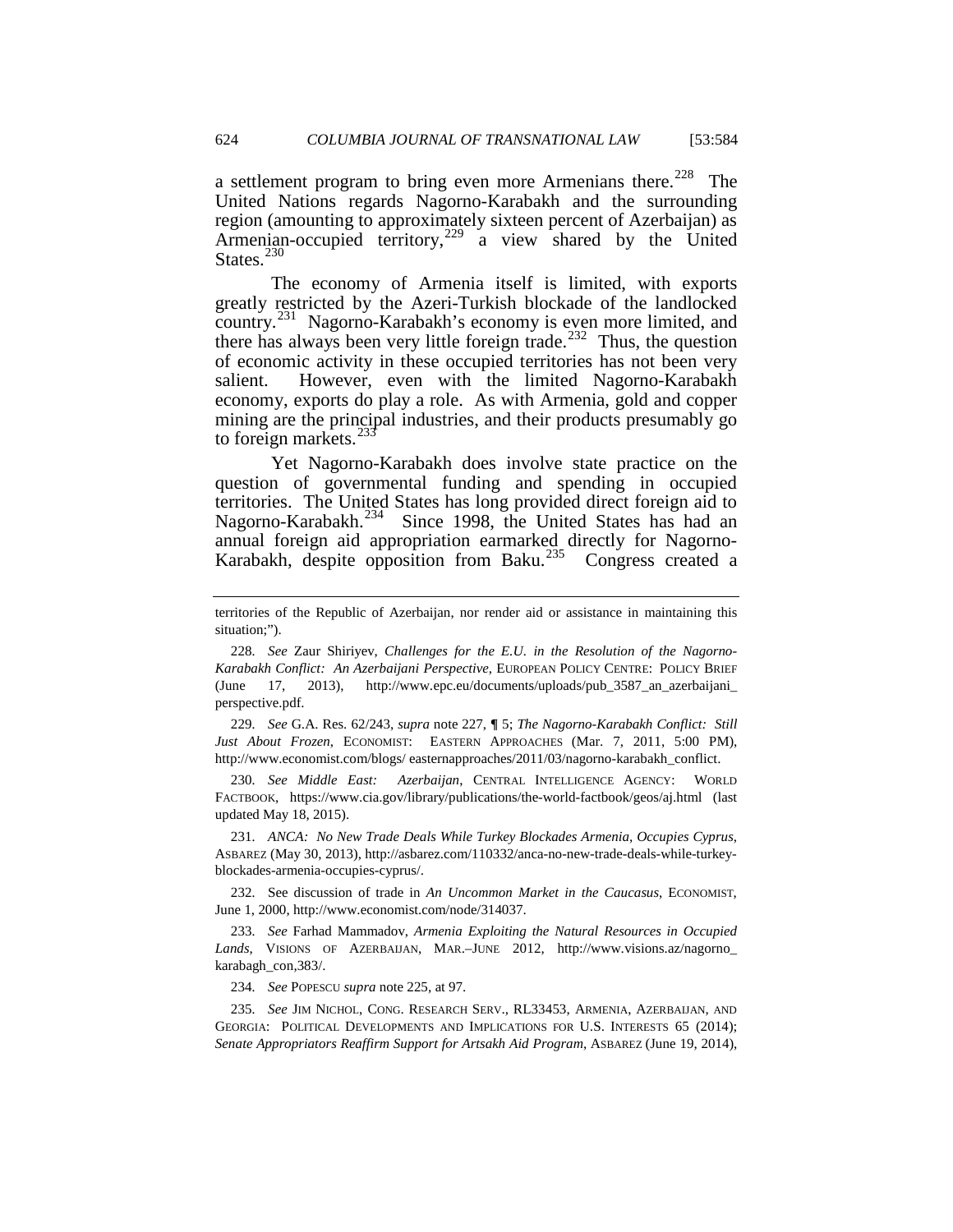a settlement program to bring even more Armenians there.[228] The United Nations regards Nagorno-Karabakh and the surrounding region (amounting to approximately sixteen percent of Azerbaijan) as Armenian-occupied territory,[229] a view shared by the United States.[230]

The economy of Armenia itself is limited, with exports greatly restricted by the Azeri-Turkish blockade of the landlocked country.[231] Nagorno-Karabakh's economy is even more limited, and there has always been very little foreign trade.[232] Thus, the question of economic activity in these occupied territories has not been very salient. However, even with the limited Nagorno-Karabakh economy, exports do play a role. As with Armenia, gold and copper mining are the principal industries, and their products presumably go to foreign markets.[233]

Yet Nagorno-Karabakh does involve state practice on the question of governmental funding and spending in occupied territories. The United States has long provided direct foreign aid to Nagorno-Karabakh.[234] Since 1998, the United States has had an annual foreign aid appropriation earmarked directly for Nagorno-Karabakh, despite opposition from Baku.[235] Congress created a

---

territories of the Republic of Azerbaijan, nor render aid or assistance in maintaining this situation;").

228. *See* Zaur Shiriyev, *Challenges for the E.U. in the Resolution of the Nagorno-Karabakh Conflict: An Azerbaijani Perspective*, EUROPEAN POLICY CENTRE: POLICY BRIEF (June 17, 2013), http://www.epc.eu/documents/uploads/pub_3587_an_azerbaijani_perspective.pdf.

229. *See* G.A. Res. 62/243, *supra* note 227, ¶ 5; *The Nagorno-Karabakh Conflict: Still Just About Frozen*, ECONOMIST: EASTERN APPROACHES (Mar. 7, 2011, 5:00 PM), http://www.economist.com/blogs/ easternapproaches/2011/03/nagorno-karabakh_conflict.

230. *See Middle East: Azerbaijan*, CENTRAL INTELLIGENCE AGENCY: WORLD FACTBOOK, https://www.cia.gov/library/publications/the-world-factbook/geos/aj.html (last updated May 18, 2015).

231. *ANCA: No New Trade Deals While Turkey Blockades Armenia, Occupies Cyprus*, ASBAREZ (May 30, 2013), http://asbarez.com/110332/anca-no-new-trade-deals-while-turkey-blockades-armenia-occupies-cyprus/.

232. See discussion of trade in *An Uncommon Market in the Caucasus*, ECONOMIST, June 1, 2000, http://www.economist.com/node/314037.

233. *See* Farhad Mammadov, *Armenia Exploiting the Natural Resources in Occupied Lands*, VISIONS OF AZERBAIJAN, MAR.–JUNE 2012, http://www.visions.az/nagorno_karabagh_con,383/.

234. *See* POPESCU *supra* note 225, at 97.

235. *See* JIM NICHOL, CONG. RESEARCH SERV., RL33453, ARMENIA, AZERBAIJAN, AND GEORGIA: POLITICAL DEVELOPMENTS AND IMPLICATIONS FOR U.S. INTERESTS 65 (2014); *Senate Appropriators Reaffirm Support for Artsakh Aid Program*, ASBAREZ (June 19, 2014),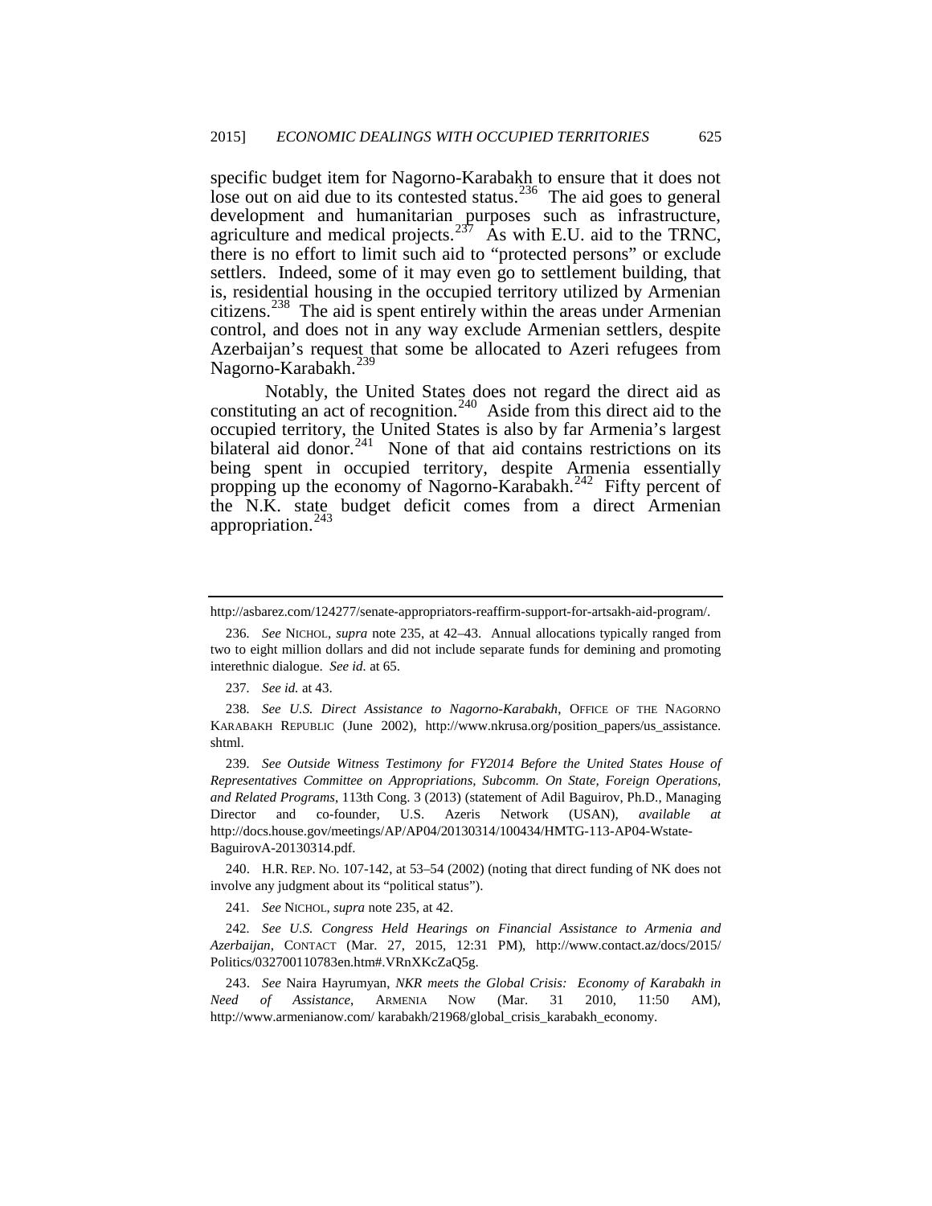specific budget item for Nagorno-Karabakh to ensure that it does not lose out on aid due to its contested status.[236] The aid goes to general development and humanitarian purposes such as infrastructure, agriculture and medical projects.[237] As with E.U. aid to the TRNC, there is no effort to limit such aid to "protected persons" or exclude settlers. Indeed, some of it may even go to settlement building, that is, residential housing in the occupied territory utilized by Armenian citizens.[238] The aid is spent entirely within the areas under Armenian control, and does not in any way exclude Armenian settlers, despite Azerbaijan's request that some be allocated to Azeri refugees from Nagorno-Karabakh.[239]

Notably, the United States does not regard the direct aid as constituting an act of recognition.[240] Aside from this direct aid to the occupied territory, the United States is also by far Armenia's largest bilateral aid donor.[241] None of that aid contains restrictions on its being spent in occupied territory, despite Armenia essentially propping up the economy of Nagorno-Karabakh.[242] Fifty percent of the N.K. state budget deficit comes from a direct Armenian appropriation.[243]

---

http://asbarez.com/124277/senate-appropriators-reaffirm-support-for-artsakh-aid-program/.

236. *See* NICHOL, *supra* note 235, at 42–43. Annual allocations typically ranged from two to eight million dollars and did not include separate funds for demining and promoting interethnic dialogue. *See id.* at 65.

237. *See id.* at 43.

238. *See U.S. Direct Assistance to Nagorno-Karabakh*, OFFICE OF THE NAGORNO KARABAKH REPUBLIC (June 2002), http://www.nkrusa.org/position_papers/us_assistance.shtml.

239. *See Outside Witness Testimony for FY2014 Before the United States House of Representatives Committee on Appropriations, Subcomm. On State, Foreign Operations, and Related Programs*, 113th Cong. 3 (2013) (statement of Adil Baguirov, Ph.D., Managing Director and co-founder, U.S. Azeris Network (USAN), *available at* http://docs.house.gov/meetings/AP/AP04/20130314/100434/HMTG-113-AP04-Wstate-BaguirovA-20130314.pdf.

240. H.R. REP. NO. 107-142, at 53–54 (2002) (noting that direct funding of NK does not involve any judgment about its "political status").

241. *See* NICHOL, *supra* note 235, at 42.

242. *See U.S. Congress Held Hearings on Financial Assistance to Armenia and Azerbaijan*, CONTACT (Mar. 27, 2015, 12:31 PM), http://www.contact.az/docs/2015/Politics/032700110783en.htm#.VRnXKcZaQ5g.

243. *See* Naira Hayrumyan, *NKR meets the Global Crisis: Economy of Karabakh in Need of Assistance*, ARMENIA NOW (Mar. 31 2010, 11:50 AM), http://www.armenianow.com/ karabakh/21968/global_crisis_karabakh_economy.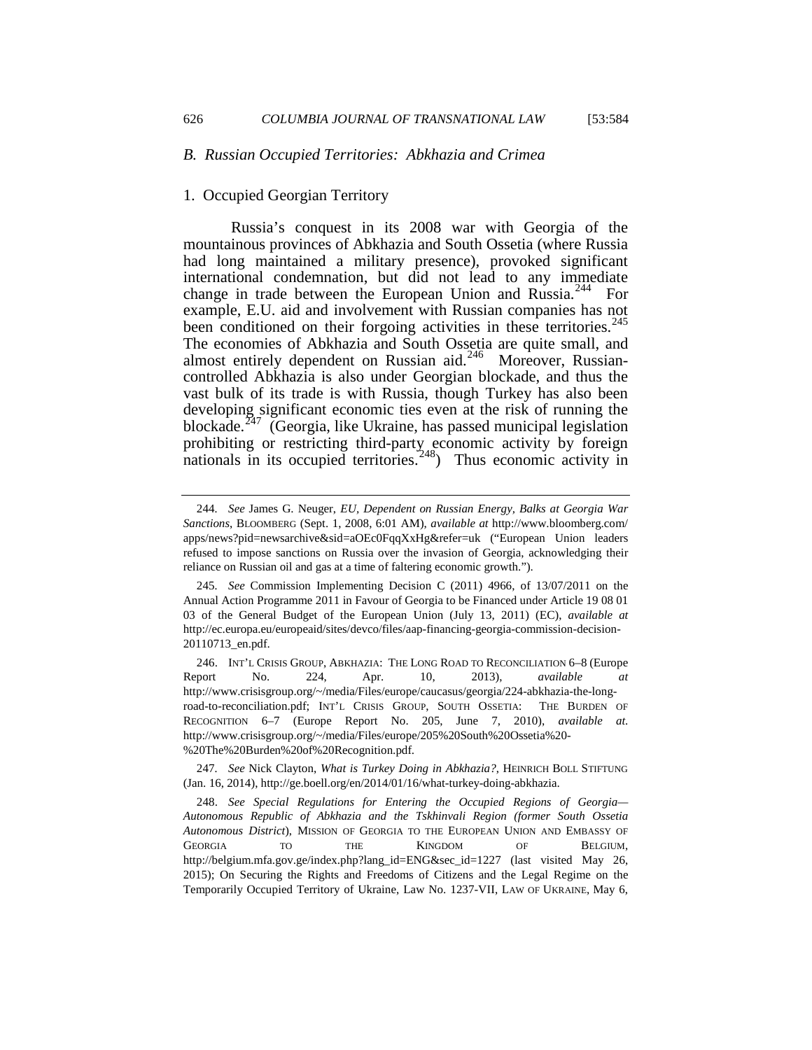### *B. Russian Occupied Territories: Abkhazia and Crimea*

#### 1. Occupied Georgian Territory

Russia's conquest in its 2008 war with Georgia of the mountainous provinces of Abkhazia and South Ossetia (where Russia had long maintained a military presence), provoked significant international condemnation, but did not lead to any immediate change in trade between the European Union and Russia.[244] For example, E.U. aid and involvement with Russian companies has not been conditioned on their forgoing activities in these territories.[245] The economies of Abkhazia and South Ossetia are quite small, and almost entirely dependent on Russian aid.[246] Moreover, Russian-controlled Abkhazia is also under Georgian blockade, and thus the vast bulk of its trade is with Russia, though Turkey has also been developing significant economic ties even at the risk of running the blockade.[247] (Georgia, like Ukraine, has passed municipal legislation prohibiting or restricting third-party economic activity by foreign nationals in its occupied territories.[248]) Thus economic activity in

---

244. *See* James G. Neuger, *EU, Dependent on Russian Energy, Balks at Georgia War Sanctions*, BLOOMBERG (Sept. 1, 2008, 6:01 AM), *available at* http://www.bloomberg.com/apps/news?pid=newsarchive&sid=aOEc0FqqXxHg&refer=uk ("European Union leaders refused to impose sanctions on Russia over the invasion of Georgia, acknowledging their reliance on Russian oil and gas at a time of faltering economic growth.").

245. *See* Commission Implementing Decision C (2011) 4966, of 13/07/2011 on the Annual Action Programme 2011 in Favour of Georgia to be Financed under Article 19 08 01 03 of the General Budget of the European Union (July 13, 2011) (EC), *available at* http://ec.europa.eu/europeaid/sites/devco/files/aap-financing-georgia-commission-decision-20110713_en.pdf.

246. INT'L CRISIS GROUP, ABKHAZIA: THE LONG ROAD TO RECONCILIATION 6–8 (Europe Report No. 224, Apr. 10, 2013), *available at* http://www.crisisgroup.org/~/media/Files/europe/caucasus/georgia/224-abkhazia-the-long-road-to-reconciliation.pdf; INT'L CRISIS GROUP, SOUTH OSSETIA: THE BURDEN OF RECOGNITION 6–7 (Europe Report No. 205, June 7, 2010), *available at.* http://www.crisisgroup.org/~/media/Files/europe/205%20South%20Ossetia%20-%20The%20Burden%20of%20Recognition.pdf.

247. *See* Nick Clayton, *What is Turkey Doing in Abkhazia?*, HEINRICH BOLL STIFTUNG (Jan. 16, 2014), http://ge.boell.org/en/2014/01/16/what-turkey-doing-abkhazia.

248. *See Special Regulations for Entering the Occupied Regions of Georgia—Autonomous Republic of Abkhazia and the Tskhinvali Region (former South Ossetia Autonomous District)*, MISSION OF GEORGIA TO THE EUROPEAN UNION AND EMBASSY OF GEORGIA TO THE KINGDOM OF BELGIUM, http://belgium.mfa.gov.ge/index.php?lang_id=ENG&sec_id=1227 (last visited May 26, 2015); On Securing the Rights and Freedoms of Citizens and the Legal Regime on the Temporarily Occupied Territory of Ukraine, Law No. 1237-VII, LAW OF UKRAINE, May 6,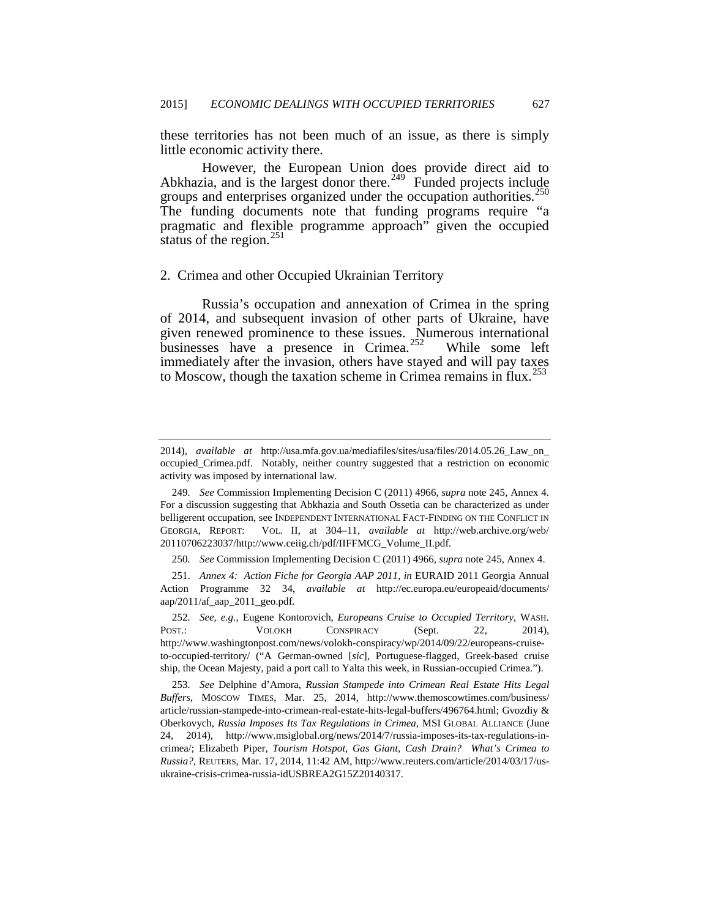these territories has not been much of an issue, as there is simply little economic activity there.

However, the European Union does provide direct aid to Abkhazia, and is the largest donor there.[249] Funded projects include groups and enterprises organized under the occupation authorities.[250] The funding documents note that funding programs require "a pragmatic and flexible programme approach" given the occupied status of the region.[251]

## 2. Crimea and other Occupied Ukrainian Territory

Russia's occupation and annexation of Crimea in the spring of 2014, and subsequent invasion of other parts of Ukraine, have given renewed prominence to these issues. Numerous international businesses have a presence in Crimea.[252] While some left immediately after the invasion, others have stayed and will pay taxes to Moscow, though the taxation scheme in Crimea remains in flux.[253]

---

2014), *available at* http://usa.mfa.gov.ua/mediafiles/sites/usa/files/2014.05.26_Law_on_occupied_Crimea.pdf. Notably, neither country suggested that a restriction on economic activity was imposed by international law.

249. *See* Commission Implementing Decision C (2011) 4966, *supra* note 245, Annex 4. For a discussion suggesting that Abkhazia and South Ossetia can be characterized as under belligerent occupation, see INDEPENDENT INTERNATIONAL FACT-FINDING ON THE CONFLICT IN GEORGIA, REPORT: VOL. II, at 304–11, *available at* http://web.archive.org/web/20110706223037/http://www.ceiig.ch/pdf/IIFFMCG_Volume_II.pdf.

250. *See* Commission Implementing Decision C (2011) 4966, *supra* note 245, Annex 4.

251. *Annex 4: Action Fiche for Georgia AAP 2011*, *in* EURAID 2011 Georgia Annual Action Programme 32 34, *available at* http://ec.europa.eu/europeaid/documents/aap/2011/af_aap_2011_geo.pdf.

252. *See, e.g.*, Eugene Kontorovich, *Europeans Cruise to Occupied Territory*, WASH. POST.: VOLOKH CONSPIRACY (Sept. 22, 2014), http://www.washingtonpost.com/news/volokh-conspiracy/wp/2014/09/22/europeans-cruise-to-occupied-territory/ ("A German-owned [*sic*], Portuguese-flagged, Greek-based cruise ship, the Ocean Majesty, paid a port call to Yalta this week, in Russian-occupied Crimea.").

253. *See* Delphine d'Amora, *Russian Stampede into Crimean Real Estate Hits Legal Buffers*, MOSCOW TIMES, Mar. 25, 2014, http://www.themoscowtimes.com/business/article/russian-stampede-into-crimean-real-estate-hits-legal-buffers/496764.html; Gvozdiy & Oberkovych, *Russia Imposes Its Tax Regulations in Crimea*, MSI GLOBAL ALLIANCE (June 24, 2014), http://www.msiglobal.org/news/2014/7/russia-imposes-its-tax-regulations-in-crimea/; Elizabeth Piper, *Tourism Hotspot, Gas Giant, Cash Drain? What's Crimea to Russia?*, REUTERS, Mar. 17, 2014, 11:42 AM, http://www.reuters.com/article/2014/03/17/us-ukraine-crisis-crimea-russia-idUSBREA2G15Z20140317.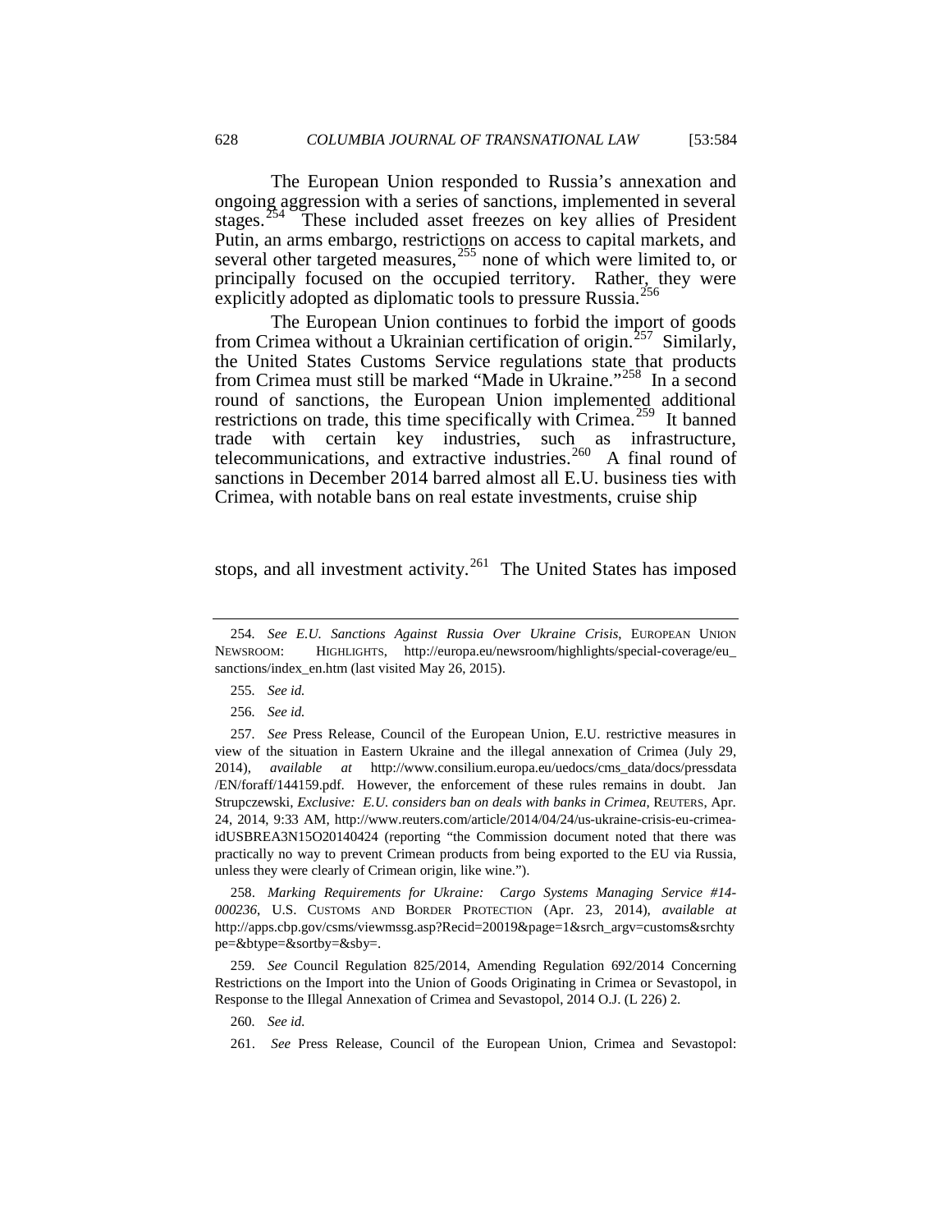The European Union responded to Russia's annexation and ongoing aggression with a series of sanctions, implemented in several stages.[254] These included asset freezes on key allies of President Putin, an arms embargo, restrictions on access to capital markets, and several other targeted measures,[255] none of which were limited to, or principally focused on the occupied territory. Rather, they were explicitly adopted as diplomatic tools to pressure Russia.[256]

The European Union continues to forbid the import of goods from Crimea without a Ukrainian certification of origin.[257] Similarly, the United States Customs Service regulations state that products from Crimea must still be marked "Made in Ukraine."[258] In a second round of sanctions, the European Union implemented additional restrictions on trade, this time specifically with Crimea.[259] It banned trade with certain key industries, such as infrastructure, telecommunications, and extractive industries.[260] A final round of sanctions in December 2014 barred almost all E.U. business ties with Crimea, with notable bans on real estate investments, cruise ship stops, and all investment activity.[261] The United States has imposed

---

254. *See E.U. Sanctions Against Russia Over Ukraine Crisis*, EUROPEAN UNION NEWSROOM: HIGHLIGHTS, http://europa.eu/newsroom/highlights/special-coverage/eu_sanctions/index_en.htm (last visited May 26, 2015).

255. *See id.*

256. *See id.*

257. *See* Press Release, Council of the European Union, E.U. restrictive measures in view of the situation in Eastern Ukraine and the illegal annexation of Crimea (July 29, 2014), *available at* http://www.consilium.europa.eu/uedocs/cms_data/docs/pressdata/EN/foraff/144159.pdf. However, the enforcement of these rules remains in doubt. Jan Strupczewski, *Exclusive: E.U. considers ban on deals with banks in Crimea*, REUTERS, Apr. 24, 2014, 9:33 AM, http://www.reuters.com/article/2014/04/24/us-ukraine-crisis-eu-crimea-idUSBREA3N15O20140424 (reporting "the Commission document noted that there was practically no way to prevent Crimean products from being exported to the EU via Russia, unless they were clearly of Crimean origin, like wine.").

258. *Marking Requirements for Ukraine: Cargo Systems Managing Service #14-000236*, U.S. CUSTOMS AND BORDER PROTECTION (Apr. 23, 2014), *available at* http://apps.cbp.gov/csms/viewmssg.asp?Recid=20019&page=1&srch_argv=customs&srchtype=&btype=&sortby=&sby=.

259. *See* Council Regulation 825/2014, Amending Regulation 692/2014 Concerning Restrictions on the Import into the Union of Goods Originating in Crimea or Sevastopol, in Response to the Illegal Annexation of Crimea and Sevastopol, 2014 O.J. (L 226) 2.

260. *See id.*

261. *See* Press Release, Council of the European Union, Crimea and Sevastopol: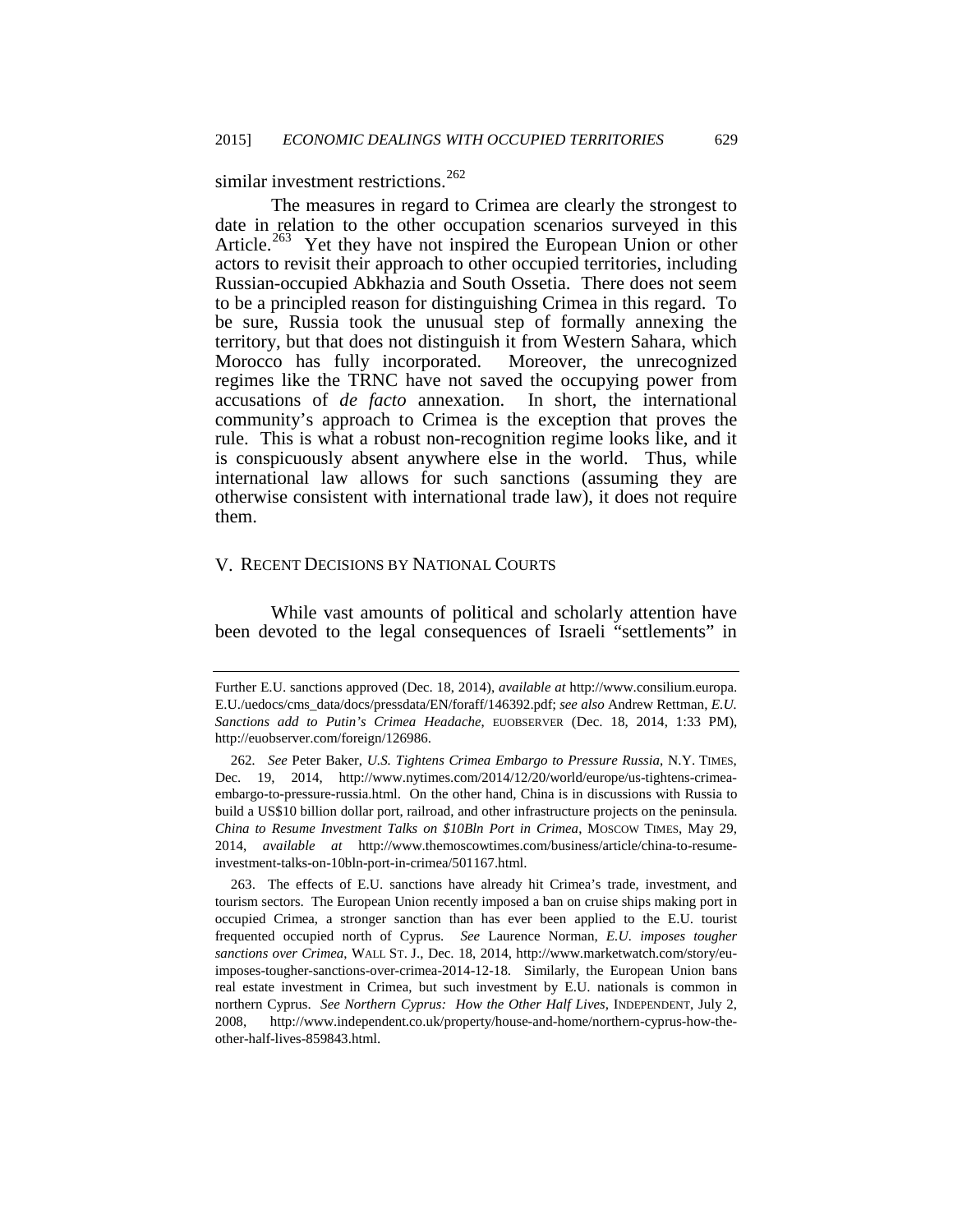similar investment restrictions.[262]

The measures in regard to Crimea are clearly the strongest to date in relation to the other occupation scenarios surveyed in this Article.[263] Yet they have not inspired the European Union or other actors to revisit their approach to other occupied territories, including Russian-occupied Abkhazia and South Ossetia. There does not seem to be a principled reason for distinguishing Crimea in this regard. To be sure, Russia took the unusual step of formally annexing the territory, but that does not distinguish it from Western Sahara, which Morocco has fully incorporated. Moreover, the unrecognized regimes like the TRNC have not saved the occupying power from accusations of *de facto* annexation. In short, the international community's approach to Crimea is the exception that proves the rule. This is what a robust non-recognition regime looks like, and it is conspicuously absent anywhere else in the world. Thus, while international law allows for such sanctions (assuming they are otherwise consistent with international trade law), it does not require them.

## V. RECENT DECISIONS BY NATIONAL COURTS

While vast amounts of political and scholarly attention have been devoted to the legal consequences of Israeli "settlements" in

---

Further E.U. sanctions approved (Dec. 18, 2014), *available at* http://www.consilium.europa.E.U./uedocs/cms_data/docs/pressdata/EN/foraff/146392.pdf; *see also* Andrew Rettman, *E.U. Sanctions add to Putin's Crimea Headache*, EUOBSERVER (Dec. 18, 2014, 1:33 PM), http://euobserver.com/foreign/126986.

262. *See* Peter Baker, *U.S. Tightens Crimea Embargo to Pressure Russia*, N.Y. TIMES, Dec. 19, 2014, http://www.nytimes.com/2014/12/20/world/europe/us-tightens-crimea-embargo-to-pressure-russia.html. On the other hand, China is in discussions with Russia to build a US$10 billion dollar port, railroad, and other infrastructure projects on the peninsula. *China to Resume Investment Talks on $10Bln Port in Crimea*, MOSCOW TIMES, May 29, 2014, *available at* http://www.themoscowtimes.com/business/article/china-to-resume-investment-talks-on-10bln-port-in-crimea/501167.html.

263. The effects of E.U. sanctions have already hit Crimea's trade, investment, and tourism sectors. The European Union recently imposed a ban on cruise ships making port in occupied Crimea, a stronger sanction than has ever been applied to the E.U. tourist frequented occupied north of Cyprus. *See* Laurence Norman, *E.U. imposes tougher sanctions over Crimea*, WALL ST. J., Dec. 18, 2014, http://www.marketwatch.com/story/eu-imposes-tougher-sanctions-over-crimea-2014-12-18. Similarly, the European Union bans real estate investment in Crimea, but such investment by E.U. nationals is common in northern Cyprus. *See Northern Cyprus: How the Other Half Lives*, INDEPENDENT, July 2, 2008, http://www.independent.co.uk/property/house-and-home/northern-cyprus-how-the-other-half-lives-859843.html.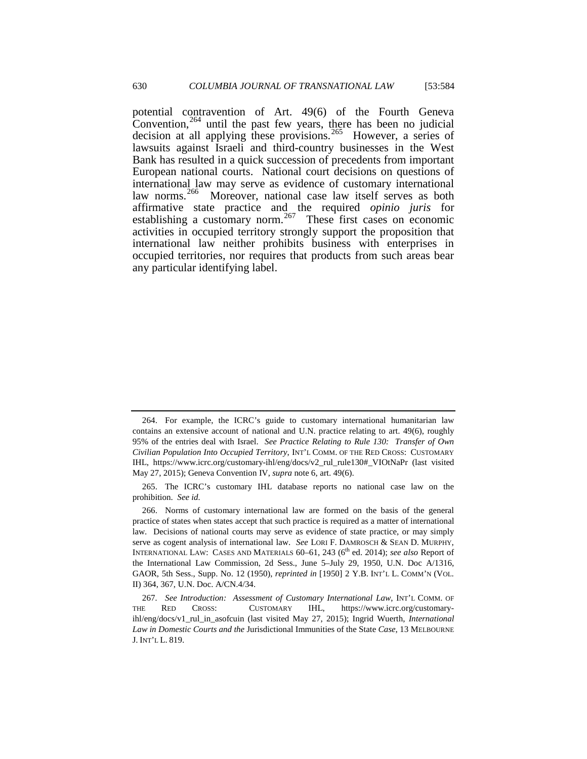potential contravention of Art. 49(6) of the Fourth Geneva Convention,[264] until the past few years, there has been no judicial decision at all applying these provisions.[265] However, a series of lawsuits against Israeli and third-country businesses in the West Bank has resulted in a quick succession of precedents from important European national courts. National court decisions on questions of international law may serve as evidence of customary international law norms.[266] Moreover, national case law itself serves as both affirmative state practice and the required *opinio juris* for establishing a customary norm.[267] These first cases on economic activities in occupied territory strongly support the proposition that international law neither prohibits business with enterprises in occupied territories, nor requires that products from such areas bear any particular identifying label.

---

264. For example, the ICRC's guide to customary international humanitarian law contains an extensive account of national and U.N. practice relating to art. 49(6), roughly 95% of the entries deal with Israel. *See Practice Relating to Rule 130: Transfer of Own Civilian Population Into Occupied Territory*, INT'L COMM. OF THE RED CROSS: CUSTOMARY IHL, https://www.icrc.org/customary-ihl/eng/docs/v2_rul_rule130#_VIOtNaPr (last visited May 27, 2015); Geneva Convention IV, *supra* note 6, art. 49(6).

265. The ICRC's customary IHL database reports no national case law on the prohibition. *See id.*

266. Norms of customary international law are formed on the basis of the general practice of states when states accept that such practice is required as a matter of international law. Decisions of national courts may serve as evidence of state practice, or may simply serve as cogent analysis of international law. *See* LORI F. DAMROSCH & SEAN D. MURPHY, INTERNATIONAL LAW: CASES AND MATERIALS 60–61, 243 (6th ed. 2014); *see also* Report of the International Law Commission, 2d Sess., June 5–July 29, 1950, U.N. Doc A/1316, GAOR, 5th Sess., Supp. No. 12 (1950), *reprinted in* [1950] 2 Y.B. INT'L L. COMM'N (VOL. II) 364, 367, U.N. Doc. A/CN.4/34.

267. *See Introduction: Assessment of Customary International Law*, INT'L COMM. OF THE RED CROSS: CUSTOMARY IHL, https://www.icrc.org/customary-ihl/eng/docs/v1_rul_in_asofcuin (last visited May 27, 2015); Ingrid Wuerth, *International Law in Domestic Courts and the* Jurisdictional Immunities of the State *Case*, 13 MELBOURNE J. INT'L L. 819.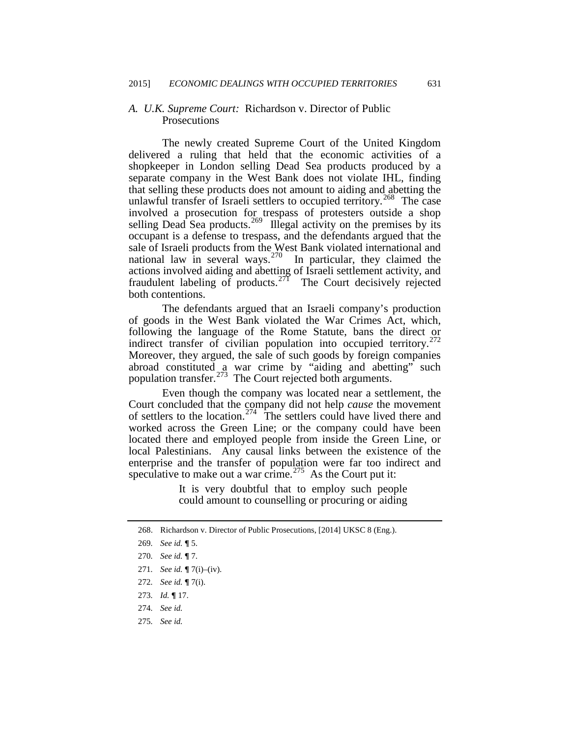### A. U.K. Supreme Court: Richardson v. Director of Public Prosecutions

The newly created Supreme Court of the United Kingdom delivered a ruling that held that the economic activities of a shopkeeper in London selling Dead Sea products produced by a separate company in the West Bank does not violate IHL, finding that selling these products does not amount to aiding and abetting the unlawful transfer of Israeli settlers to occupied territory.[268] The case involved a prosecution for trespass of protesters outside a shop selling Dead Sea products.[269] Illegal activity on the premises by its occupant is a defense to trespass, and the defendants argued that the sale of Israeli products from the West Bank violated international and national law in several ways.[270] In particular, they claimed the actions involved aiding and abetting of Israeli settlement activity, and fraudulent labeling of products.[271] The Court decisively rejected both contentions.

The defendants argued that an Israeli company's production of goods in the West Bank violated the War Crimes Act, which, following the language of the Rome Statute, bans the direct or indirect transfer of civilian population into occupied territory.[272] Moreover, they argued, the sale of such goods by foreign companies abroad constituted a war crime by "aiding and abetting" such population transfer.[273] The Court rejected both arguments.

Even though the company was located near a settlement, the Court concluded that the company did not help *cause* the movement of settlers to the location.[274] The settlers could have lived there and worked across the Green Line; or the company could have been located there and employed people from inside the Green Line, or local Palestinians. Any causal links between the existence of the enterprise and the transfer of population were far too indirect and speculative to make out a war crime.[275] As the Court put it:

> It is very doubtful that to employ such people could amount to counselling or procuring or aiding

---

268. Richardson v. Director of Public Prosecutions, [2014] UKSC 8 (Eng.).

269. *See id.* ¶ 5.

270. *See id.* ¶ 7.

271. *See id.* ¶ 7(i)–(iv).

272. *See id.* ¶ 7(i).

273. *Id.* ¶ 17.

274. *See id.*

275. *See id.*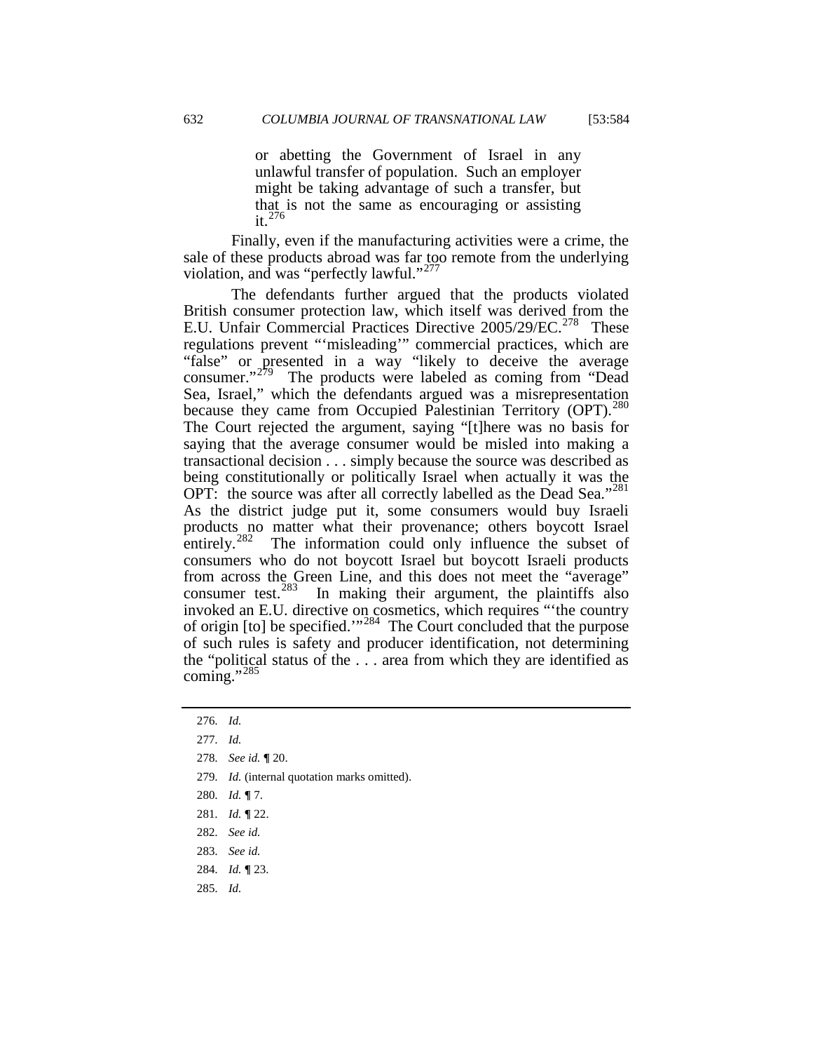> or abetting the Government of Israel in any unlawful transfer of population. Such an employer might be taking advantage of such a transfer, but that is not the same as encouraging or assisting it.[276]

Finally, even if the manufacturing activities were a crime, the sale of these products abroad was far too remote from the underlying violation, and was "perfectly lawful."[277]

The defendants further argued that the products violated British consumer protection law, which itself was derived from the E.U. Unfair Commercial Practices Directive 2005/29/EC.[278] These regulations prevent "'misleading'" commercial practices, which are "false" or presented in a way "likely to deceive the average consumer."[279] The products were labeled as coming from "Dead Sea, Israel," which the defendants argued was a misrepresentation because they came from Occupied Palestinian Territory (OPT).[280] The Court rejected the argument, saying "[t]here was no basis for saying that the average consumer would be misled into making a transactional decision . . . simply because the source was described as being constitutionally or politically Israel when actually it was the OPT: the source was after all correctly labelled as the Dead Sea."[281] As the district judge put it, some consumers would buy Israeli products no matter what their provenance; others boycott Israel entirely.[282] The information could only influence the subset of consumers who do not boycott Israel but boycott Israeli products from across the Green Line, and this does not meet the "average" consumer test.[283] In making their argument, the plaintiffs also invoked an E.U. directive on cosmetics, which requires "'the country of origin [to] be specified.'"[284] The Court concluded that the purpose of such rules is safety and producer identification, not determining the "political status of the . . . area from which they are identified as coming."[285]

---

276. *Id.*

277. *Id.*

278. *See id.* ¶ 20.

279. *Id.* (internal quotation marks omitted).

280. *Id.* ¶ 7.

281. *Id.* ¶ 22.

282. *See id.*

283. *See id.*

284. *Id.* ¶ 23.

285. *Id.*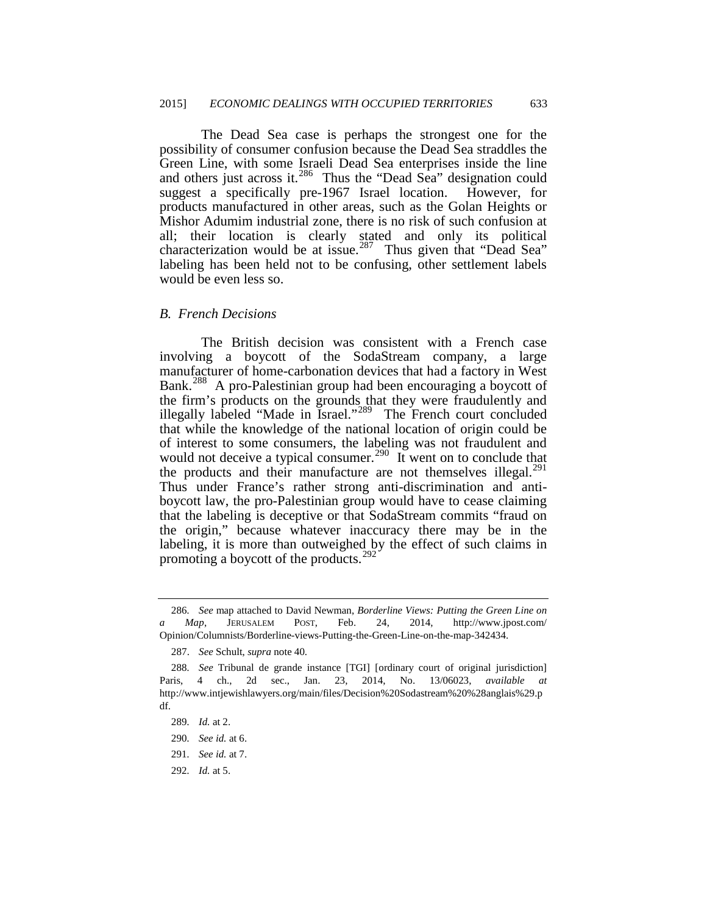The Dead Sea case is perhaps the strongest one for the possibility of consumer confusion because the Dead Sea straddles the Green Line, with some Israeli Dead Sea enterprises inside the line and others just across it.[286] Thus the "Dead Sea" designation could suggest a specifically pre-1967 Israel location. However, for products manufactured in other areas, such as the Golan Heights or Mishor Adumim industrial zone, there is no risk of such confusion at all; their location is clearly stated and only its political characterization would be at issue.[287] Thus given that "Dead Sea" labeling has been held not to be confusing, other settlement labels would be even less so.

### *B. French Decisions*

The British decision was consistent with a French case involving a boycott of the SodaStream company, a large manufacturer of home-carbonation devices that had a factory in West Bank.[288] A pro-Palestinian group had been encouraging a boycott of the firm's products on the grounds that they were fraudulently and illegally labeled "Made in Israel."[289] The French court concluded that while the knowledge of the national location of origin could be of interest to some consumers, the labeling was not fraudulent and would not deceive a typical consumer.[290] It went on to conclude that the products and their manufacture are not themselves illegal.[291] Thus under France's rather strong anti-discrimination and anti-boycott law, the pro-Palestinian group would have to cease claiming that the labeling is deceptive or that SodaStream commits "fraud on the origin," because whatever inaccuracy there may be in the labeling, it is more than outweighed by the effect of such claims in promoting a boycott of the products.[292]

---

286. *See* map attached to David Newman, *Borderline Views: Putting the Green Line on a Map*, JERUSALEM POST, Feb. 24, 2014, http://www.jpost.com/Opinion/Columnists/Borderline-views-Putting-the-Green-Line-on-the-map-342434.

287. *See* Schult, *supra* note 40.

288. *See* Tribunal de grande instance [TGI] [ordinary court of original jurisdiction] Paris, 4 ch., 2d sec., Jan. 23, 2014, No. 13/06023, *available at* http://www.intjewishlawyers.org/main/files/Decision%20Sodastream%20%28anglais%29.pdf.

289. *Id.* at 2.

290. *See id.* at 6.

291. *See id.* at 7.

292. *Id.* at 5.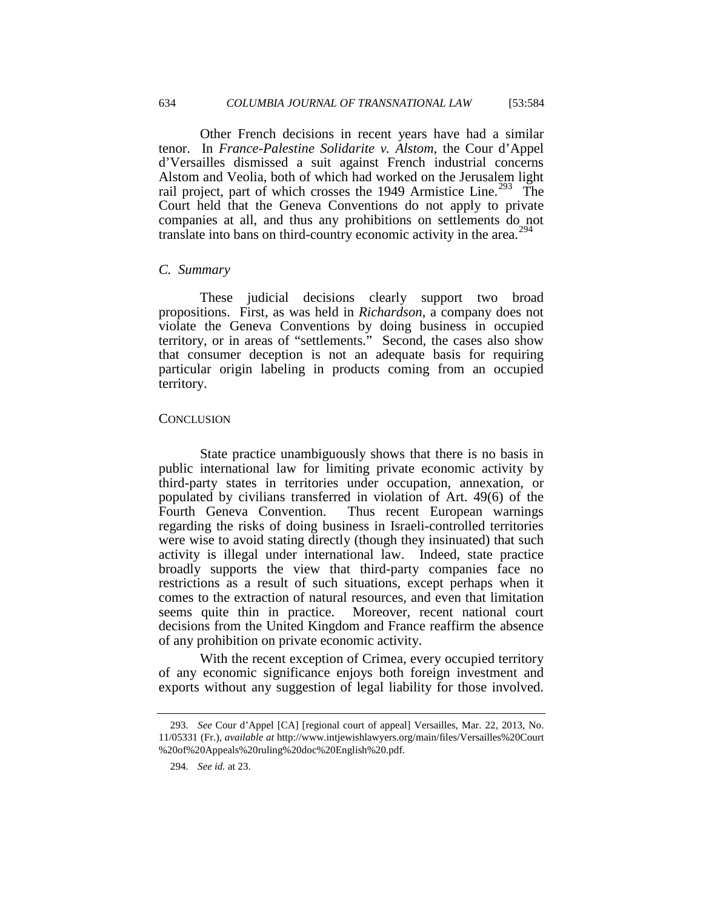Other French decisions in recent years have had a similar tenor. In *France-Palestine Solidarite v. Alstom*, the Cour d'Appel d'Versailles dismissed a suit against French industrial concerns Alstom and Veolia, both of which had worked on the Jerusalem light rail project, part of which crosses the 1949 Armistice Line.[293] The Court held that the Geneva Conventions do not apply to private companies at all, and thus any prohibitions on settlements do not translate into bans on third-country economic activity in the area.[294]

### *C. Summary*

These judicial decisions clearly support two broad propositions. First, as was held in *Richardson*, a company does not violate the Geneva Conventions by doing business in occupied territory, or in areas of "settlements." Second, the cases also show that consumer deception is not an adequate basis for requiring particular origin labeling in products coming from an occupied territory.

## CONCLUSION

State practice unambiguously shows that there is no basis in public international law for limiting private economic activity by third-party states in territories under occupation, annexation, or populated by civilians transferred in violation of Art. 49(6) of the Fourth Geneva Convention. Thus recent European warnings regarding the risks of doing business in Israeli-controlled territories were wise to avoid stating directly (though they insinuated) that such activity is illegal under international law. Indeed, state practice broadly supports the view that third-party companies face no restrictions as a result of such situations, except perhaps when it comes to the extraction of natural resources, and even that limitation seems quite thin in practice. Moreover, recent national court decisions from the United Kingdom and France reaffirm the absence of any prohibition on private economic activity.

With the recent exception of Crimea, every occupied territory of any economic significance enjoys both foreign investment and exports without any suggestion of legal liability for those involved.

---

293. *See* Cour d'Appel [CA] [regional court of appeal] Versailles, Mar. 22, 2013, No. 11/05331 (Fr.), *available at* http://www.intjewishlawyers.org/main/files/Versailles%20Court%20of%20Appeals%20ruling%20doc%20English%20.pdf.

294. *See id.* at 23.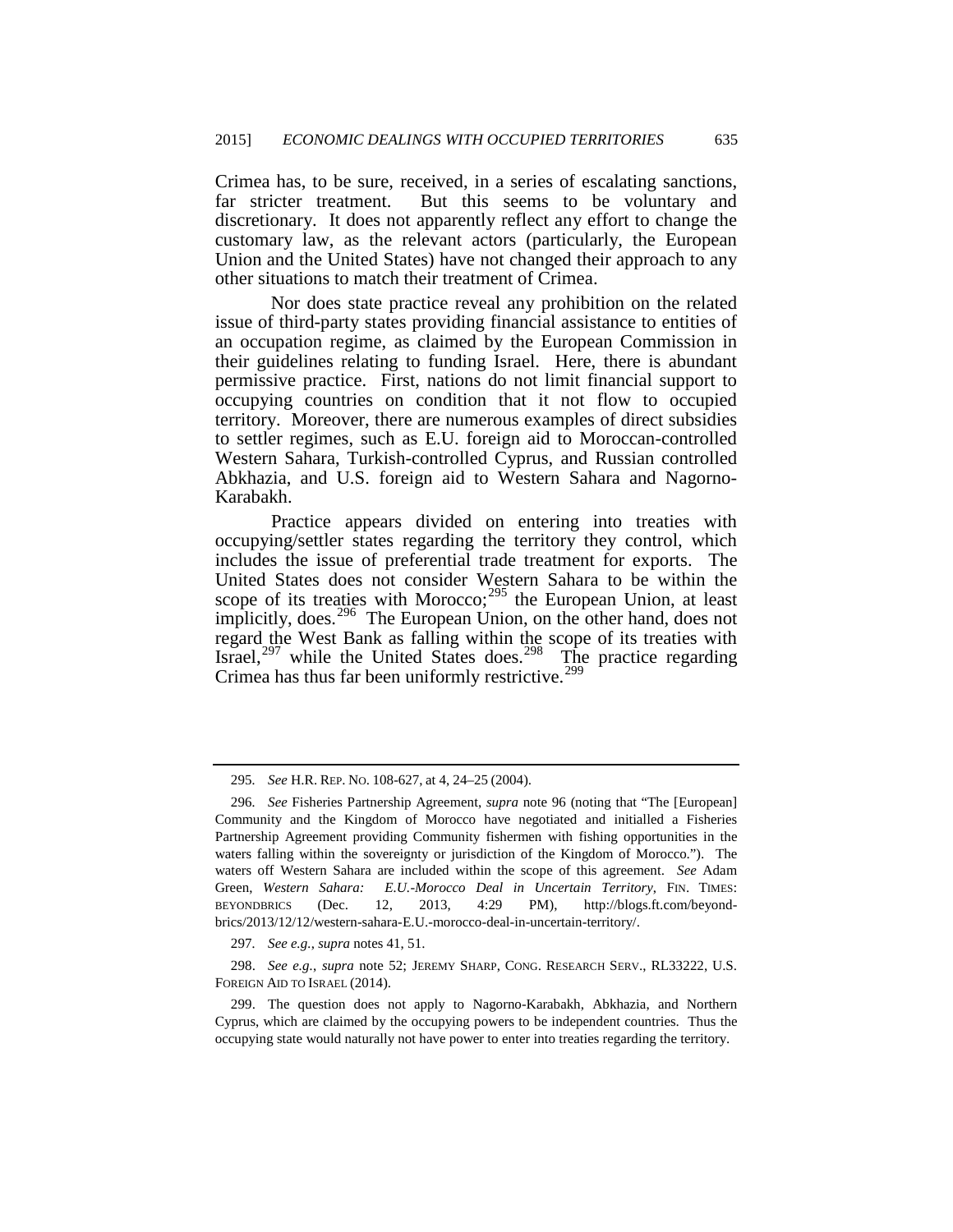Crimea has, to be sure, received, in a series of escalating sanctions, far stricter treatment. But this seems to be voluntary and discretionary. It does not apparently reflect any effort to change the customary law, as the relevant actors (particularly, the European Union and the United States) have not changed their approach to any other situations to match their treatment of Crimea.

Nor does state practice reveal any prohibition on the related issue of third-party states providing financial assistance to entities of an occupation regime, as claimed by the European Commission in their guidelines relating to funding Israel. Here, there is abundant permissive practice. First, nations do not limit financial support to occupying countries on condition that it not flow to occupied territory. Moreover, there are numerous examples of direct subsidies to settler regimes, such as E.U. foreign aid to Moroccan-controlled Western Sahara, Turkish-controlled Cyprus, and Russian controlled Abkhazia, and U.S. foreign aid to Western Sahara and Nagorno-Karabakh.

Practice appears divided on entering into treaties with occupying/settler states regarding the territory they control, which includes the issue of preferential trade treatment for exports. The United States does not consider Western Sahara to be within the scope of its treaties with Morocco;[295] the European Union, at least implicitly, does.[296] The European Union, on the other hand, does not regard the West Bank as falling within the scope of its treaties with Israel,[297] while the United States does.[298] The practice regarding Crimea has thus far been uniformly restrictive.[299]

---

295. *See* H.R. REP. NO. 108-627, at 4, 24–25 (2004).

296. *See* Fisheries Partnership Agreement, *supra* note 96 (noting that "The [European] Community and the Kingdom of Morocco have negotiated and initialled a Fisheries Partnership Agreement providing Community fishermen with fishing opportunities in the waters falling within the sovereignty or jurisdiction of the Kingdom of Morocco."). The waters off Western Sahara are included within the scope of this agreement. *See* Adam Green, *Western Sahara: E.U.-Morocco Deal in Uncertain Territory*, FIN. TIMES: BEYONDBRICS (Dec. 12, 2013, 4:29 PM), http://blogs.ft.com/beyond-brics/2013/12/12/western-sahara-E.U.-morocco-deal-in-uncertain-territory/.

297. *See e.g.*, *supra* notes 41, 51.

298. *See e.g.*, *supra* note 52; JEREMY SHARP, CONG. RESEARCH SERV., RL33222, U.S. FOREIGN AID TO ISRAEL (2014).

299. The question does not apply to Nagorno-Karabakh, Abkhazia, and Northern Cyprus, which are claimed by the occupying powers to be independent countries. Thus the occupying state would naturally not have power to enter into treaties regarding the territory.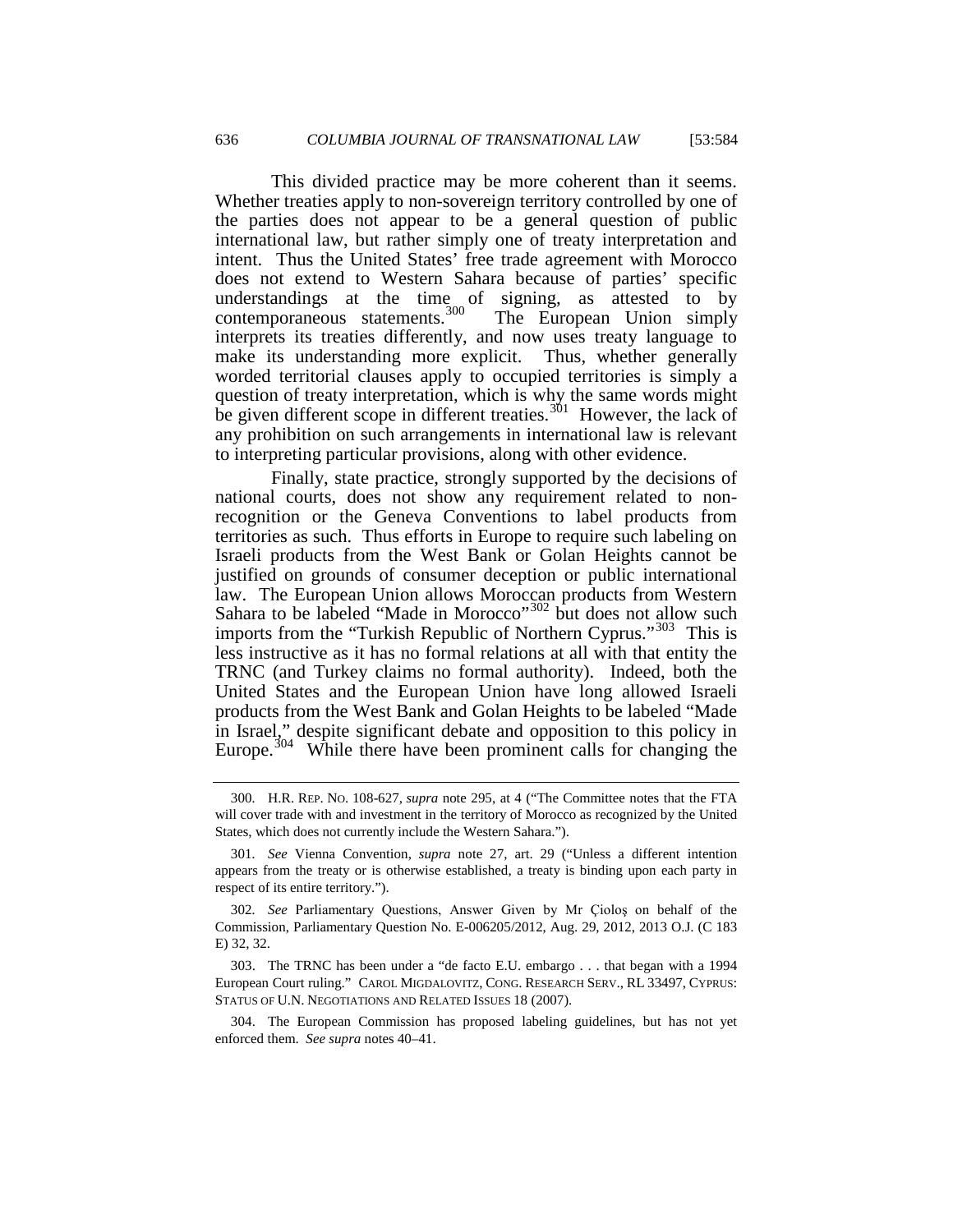This divided practice may be more coherent than it seems. Whether treaties apply to non-sovereign territory controlled by one of the parties does not appear to be a general question of public international law, but rather simply one of treaty interpretation and intent. Thus the United States' free trade agreement with Morocco does not extend to Western Sahara because of parties' specific understandings at the time of signing, as attested to by contemporaneous statements.[300] The European Union simply interprets its treaties differently, and now uses treaty language to make its understanding more explicit. Thus, whether generally worded territorial clauses apply to occupied territories is simply a question of treaty interpretation, which is why the same words might be given different scope in different treaties.[301] However, the lack of any prohibition on such arrangements in international law is relevant to interpreting particular provisions, along with other evidence.

Finally, state practice, strongly supported by the decisions of national courts, does not show any requirement related to non-recognition or the Geneva Conventions to label products from territories as such. Thus efforts in Europe to require such labeling on Israeli products from the West Bank or Golan Heights cannot be justified on grounds of consumer deception or public international law. The European Union allows Moroccan products from Western Sahara to be labeled "Made in Morocco"[302] but does not allow such imports from the "Turkish Republic of Northern Cyprus."[303] This is less instructive as it has no formal relations at all with that entity the TRNC (and Turkey claims no formal authority). Indeed, both the United States and the European Union have long allowed Israeli products from the West Bank and Golan Heights to be labeled "Made in Israel," despite significant debate and opposition to this policy in Europe.[304] While there have been prominent calls for changing the

---

300. H.R. REP. NO. 108-627, *supra* note 295, at 4 ("The Committee notes that the FTA will cover trade with and investment in the territory of Morocco as recognized by the United States, which does not currently include the Western Sahara.").

301. *See* Vienna Convention, *supra* note 27, art. 29 ("Unless a different intention appears from the treaty or is otherwise established, a treaty is binding upon each party in respect of its entire territory.").

302. *See* Parliamentary Questions, Answer Given by Mr Cioloș on behalf of the Commission, Parliamentary Question No. E-006205/2012, Aug. 29, 2012, 2013 O.J. (C 183 E) 32, 32.

303. The TRNC has been under a "de facto E.U. embargo . . . that began with a 1994 European Court ruling." CAROL MIGDALOVITZ, CONG. RESEARCH SERV., RL 33497, CYPRUS: STATUS OF U.N. NEGOTIATIONS AND RELATED ISSUES 18 (2007).

304. The European Commission has proposed labeling guidelines, but has not yet enforced them. *See supra* notes 40–41.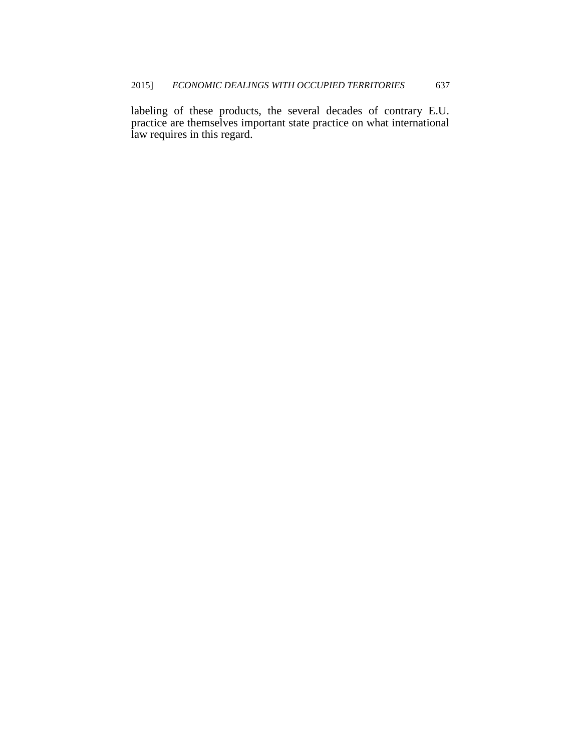labeling of these products, the several decades of contrary E.U. practice are themselves important state practice on what international law requires in this regard.